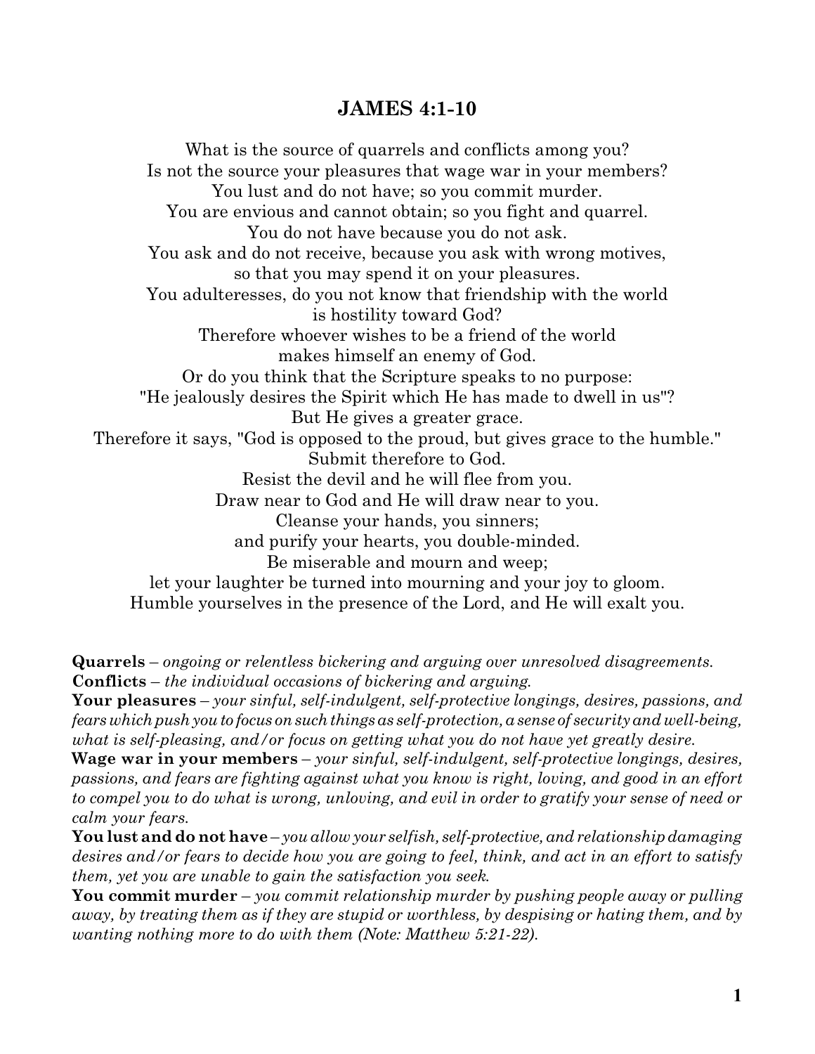# JAMES 4:1-10

What is the source of quarrels and conflicts among you?
Is not the source your pleasures that wage war in your members?
You lust and do not have; so you commit murder.
You are envious and cannot obtain; so you fight and quarrel.
You do not have because you do not ask.
You ask and do not receive, because you ask with wrong motives,
so that you may spend it on your pleasures.
You adulteresses, do you not know that friendship with the world
is hostility toward God?
Therefore whoever wishes to be a friend of the world
makes himself an enemy of God.
Or do you think that the Scripture speaks to no purpose:
"He jealously desires the Spirit which He has made to dwell in us"?
But He gives a greater grace.
Therefore it says, "God is opposed to the proud, but gives grace to the humble."
Submit therefore to God.
Resist the devil and he will flee from you.
Draw near to God and He will draw near to you.
Cleanse your hands, you sinners;
and purify your hearts, you double-minded.
Be miserable and mourn and weep;
let your laughter be turned into mourning and your joy to gloom.
Humble yourselves in the presence of the Lord, and He will exalt you.

**Quarrels** – *ongoing or relentless bickering and arguing over unresolved disagreements.*
**Conflicts** – *the individual occasions of bickering and arguing.*
**Your pleasures** – *your sinful, self-indulgent, self-protective longings, desires, passions, and fears which push you to focus on such things as self-protection, a sense of security and well-being, what is self-pleasing, and/or focus on getting what you do not have yet greatly desire.*
**Wage war in your members** – *your sinful, self-indulgent, self-protective longings, desires, passions, and fears are fighting against what you know is right, loving, and good in an effort to compel you to do what is wrong, unloving, and evil in order to gratify your sense of need or calm your fears.*
**You lust and do not have** – *you allow your selfish, self-protective, and relationship damaging desires and/or fears to decide how you are going to feel, think, and act in an effort to satisfy them, yet you are unable to gain the satisfaction you seek.*
**You commit murder** – *you commit relationship murder by pushing people away or pulling away, by treating them as if they are stupid or worthless, by despising or hating them, and by wanting nothing more to do with them (Note: Matthew 5:21-22).*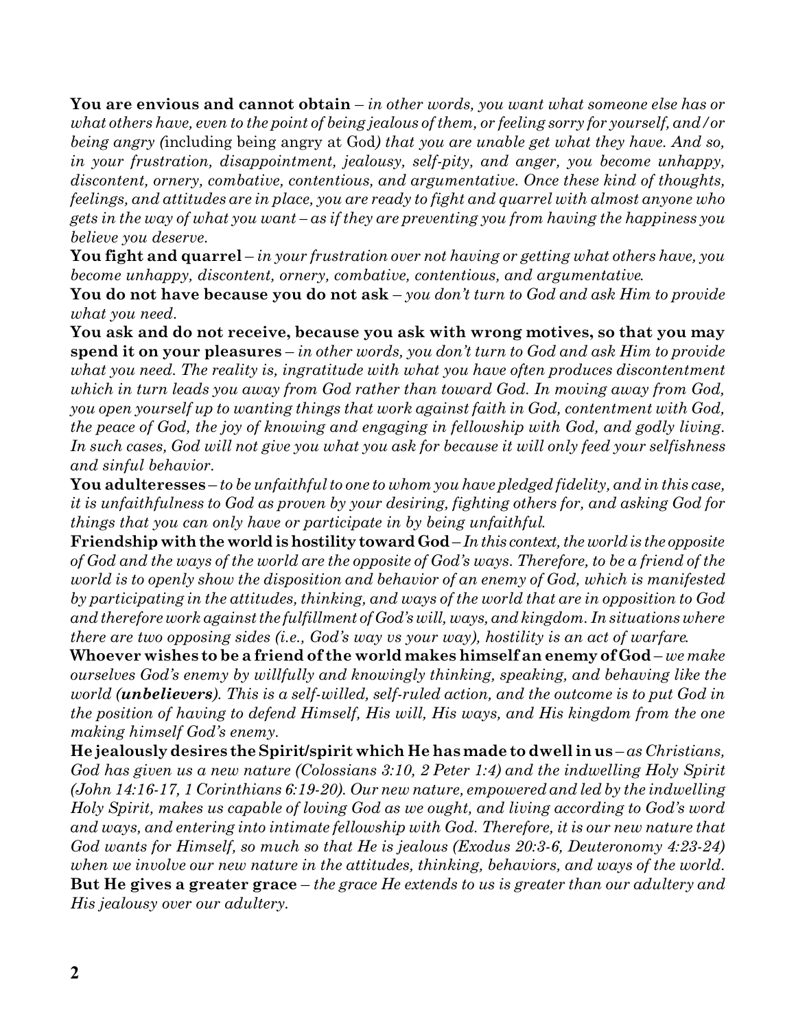**You are envious and cannot obtain** – *in other words, you want what someone else has or what others have, even to the point of being jealous of them, or feeling sorry for yourself, and/or being angry (*including being angry at God*) that you are unable get what they have. And so, in your frustration, disappointment, jealousy, self-pity, and anger, you become unhappy, discontent, ornery, combative, contentious, and argumentative. Once these kind of thoughts, feelings, and attitudes are in place, you are ready to fight and quarrel with almost anyone who gets in the way of what you want – as if they are preventing you from having the happiness you believe you deserve.*

**You fight and quarrel** – *in your frustration over not having or getting what others have, you become unhappy, discontent, ornery, combative, contentious, and argumentative.*

**You do not have because you do not ask** – *you don't turn to God and ask Him to provide what you need.*

**You ask and do not receive, because you ask with wrong motives, so that you may spend it on your pleasures** – *in other words, you don't turn to God and ask Him to provide what you need. The reality is, ingratitude with what you have often produces discontentment which in turn leads you away from God rather than toward God. In moving away from God, you open yourself up to wanting things that work against faith in God, contentment with God, the peace of God, the joy of knowing and engaging in fellowship with God, and godly living. In such cases, God will not give you what you ask for because it will only feed your selfishness and sinful behavior.*

**You adulteresses** – *to be unfaithful to one to whom you have pledged fidelity, and in this case, it is unfaithfulness to God as proven by your desiring, fighting others for, and asking God for things that you can only have or participate in by being unfaithful.*

**Friendship with the world is hostility toward God** – *In this context, the world is the opposite of God and the ways of the world are the opposite of God's ways. Therefore, to be a friend of the world is to openly show the disposition and behavior of an enemy of God, which is manifested by participating in the attitudes, thinking, and ways of the world that are in opposition to God and therefore work against the fulfillment of God's will, ways, and kingdom. In situations where there are two opposing sides (i.e., God's way vs your way), hostility is an act of warfare.*

**Whoever wishes to be a friend of the world makes himself an enemy of God** – *we make ourselves God's enemy by willfully and knowingly thinking, speaking, and behaving like the world (**unbelievers**). This is a self-willed, self-ruled action, and the outcome is to put God in the position of having to defend Himself, His will, His ways, and His kingdom from the one making himself God's enemy.*

**He jealously desires the Spirit/spirit which He has made to dwell in us** – *as Christians, God has given us a new nature (Colossians 3:10, 2 Peter 1:4) and the indwelling Holy Spirit (John 14:16-17, 1 Corinthians 6:19-20). Our new nature, empowered and led by the indwelling Holy Spirit, makes us capable of loving God as we ought, and living according to God's word and ways, and entering into intimate fellowship with God. Therefore, it is our new nature that God wants for Himself, so much so that He is jealous (Exodus 20:3-6, Deuteronomy 4:23-24) when we involve our new nature in the attitudes, thinking, behaviors, and ways of the world.*

**But He gives a greater grace** – *the grace He extends to us is greater than our adultery and His jealousy over our adultery.*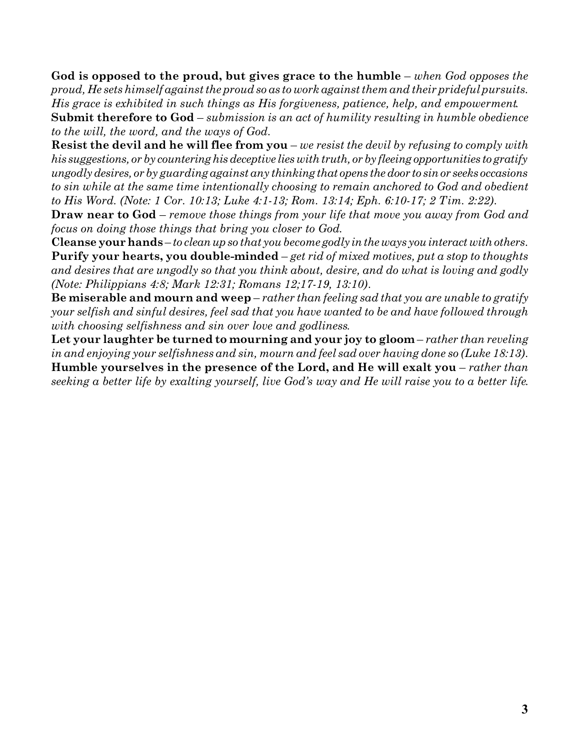**God is opposed to the proud, but gives grace to the humble** – *when God opposes the proud, He sets himself against the proud so as to work against them and their prideful pursuits. His grace is exhibited in such things as His forgiveness, patience, help, and empowerment.*

**Submit therefore to God** – *submission is an act of humility resulting in humble obedience to the will, the word, and the ways of God.*

**Resist the devil and he will flee from you** – *we resist the devil by refusing to comply with his suggestions, or by countering his deceptive lies with truth, or by fleeing opportunities to gratify ungodly desires, or by guarding against any thinking that opens the door to sin or seeks occasions to sin while at the same time intentionally choosing to remain anchored to God and obedient to His Word. (Note: 1 Cor. 10:13; Luke 4:1-13; Rom. 13:14; Eph. 6:10-17; 2 Tim. 2:22).*

**Draw near to God** – *remove those things from your life that move you away from God and focus on doing those things that bring you closer to God.*

**Cleanse your hands** – *to clean up so that you become godly in the ways you interact with others.*

**Purify your hearts, you double-minded** – *get rid of mixed motives, put a stop to thoughts and desires that are ungodly so that you think about, desire, and do what is loving and godly (Note: Philippians 4:8; Mark 12:31; Romans 12;17-19, 13:10).*

**Be miserable and mourn and weep** – *rather than feeling sad that you are unable to gratify your selfish and sinful desires, feel sad that you have wanted to be and have followed through with choosing selfishness and sin over love and godliness.*

**Let your laughter be turned to mourning and your joy to gloom** – *rather than reveling in and enjoying your selfishness and sin, mourn and feel sad over having done so (Luke 18:13).*

**Humble yourselves in the presence of the Lord, and He will exalt you** – *rather than seeking a better life by exalting yourself, live God's way and He will raise you to a better life.*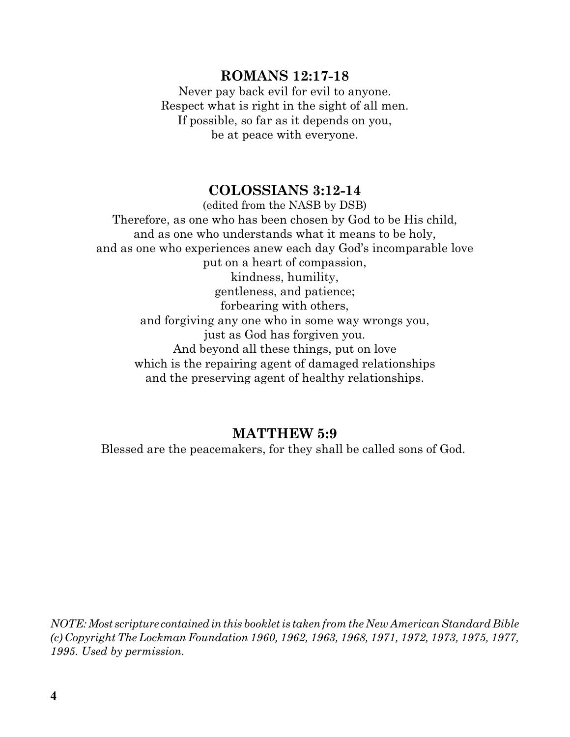## ROMANS 12:17-18

Never pay back evil for evil to anyone.
Respect what is right in the sight of all men.
If possible, so far as it depends on you,
be at peace with everyone.

## COLOSSIANS 3:12-14

(edited from the NASB by DSB)

Therefore, as one who has been chosen by God to be His child,
and as one who understands what it means to be holy,
and as one who experiences anew each day God's incomparable love
put on a heart of compassion,
kindness, humility,
gentleness, and patience;
forbearing with others,
and forgiving any one who in some way wrongs you,
just as God has forgiven you.
And beyond all these things, put on love
which is the repairing agent of damaged relationships
and the preserving agent of healthy relationships.

## MATTHEW 5:9

Blessed are the peacemakers, for they shall be called sons of God.

*NOTE: Most scripture contained in this booklet is taken from the New American Standard Bible (c) Copyright The Lockman Foundation 1960, 1962, 1963, 1968, 1971, 1972, 1973, 1975, 1977, 1995. Used by permission.*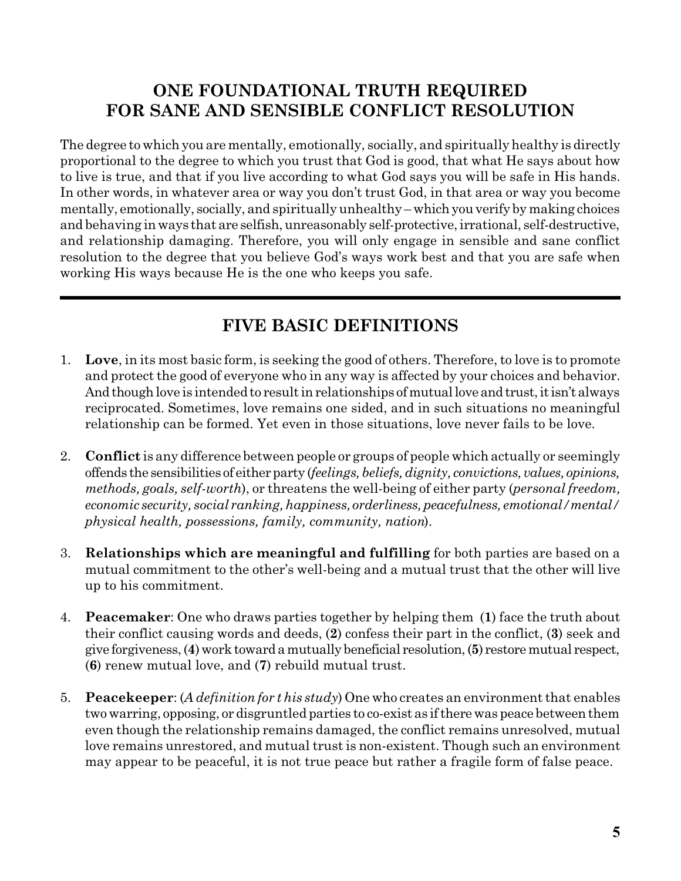## ONE FOUNDATIONAL TRUTH REQUIRED FOR SANE AND SENSIBLE CONFLICT RESOLUTION

The degree to which you are mentally, emotionally, socially, and spiritually healthy is directly proportional to the degree to which you trust that God is good, that what He says about how to live is true, and that if you live according to what God says you will be safe in His hands. In other words, in whatever area or way you don't trust God, in that area or way you become mentally, emotionally, socially, and spiritually unhealthy – which you verify by making choices and behaving in ways that are selfish, unreasonably self-protective, irrational, self-destructive, and relationship damaging. Therefore, you will only engage in sensible and sane conflict resolution to the degree that you believe God's ways work best and that you are safe when working His ways because He is the one who keeps you safe.

---

## FIVE BASIC DEFINITIONS

1. **Love**, in its most basic form, is seeking the good of others. Therefore, to love is to promote and protect the good of everyone who in any way is affected by your choices and behavior. And though love is intended to result in relationships of mutual love and trust, it isn't always reciprocated. Sometimes, love remains one sided, and in such situations no meaningful relationship can be formed. Yet even in those situations, love never fails to be love.

2. **Conflict** is any difference between people or groups of people which actually or seemingly offends the sensibilities of either party (*feelings, beliefs, dignity, convictions, values, opinions, methods, goals, self-worth*), or threatens the well-being of either party (*personal freedom, economic security, social ranking, happiness, orderliness, peacefulness, emotional/mental/physical health, possessions, family, community, nation*).

3. **Relationships which are meaningful and fulfilling** for both parties are based on a mutual commitment to the other's well-being and a mutual trust that the other will live up to his commitment.

4. **Peacemaker**: One who draws parties together by helping them (**1**) face the truth about their conflict causing words and deeds, (**2**) confess their part in the conflict, (**3**) seek and give forgiveness, (**4**) work toward a mutually beneficial resolution, (**5**) restore mutual respect, (**6**) renew mutual love, and (**7**) rebuild mutual trust.

5. **Peacekeeper**: (*A definition for t his study*) One who creates an environment that enables two warring, opposing, or disgruntled parties to co-exist as if there was peace between them even though the relationship remains damaged, the conflict remains unresolved, mutual love remains unrestored, and mutual trust is non-existent. Though such an environment may appear to be peaceful, it is not true peace but rather a fragile form of false peace.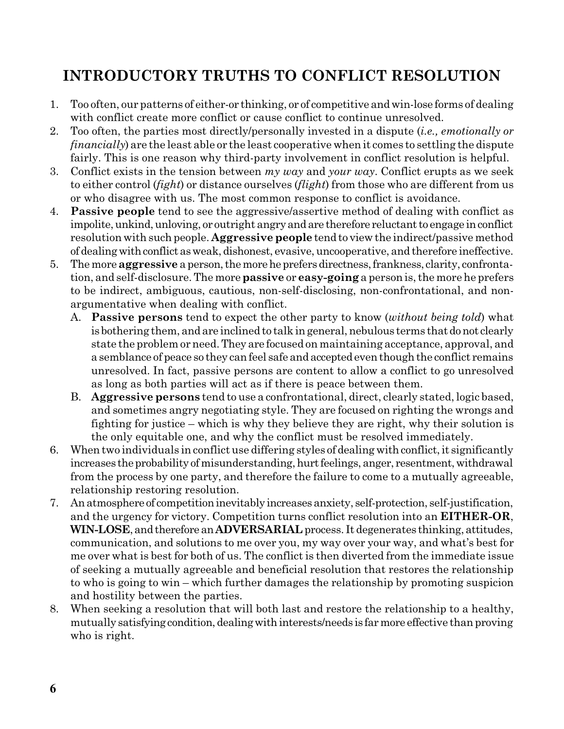# INTRODUCTORY TRUTHS TO CONFLICT RESOLUTION

1. Too often, our patterns of either-or thinking, or of competitive and win-lose forms of dealing with conflict create more conflict or cause conflict to continue unresolved.
2. Too often, the parties most directly/personally invested in a dispute (*i.e., emotionally or financially*) are the least able or the least cooperative when it comes to settling the dispute fairly. This is one reason why third-party involvement in conflict resolution is helpful.
3. Conflict exists in the tension between *my way* and *your way*. Conflict erupts as we seek to either control (*fight*) or distance ourselves (*flight*) from those who are different from us or who disagree with us. The most common response to conflict is avoidance.
4. **Passive people** tend to see the aggressive/assertive method of dealing with conflict as impolite, unkind, unloving, or outright angry and are therefore reluctant to engage in conflict resolution with such people. **Aggressive people** tend to view the indirect/passive method of dealing with conflict as weak, dishonest, evasive, uncooperative, and therefore ineffective.
5. The more **aggressive** a person, the more he prefers directness, frankness, clarity, confrontation, and self-disclosure. The more **passive** or **easy-going** a person is, the more he prefers to be indirect, ambiguous, cautious, non-self-disclosing, non-confrontational, and non-argumentative when dealing with conflict.
   A. **Passive persons** tend to expect the other party to know (*without being told*) what is bothering them, and are inclined to talk in general, nebulous terms that do not clearly state the problem or need. They are focused on maintaining acceptance, approval, and a semblance of peace so they can feel safe and accepted even though the conflict remains unresolved. In fact, passive persons are content to allow a conflict to go unresolved as long as both parties will act as if there is peace between them.
   B. **Aggressive persons** tend to use a confrontational, direct, clearly stated, logic based, and sometimes angry negotiating style. They are focused on righting the wrongs and fighting for justice – which is why they believe they are right, why their solution is the only equitable one, and why the conflict must be resolved immediately.
6. When two individuals in conflict use differing styles of dealing with conflict, it significantly increases the probability of misunderstanding, hurt feelings, anger, resentment, withdrawal from the process by one party, and therefore the failure to come to a mutually agreeable, relationship restoring resolution.
7. An atmosphere of competition inevitably increases anxiety, self-protection, self-justification, and the urgency for victory. Competition turns conflict resolution into an **EITHER-OR**, **WIN-LOSE**, and therefore an **ADVERSARIAL** process. It degenerates thinking, attitudes, communication, and solutions to me over you, my way over your way, and what's best for me over what is best for both of us. The conflict is then diverted from the immediate issue of seeking a mutually agreeable and beneficial resolution that restores the relationship to who is going to win – which further damages the relationship by promoting suspicion and hostility between the parties.
8. When seeking a resolution that will both last and restore the relationship to a healthy, mutually satisfying condition, dealing with interests/needs is far more effective than proving who is right.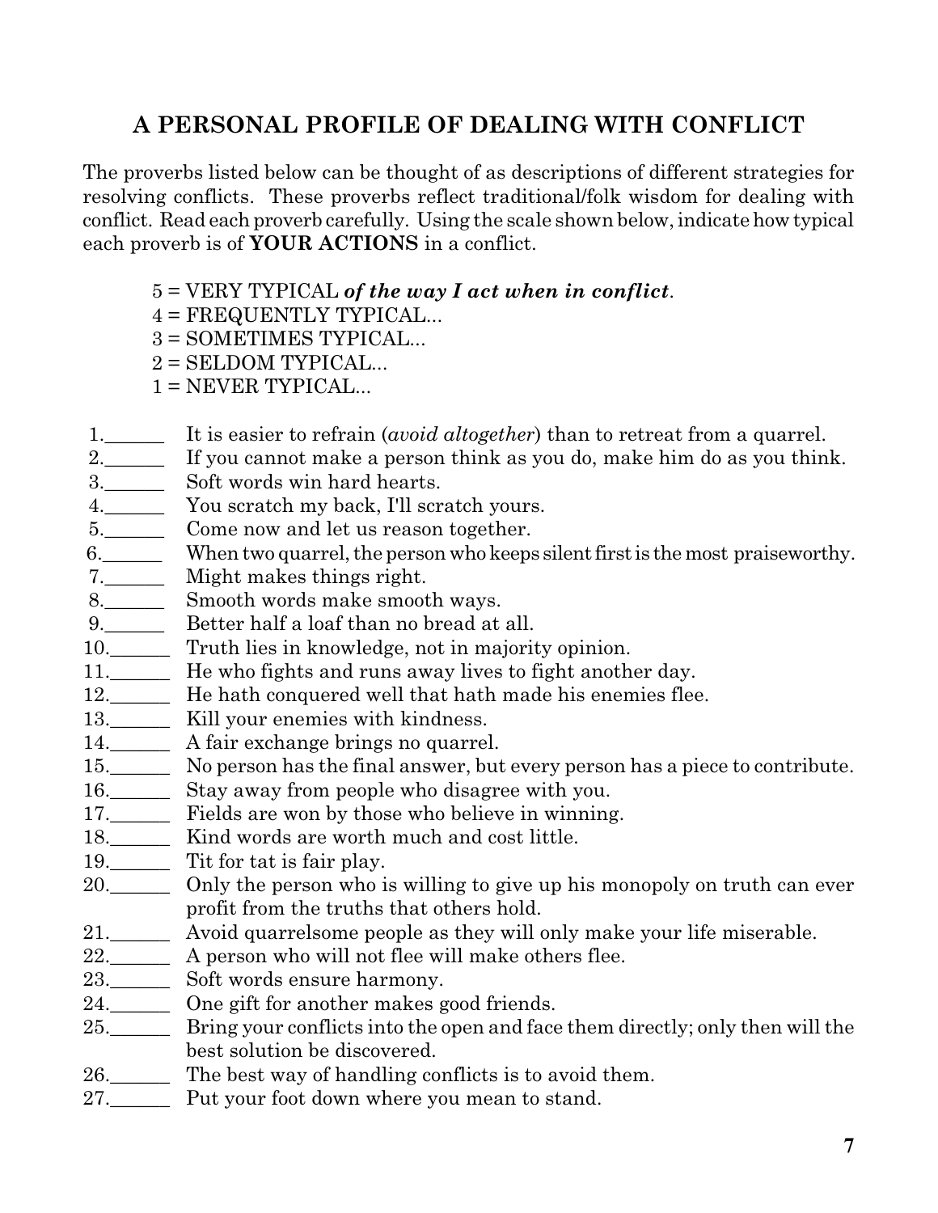# A PERSONAL PROFILE OF DEALING WITH CONFLICT

The proverbs listed below can be thought of as descriptions of different strategies for resolving conflicts. These proverbs reflect traditional/folk wisdom for dealing with conflict. Read each proverb carefully. Using the scale shown below, indicate how typical each proverb is of **YOUR ACTIONS** in a conflict.

> 5 = VERY TYPICAL ***of the way I act when in conflict***.
> 4 = FREQUENTLY TYPICAL...
> 3 = SOMETIMES TYPICAL...
> 2 = SELDOM TYPICAL...
> 1 = NEVER TYPICAL...

1.______ It is easier to refrain (*avoid altogether*) than to retreat from a quarrel.
2.______ If you cannot make a person think as you do, make him do as you think.
3.______ Soft words win hard hearts.
4.______ You scratch my back, I'll scratch yours.
5.______ Come now and let us reason together.
6.______ When two quarrel, the person who keeps silent first is the most praiseworthy.
7.______ Might makes things right.
8.______ Smooth words make smooth ways.
9.______ Better half a loaf than no bread at all.
10.______ Truth lies in knowledge, not in majority opinion.
11.______ He who fights and runs away lives to fight another day.
12.______ He hath conquered well that hath made his enemies flee.
13.______ Kill your enemies with kindness.
14.______ A fair exchange brings no quarrel.
15.______ No person has the final answer, but every person has a piece to contribute.
16.______ Stay away from people who disagree with you.
17.______ Fields are won by those who believe in winning.
18.______ Kind words are worth much and cost little.
19.______ Tit for tat is fair play.
20.______ Only the person who is willing to give up his monopoly on truth can ever profit from the truths that others hold.
21.______ Avoid quarrelsome people as they will only make your life miserable.
22.______ A person who will not flee will make others flee.
23.______ Soft words ensure harmony.
24.______ One gift for another makes good friends.
25.______ Bring your conflicts into the open and face them directly; only then will the best solution be discovered.
26.______ The best way of handling conflicts is to avoid them.
27.______ Put your foot down where you mean to stand.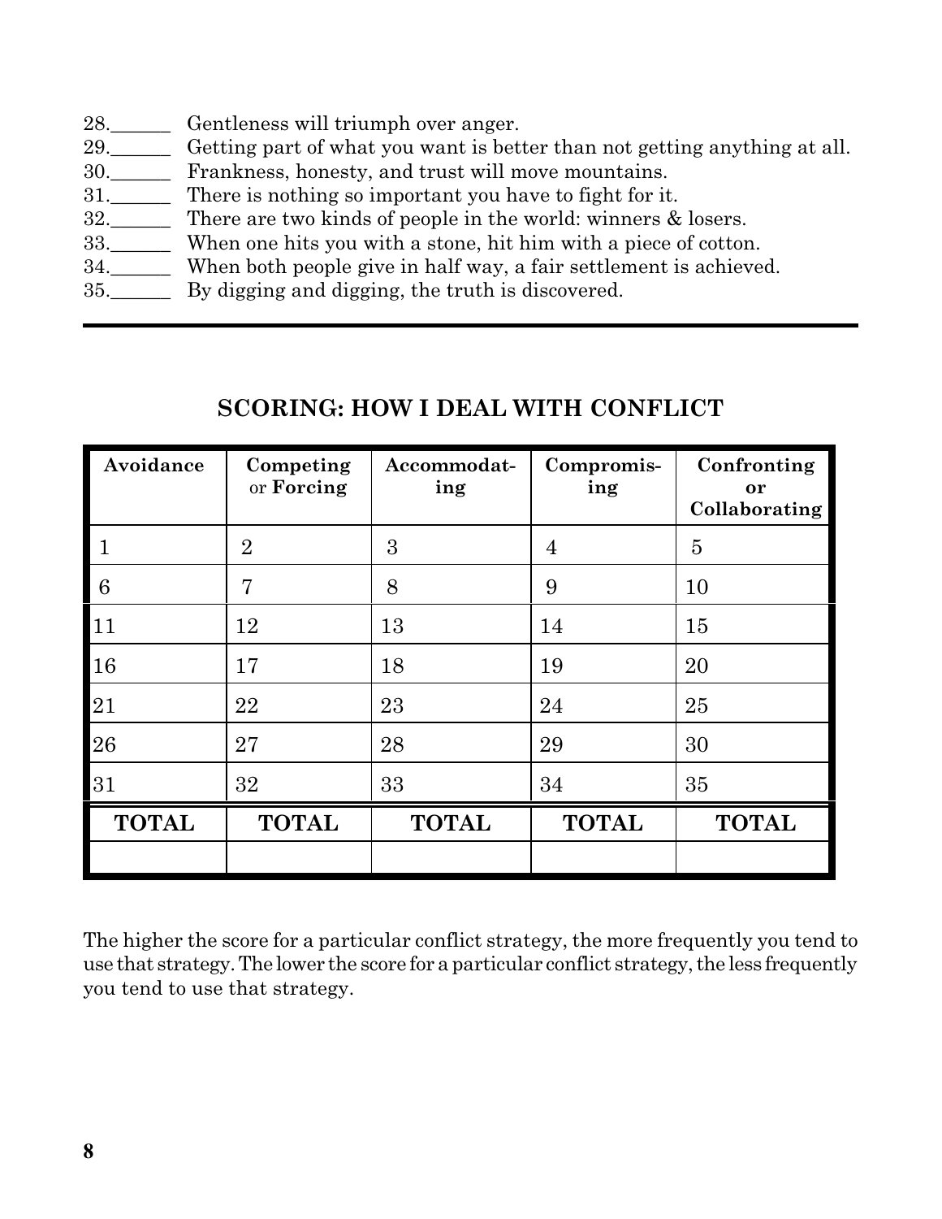28.______ Gentleness will triumph over anger.
29.______ Getting part of what you want is better than not getting anything at all.
30.______ Frankness, honesty, and trust will move mountains.
31.______ There is nothing so important you have to fight for it.
32.______ There are two kinds of people in the world: winners & losers.
33.______ When one hits you with a stone, hit him with a piece of cotton.
34.______ When both people give in half way, a fair settlement is achieved.
35.______ By digging and digging, the truth is discovered.

---

## SCORING: HOW I DEAL WITH CONFLICT

| Avoidance | Competing or **Forcing** | Accommodating | Compromising | Confronting or Collaborating |
|---|---|---|---|---|
| 1 | 2 | 3 | 4 | 5 |
| 6 | 7 | 8 | 9 | 10 |
| 11 | 12 | 13 | 14 | 15 |
| 16 | 17 | 18 | 19 | 20 |
| 21 | 22 | 23 | 24 | 25 |
| 26 | 27 | 28 | 29 | 30 |
| 31 | 32 | 33 | 34 | 35 |
| **TOTAL** | **TOTAL** | **TOTAL** | **TOTAL** | **TOTAL** |
| | | | | |

The higher the score for a particular conflict strategy, the more frequently you tend to use that strategy. The lower the score for a particular conflict strategy, the less frequently you tend to use that strategy.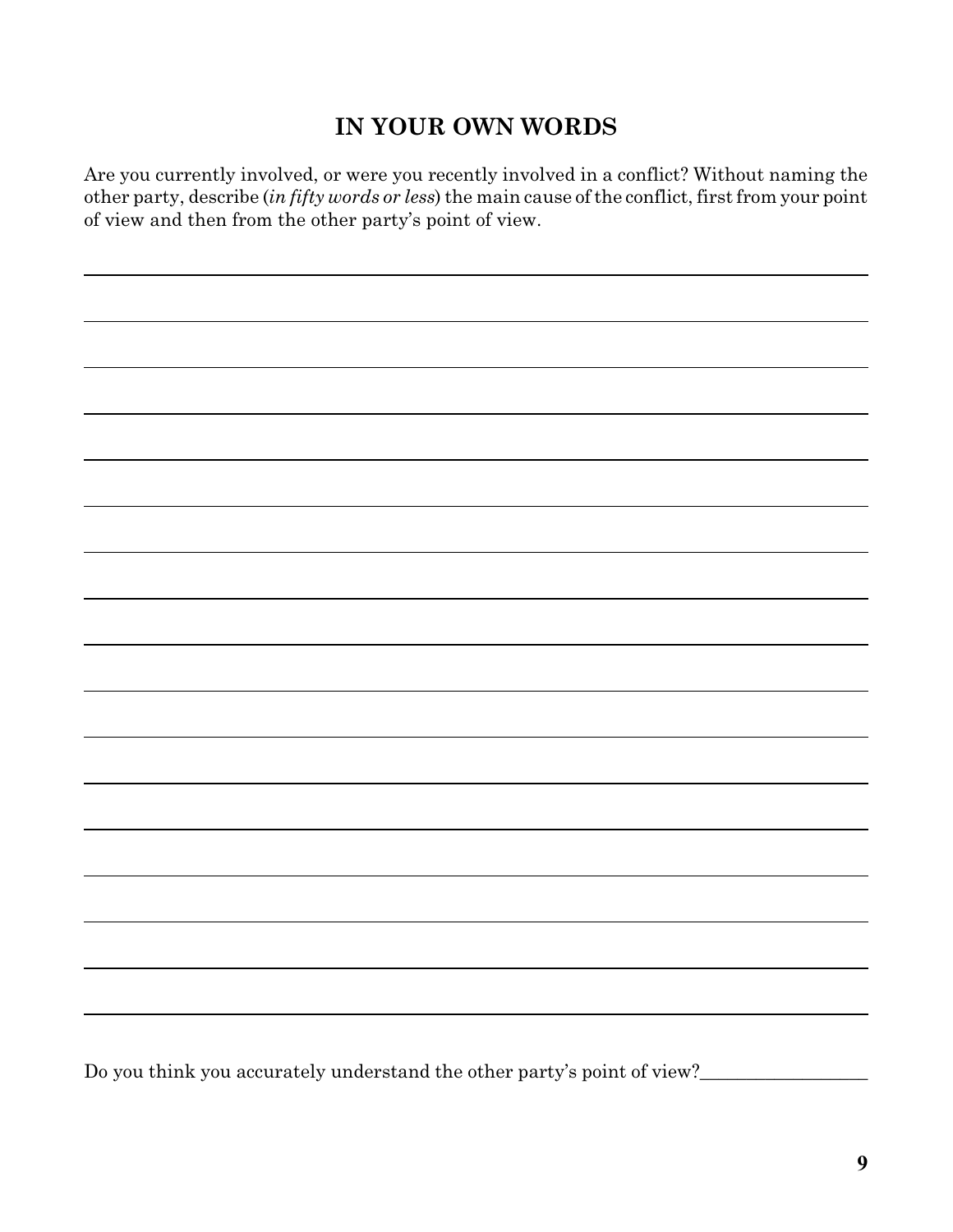## IN YOUR OWN WORDS

Are you currently involved, or were you recently involved in a conflict? Without naming the other party, describe (*in fifty words or less*) the main cause of the conflict, first from your point of view and then from the other party's point of view.

Do you think you accurately understand the other party's point of view?\_\_\_\_\_\_\_\_\_\_\_\_\_\_\_\_\_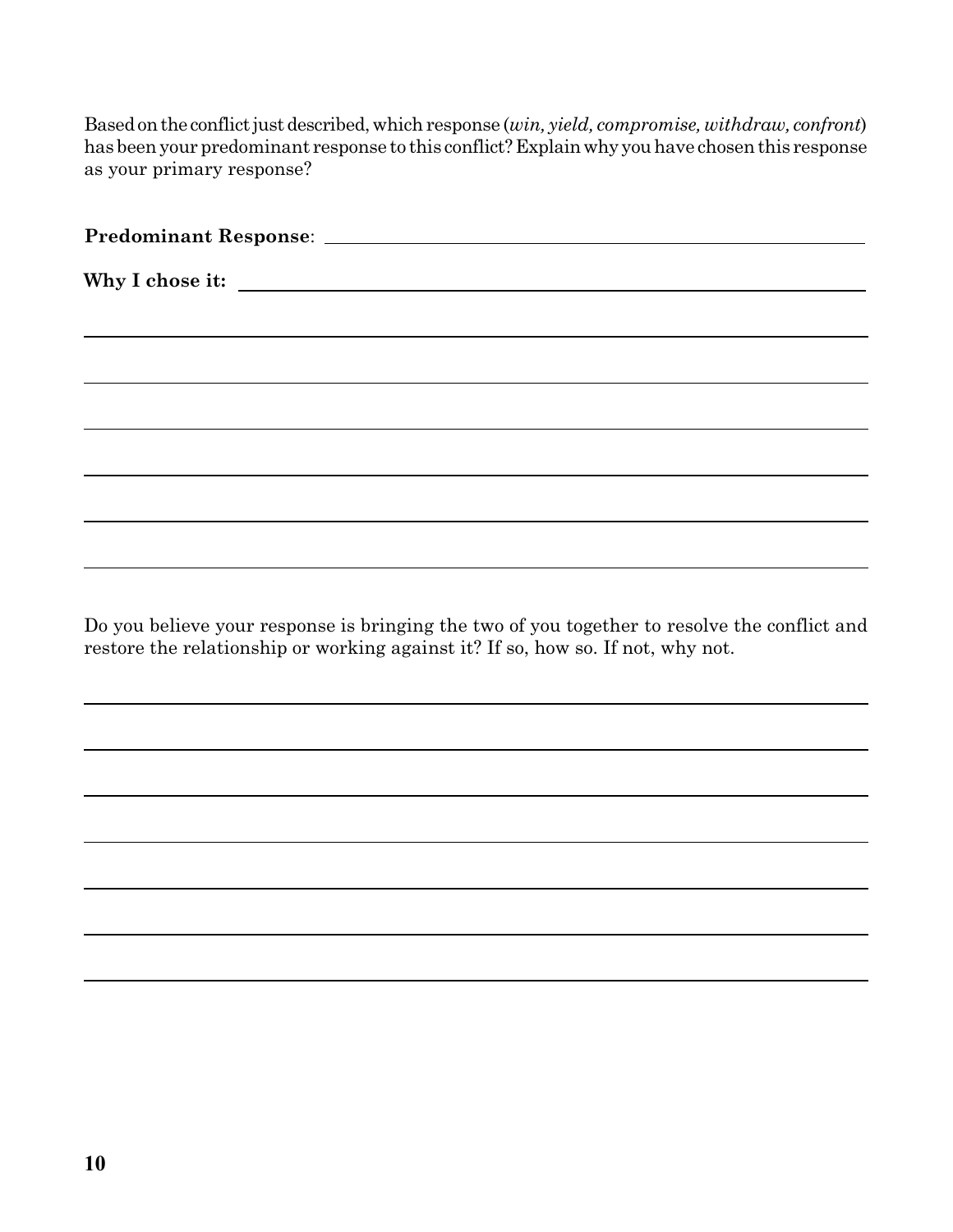Based on the conflict just described, which response (*win, yield, compromise, withdraw, confront*) has been your predominant response to this conflict? Explain why you have chosen this response as your primary response?

**Predominant Response**: \_\_\_\_\_\_\_\_\_\_\_\_\_\_\_\_\_\_\_\_\_\_\_\_\_\_\_\_\_\_\_\_\_\_\_\_\_\_\_\_\_\_

**Why I chose it:** \_\_\_\_\_\_\_\_\_\_\_\_\_\_\_\_\_\_\_\_\_\_\_\_\_\_\_\_\_\_\_\_\_\_\_\_\_\_\_\_\_\_\_\_\_

\_\_\_\_\_\_\_\_\_\_\_\_\_\_\_\_\_\_\_\_\_\_\_\_\_\_\_\_\_\_\_\_\_\_\_\_\_\_\_\_\_\_\_\_\_\_\_\_\_\_\_\_\_\_\_\_\_\_\_\_

\_\_\_\_\_\_\_\_\_\_\_\_\_\_\_\_\_\_\_\_\_\_\_\_\_\_\_\_\_\_\_\_\_\_\_\_\_\_\_\_\_\_\_\_\_\_\_\_\_\_\_\_\_\_\_\_\_\_\_\_

\_\_\_\_\_\_\_\_\_\_\_\_\_\_\_\_\_\_\_\_\_\_\_\_\_\_\_\_\_\_\_\_\_\_\_\_\_\_\_\_\_\_\_\_\_\_\_\_\_\_\_\_\_\_\_\_\_\_\_\_

\_\_\_\_\_\_\_\_\_\_\_\_\_\_\_\_\_\_\_\_\_\_\_\_\_\_\_\_\_\_\_\_\_\_\_\_\_\_\_\_\_\_\_\_\_\_\_\_\_\_\_\_\_\_\_\_\_\_\_\_

\_\_\_\_\_\_\_\_\_\_\_\_\_\_\_\_\_\_\_\_\_\_\_\_\_\_\_\_\_\_\_\_\_\_\_\_\_\_\_\_\_\_\_\_\_\_\_\_\_\_\_\_\_\_\_\_\_\_\_\_

\_\_\_\_\_\_\_\_\_\_\_\_\_\_\_\_\_\_\_\_\_\_\_\_\_\_\_\_\_\_\_\_\_\_\_\_\_\_\_\_\_\_\_\_\_\_\_\_\_\_\_\_\_\_\_\_\_\_\_\_

Do you believe your response is bringing the two of you together to resolve the conflict and restore the relationship or working against it? If so, how so. If not, why not.

\_\_\_\_\_\_\_\_\_\_\_\_\_\_\_\_\_\_\_\_\_\_\_\_\_\_\_\_\_\_\_\_\_\_\_\_\_\_\_\_\_\_\_\_\_\_\_\_\_\_\_\_\_\_\_\_\_\_\_\_

\_\_\_\_\_\_\_\_\_\_\_\_\_\_\_\_\_\_\_\_\_\_\_\_\_\_\_\_\_\_\_\_\_\_\_\_\_\_\_\_\_\_\_\_\_\_\_\_\_\_\_\_\_\_\_\_\_\_\_\_

\_\_\_\_\_\_\_\_\_\_\_\_\_\_\_\_\_\_\_\_\_\_\_\_\_\_\_\_\_\_\_\_\_\_\_\_\_\_\_\_\_\_\_\_\_\_\_\_\_\_\_\_\_\_\_\_\_\_\_\_

\_\_\_\_\_\_\_\_\_\_\_\_\_\_\_\_\_\_\_\_\_\_\_\_\_\_\_\_\_\_\_\_\_\_\_\_\_\_\_\_\_\_\_\_\_\_\_\_\_\_\_\_\_\_\_\_\_\_\_\_

\_\_\_\_\_\_\_\_\_\_\_\_\_\_\_\_\_\_\_\_\_\_\_\_\_\_\_\_\_\_\_\_\_\_\_\_\_\_\_\_\_\_\_\_\_\_\_\_\_\_\_\_\_\_\_\_\_\_\_\_

\_\_\_\_\_\_\_\_\_\_\_\_\_\_\_\_\_\_\_\_\_\_\_\_\_\_\_\_\_\_\_\_\_\_\_\_\_\_\_\_\_\_\_\_\_\_\_\_\_\_\_\_\_\_\_\_\_\_\_\_

\_\_\_\_\_\_\_\_\_\_\_\_\_\_\_\_\_\_\_\_\_\_\_\_\_\_\_\_\_\_\_\_\_\_\_\_\_\_\_\_\_\_\_\_\_\_\_\_\_\_\_\_\_\_\_\_\_\_\_\_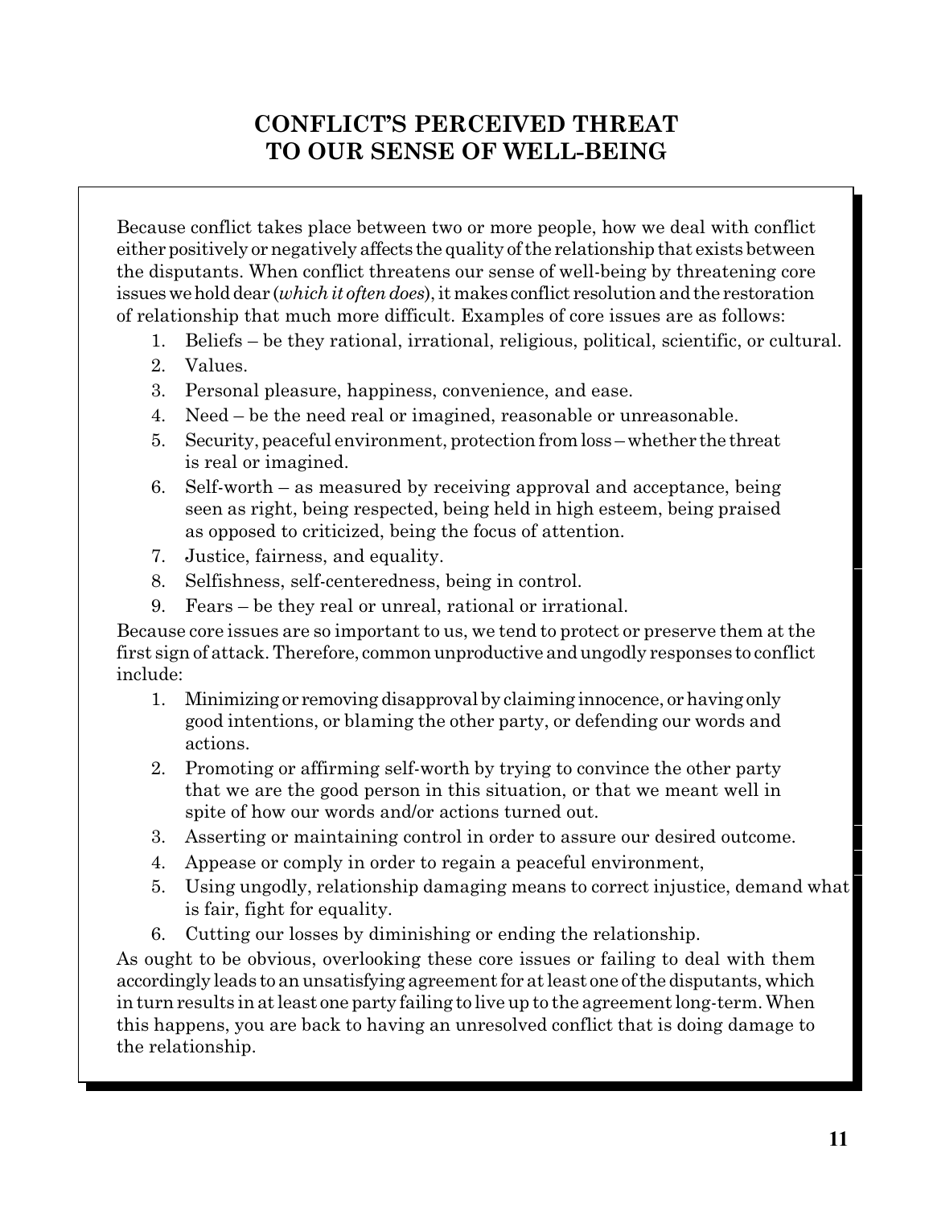# CONFLICT'S PERCEIVED THREAT TO OUR SENSE OF WELL-BEING

Because conflict takes place between two or more people, how we deal with conflict either positively or negatively affects the quality of the relationship that exists between the disputants. When conflict threatens our sense of well-being by threatening core issues we hold dear (*which it often does*), it makes conflict resolution and the restoration of relationship that much more difficult. Examples of core issues are as follows:

1. Beliefs – be they rational, irrational, religious, political, scientific, or cultural.
2. Values.
3. Personal pleasure, happiness, convenience, and ease.
4. Need – be the need real or imagined, reasonable or unreasonable.
5. Security, peaceful environment, protection from loss – whether the threat is real or imagined.
6. Self-worth – as measured by receiving approval and acceptance, being seen as right, being respected, being held in high esteem, being praised as opposed to criticized, being the focus of attention.
7. Justice, fairness, and equality.
8. Selfishness, self-centeredness, being in control.
9. Fears – be they real or unreal, rational or irrational.

Because core issues are so important to us, we tend to protect or preserve them at the first sign of attack. Therefore, common unproductive and ungodly responses to conflict include:

1. Minimizing or removing disapproval by claiming innocence, or having only good intentions, or blaming the other party, or defending our words and actions.
2. Promoting or affirming self-worth by trying to convince the other party that we are the good person in this situation, or that we meant well in spite of how our words and/or actions turned out.
3. Asserting or maintaining control in order to assure our desired outcome.
4. Appease or comply in order to regain a peaceful environment,
5. Using ungodly, relationship damaging means to correct injustice, demand what is fair, fight for equality.
6. Cutting our losses by diminishing or ending the relationship.

As ought to be obvious, overlooking these core issues or failing to deal with them accordingly leads to an unsatisfying agreement for at least one of the disputants, which in turn results in at least one party failing to live up to the agreement long-term. When this happens, you are back to having an unresolved conflict that is doing damage to the relationship.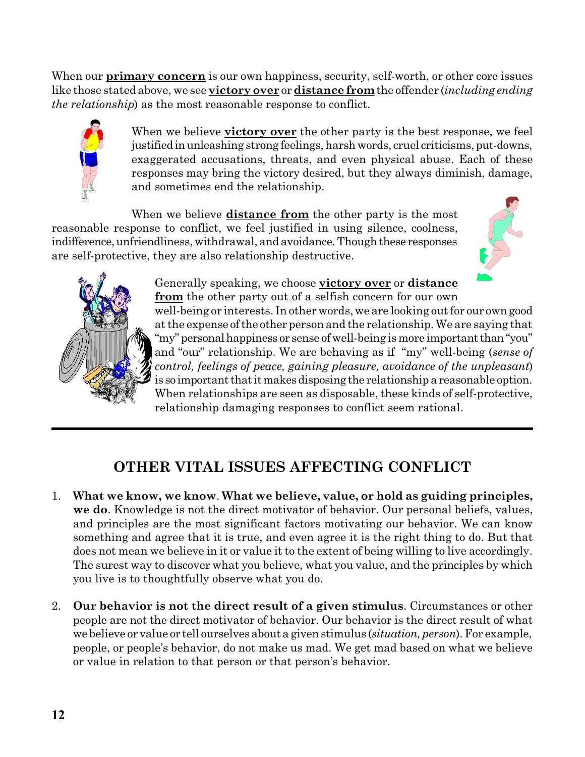When our **primary concern** is our own happiness, security, self-worth, or other core issues like those stated above, we see **victory over** or **distance from** the offender (*including ending the relationship*) as the most reasonable response to conflict.

When we believe **victory over** the other party is the best response, we feel justified in unleashing strong feelings, harsh words, cruel criticisms, put-downs, exaggerated accusations, threats, and even physical abuse. Each of these responses may bring the victory desired, but they always diminish, damage, and sometimes end the relationship.

When we believe **distance from** the other party is the most reasonable response to conflict, we feel justified in using silence, coolness, indifference, unfriendliness, withdrawal, and avoidance. Though these responses are self-protective, they are also relationship destructive.

Generally speaking, we choose **victory over** or **distance from** the other party out of a selfish concern for our own well-being or interests. In other words, we are looking out for our own good at the expense of the other person and the relationship. We are saying that "my" personal happiness or sense of well-being is more important than "you" and "our" relationship. We are behaving as if "my" well-being (*sense of control, feelings of peace, gaining pleasure, avoidance of the unpleasant*) is so important that it makes disposing the relationship a reasonable option. When relationships are seen as disposable, these kinds of self-protective, relationship damaging responses to conflict seem rational.

---

## OTHER VITAL ISSUES AFFECTING CONFLICT

1. **What we know, we know**. **What we believe, value, or hold as guiding principles, we do**. Knowledge is not the direct motivator of behavior. Our personal beliefs, values, and principles are the most significant factors motivating our behavior. We can know something and agree that it is true, and even agree it is the right thing to do. But that does not mean we believe in it or value it to the extent of being willing to live accordingly. The surest way to discover what you believe, what you value, and the principles by which you live is to thoughtfully observe what you do.

2. **Our behavior is not the direct result of a given stimulus**. Circumstances or other people are not the direct motivator of behavior. Our behavior is the direct result of what we believe or value or tell ourselves about a given stimulus (*situation, person*). For example, people, or people's behavior, do not make us mad. We get mad based on what we believe or value in relation to that person or that person's behavior.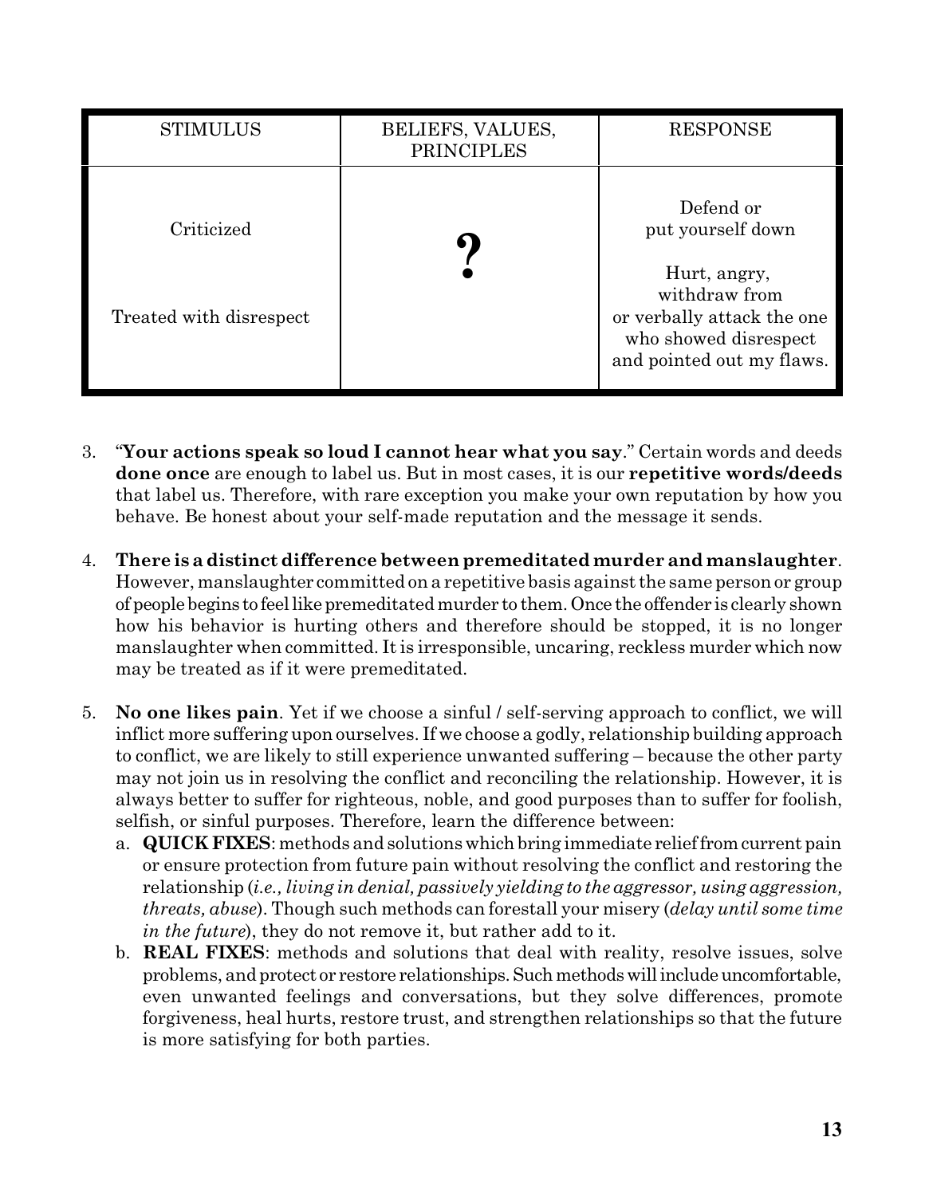| STIMULUS | BELIEFS, VALUES, PRINCIPLES | RESPONSE |
|---|---|---|
| Criticized | ? | Defend or put yourself down |
| Treated with disrespect | | Hurt, angry, withdraw from or verbally attack the one who showed disrespect and pointed out my flaws. |

3. "**Your actions speak so loud I cannot hear what you say**." Certain words and deeds **done once** are enough to label us. But in most cases, it is our **repetitive words/deeds** that label us. Therefore, with rare exception you make your own reputation by how you behave. Be honest about your self-made reputation and the message it sends.

4. **There is a distinct difference between premeditated murder and manslaughter**. However, manslaughter committed on a repetitive basis against the same person or group of people begins to feel like premeditated murder to them. Once the offender is clearly shown how his behavior is hurting others and therefore should be stopped, it is no longer manslaughter when committed. It is irresponsible, uncaring, reckless murder which now may be treated as if it were premeditated.

5. **No one likes pain**. Yet if we choose a sinful / self-serving approach to conflict, we will inflict more suffering upon ourselves. If we choose a godly, relationship building approach to conflict, we are likely to still experience unwanted suffering – because the other party may not join us in resolving the conflict and reconciling the relationship. However, it is always better to suffer for righteous, noble, and good purposes than to suffer for foolish, selfish, or sinful purposes. Therefore, learn the difference between:
   a. **QUICK FIXES**: methods and solutions which bring immediate relief from current pain or ensure protection from future pain without resolving the conflict and restoring the relationship (*i.e., living in denial, passively yielding to the aggressor, using aggression, threats, abuse*). Though such methods can forestall your misery (*delay until some time in the future*), they do not remove it, but rather add to it.
   b. **REAL FIXES**: methods and solutions that deal with reality, resolve issues, solve problems, and protect or restore relationships. Such methods will include uncomfortable, even unwanted feelings and conversations, but they solve differences, promote forgiveness, heal hurts, restore trust, and strengthen relationships so that the future is more satisfying for both parties.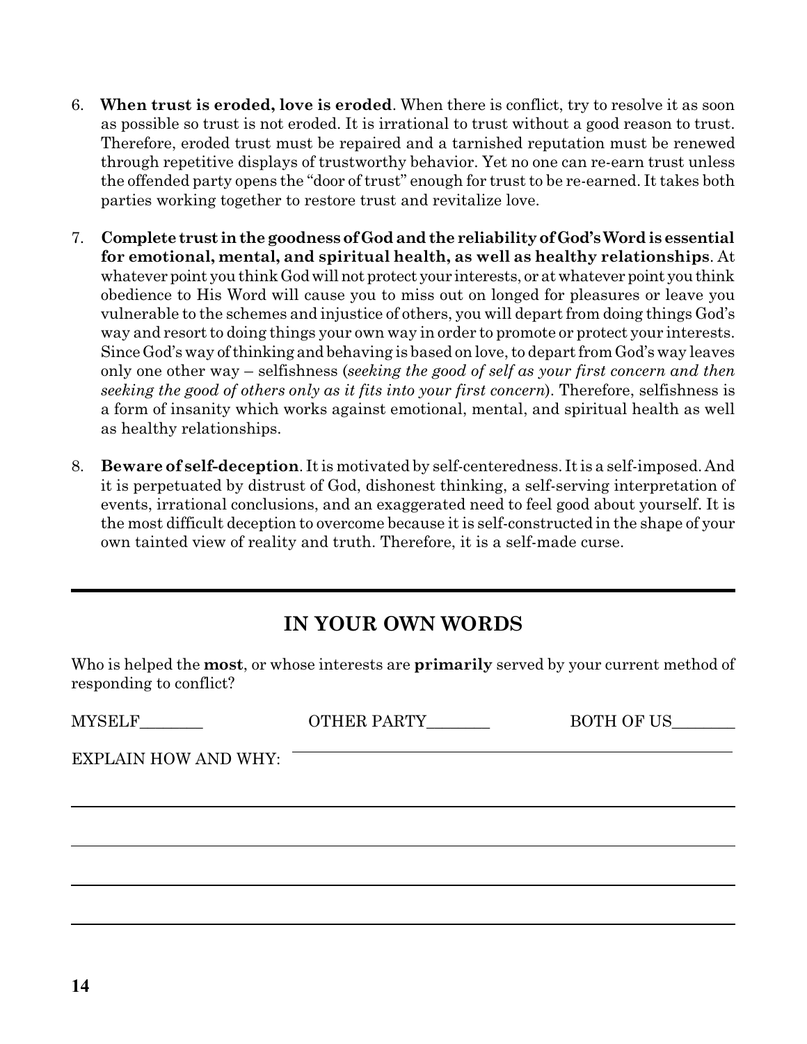6. **When trust is eroded, love is eroded**. When there is conflict, try to resolve it as soon as possible so trust is not eroded. It is irrational to trust without a good reason to trust. Therefore, eroded trust must be repaired and a tarnished reputation must be renewed through repetitive displays of trustworthy behavior. Yet no one can re-earn trust unless the offended party opens the "door of trust" enough for trust to be re-earned. It takes both parties working together to restore trust and revitalize love.

7. **Complete trust in the goodness of God and the reliability of God's Word is essential for emotional, mental, and spiritual health, as well as healthy relationships**. At whatever point you think God will not protect your interests, or at whatever point you think obedience to His Word will cause you to miss out on longed for pleasures or leave you vulnerable to the schemes and injustice of others, you will depart from doing things God's way and resort to doing things your own way in order to promote or protect your interests. Since God's way of thinking and behaving is based on love, to depart from God's way leaves only one other way – selfishness (*seeking the good of self as your first concern and then seeking the good of others only as it fits into your first concern*). Therefore, selfishness is a form of insanity which works against emotional, mental, and spiritual health as well as healthy relationships.

8. **Beware of self-deception**. It is motivated by self-centeredness. It is a self-imposed. And it is perpetuated by distrust of God, dishonest thinking, a self-serving interpretation of events, irrational conclusions, and an exaggerated need to feel good about yourself. It is the most difficult deception to overcome because it is self-constructed in the shape of your own tainted view of reality and truth. Therefore, it is a self-made curse.

---

## IN YOUR OWN WORDS

Who is helped the **most**, or whose interests are **primarily** served by your current method of responding to conflict?

MYSELF________ OTHER PARTY________ BOTH OF US________

EXPLAIN HOW AND WHY: ____________________________________________

____________________________________________

____________________________________________

____________________________________________

____________________________________________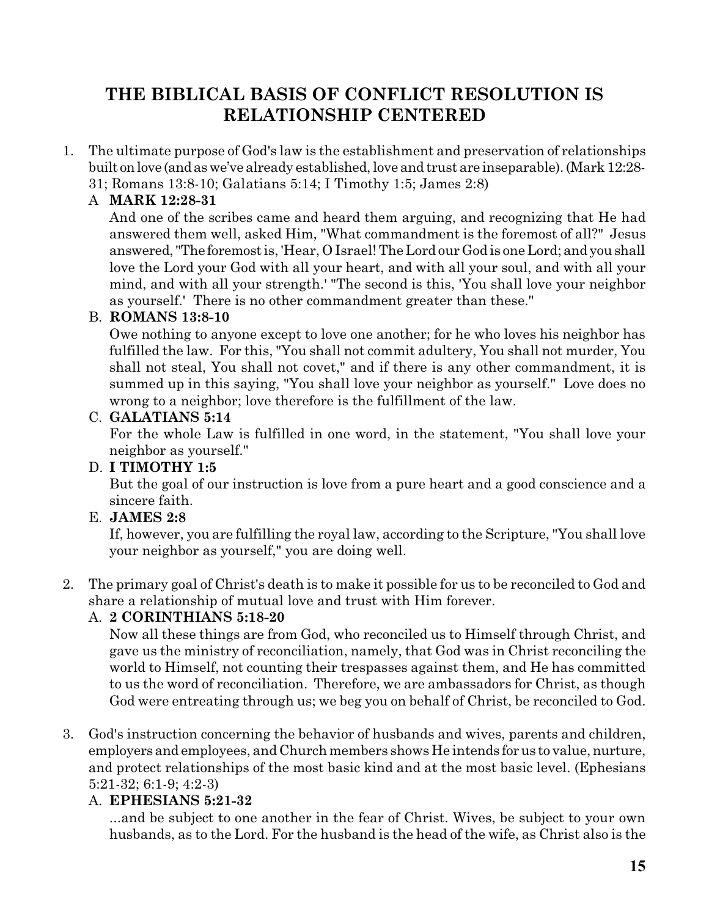# THE BIBLICAL BASIS OF CONFLICT RESOLUTION IS RELATIONSHIP CENTERED

1. The ultimate purpose of God's law is the establishment and preservation of relationships built on love (and as we've already established, love and trust are inseparable). (Mark 12:28-31; Romans 13:8-10; Galatians 5:14; I Timothy 1:5; James 2:8)

   A **MARK 12:28-31**

   And one of the scribes came and heard them arguing, and recognizing that He had answered them well, asked Him, "What commandment is the foremost of all?" Jesus answered, "The foremost is, 'Hear, O Israel! The Lord our God is one Lord; and you shall love the Lord your God with all your heart, and with all your soul, and with all your mind, and with all your strength.' "The second is this, 'You shall love your neighbor as yourself.' There is no other commandment greater than these."

   B. **ROMANS 13:8-10**

   Owe nothing to anyone except to love one another; for he who loves his neighbor has fulfilled the law. For this, "You shall not commit adultery, You shall not murder, You shall not steal, You shall not covet," and if there is any other commandment, it is summed up in this saying, "You shall love your neighbor as yourself." Love does no wrong to a neighbor; love therefore is the fulfillment of the law.

   C. **GALATIANS 5:14**

   For the whole Law is fulfilled in one word, in the statement, "You shall love your neighbor as yourself."

   D. **I TIMOTHY 1:5**

   But the goal of our instruction is love from a pure heart and a good conscience and a sincere faith.

   E. **JAMES 2:8**

   If, however, you are fulfilling the royal law, according to the Scripture, "You shall love your neighbor as yourself," you are doing well.

2. The primary goal of Christ's death is to make it possible for us to be reconciled to God and share a relationship of mutual love and trust with Him forever.

   A. **2 CORINTHIANS 5:18-20**

   Now all these things are from God, who reconciled us to Himself through Christ, and gave us the ministry of reconciliation, namely, that God was in Christ reconciling the world to Himself, not counting their trespasses against them, and He has committed to us the word of reconciliation. Therefore, we are ambassadors for Christ, as though God were entreating through us; we beg you on behalf of Christ, be reconciled to God.

3. God's instruction concerning the behavior of husbands and wives, parents and children, employers and employees, and Church members shows He intends for us to value, nurture, and protect relationships of the most basic kind and at the most basic level. (Ephesians 5:21-32; 6:1-9; 4:2-3)

   A. **EPHESIANS 5:21-32**

   ...and be subject to one another in the fear of Christ. Wives, be subject to your own husbands, as to the Lord. For the husband is the head of the wife, as Christ also is the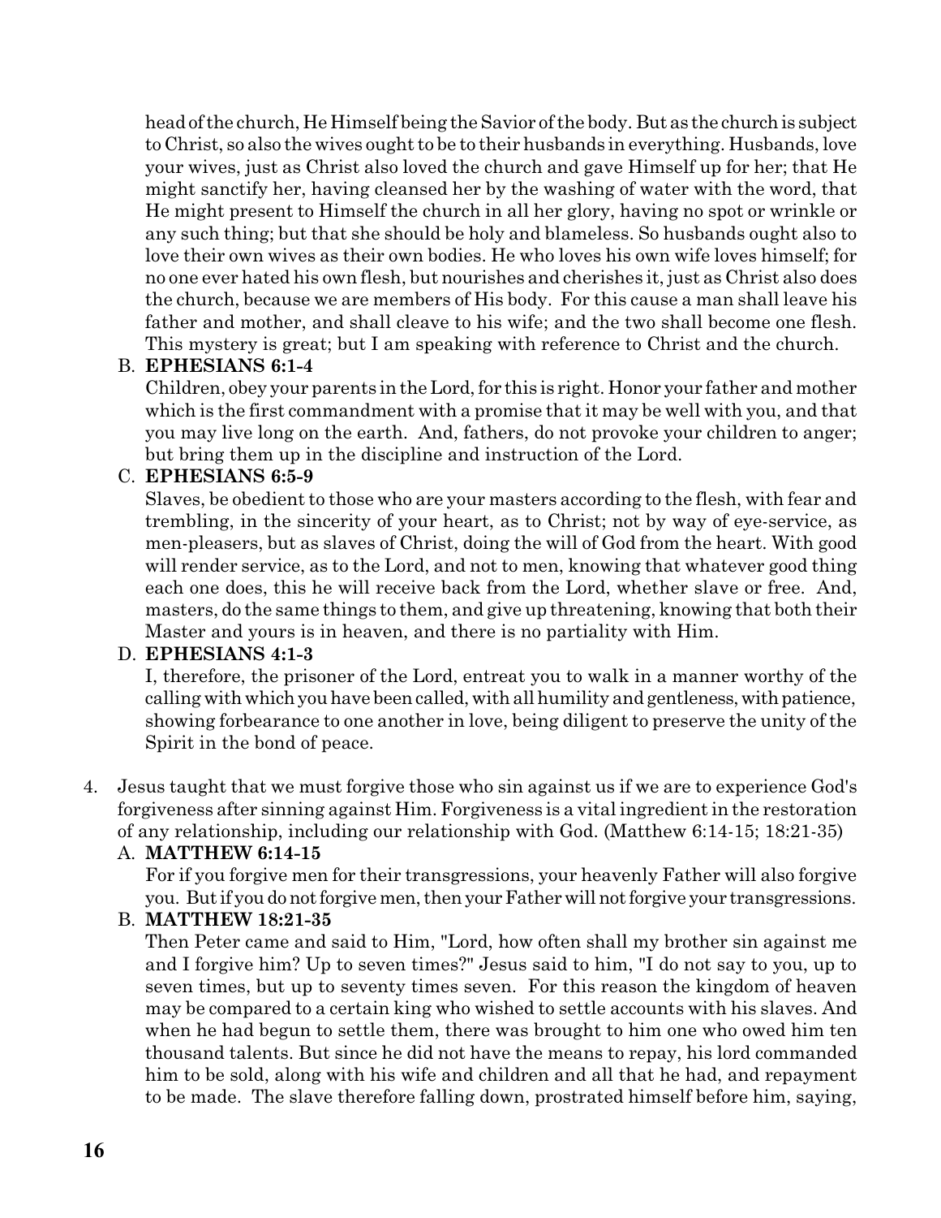head of the church, He Himself being the Savior of the body. But as the church is subject to Christ, so also the wives ought to be to their husbands in everything. Husbands, love your wives, just as Christ also loved the church and gave Himself up for her; that He might sanctify her, having cleansed her by the washing of water with the word, that He might present to Himself the church in all her glory, having no spot or wrinkle or any such thing; but that she should be holy and blameless. So husbands ought also to love their own wives as their own bodies. He who loves his own wife loves himself; for no one ever hated his own flesh, but nourishes and cherishes it, just as Christ also does the church, because we are members of His body. For this cause a man shall leave his father and mother, and shall cleave to his wife; and the two shall become one flesh. This mystery is great; but I am speaking with reference to Christ and the church.

B. **EPHESIANS 6:1-4**
Children, obey your parents in the Lord, for this is right. Honor your father and mother which is the first commandment with a promise that it may be well with you, and that you may live long on the earth. And, fathers, do not provoke your children to anger; but bring them up in the discipline and instruction of the Lord.

C. **EPHESIANS 6:5-9**
Slaves, be obedient to those who are your masters according to the flesh, with fear and trembling, in the sincerity of your heart, as to Christ; not by way of eye-service, as men-pleasers, but as slaves of Christ, doing the will of God from the heart. With good will render service, as to the Lord, and not to men, knowing that whatever good thing each one does, this he will receive back from the Lord, whether slave or free. And, masters, do the same things to them, and give up threatening, knowing that both their Master and yours is in heaven, and there is no partiality with Him.

D. **EPHESIANS 4:1-3**
I, therefore, the prisoner of the Lord, entreat you to walk in a manner worthy of the calling with which you have been called, with all humility and gentleness, with patience, showing forbearance to one another in love, being diligent to preserve the unity of the Spirit in the bond of peace.

4. Jesus taught that we must forgive those who sin against us if we are to experience God's forgiveness after sinning against Him. Forgiveness is a vital ingredient in the restoration of any relationship, including our relationship with God. (Matthew 6:14-15; 18:21-35)

A. **MATTHEW 6:14-15**
For if you forgive men for their transgressions, your heavenly Father will also forgive you. But if you do not forgive men, then your Father will not forgive your transgressions.

B. **MATTHEW 18:21-35**
Then Peter came and said to Him, "Lord, how often shall my brother sin against me and I forgive him? Up to seven times?" Jesus said to him, "I do not say to you, up to seven times, but up to seventy times seven. For this reason the kingdom of heaven may be compared to a certain king who wished to settle accounts with his slaves. And when he had begun to settle them, there was brought to him one who owed him ten thousand talents. But since he did not have the means to repay, his lord commanded him to be sold, along with his wife and children and all that he had, and repayment to be made. The slave therefore falling down, prostrated himself before him, saying,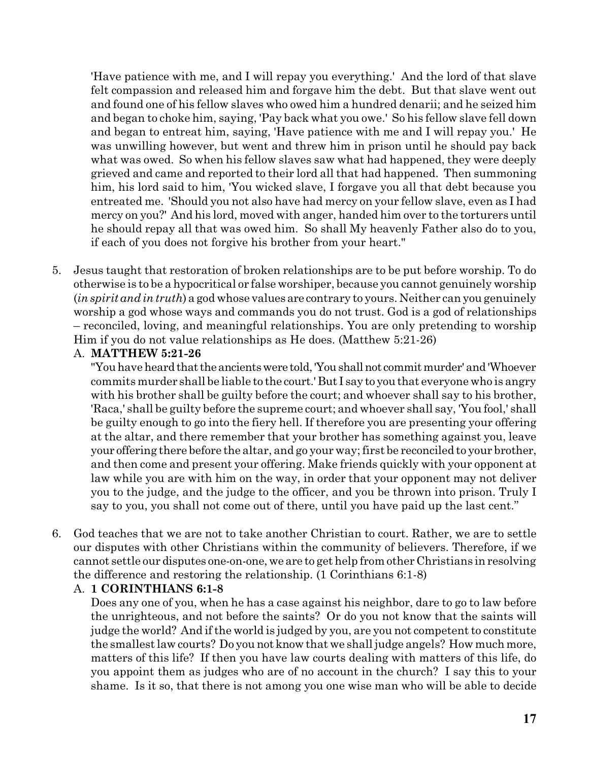'Have patience with me, and I will repay you everything.' And the lord of that slave felt compassion and released him and forgave him the debt. But that slave went out and found one of his fellow slaves who owed him a hundred denarii; and he seized him and began to choke him, saying, 'Pay back what you owe.' So his fellow slave fell down and began to entreat him, saying, 'Have patience with me and I will repay you.' He was unwilling however, but went and threw him in prison until he should pay back what was owed. So when his fellow slaves saw what had happened, they were deeply grieved and came and reported to their lord all that had happened. Then summoning him, his lord said to him, 'You wicked slave, I forgave you all that debt because you entreated me. 'Should you not also have had mercy on your fellow slave, even as I had mercy on you?' And his lord, moved with anger, handed him over to the torturers until he should repay all that was owed him. So shall My heavenly Father also do to you, if each of you does not forgive his brother from your heart."

5. Jesus taught that restoration of broken relationships are to be put before worship. To do otherwise is to be a hypocritical or false worshiper, because you cannot genuinely worship (*in spirit and in truth*) a god whose values are contrary to yours. Neither can you genuinely worship a god whose ways and commands you do not trust. God is a god of relationships – reconciled, loving, and meaningful relationships. You are only pretending to worship Him if you do not value relationships as He does. (Matthew 5:21-26)

   A. **MATTHEW 5:21-26**

   "You have heard that the ancients were told, 'You shall not commit murder' and 'Whoever commits murder shall be liable to the court.' But I say to you that everyone who is angry with his brother shall be guilty before the court; and whoever shall say to his brother, 'Raca,' shall be guilty before the supreme court; and whoever shall say, 'You fool,' shall be guilty enough to go into the fiery hell. If therefore you are presenting your offering at the altar, and there remember that your brother has something against you, leave your offering there before the altar, and go your way; first be reconciled to your brother, and then come and present your offering. Make friends quickly with your opponent at law while you are with him on the way, in order that your opponent may not deliver you to the judge, and the judge to the officer, and you be thrown into prison. Truly I say to you, you shall not come out of there, until you have paid up the last cent."

6. God teaches that we are not to take another Christian to court. Rather, we are to settle our disputes with other Christians within the community of believers. Therefore, if we cannot settle our disputes one-on-one, we are to get help from other Christians in resolving the difference and restoring the relationship. (1 Corinthians 6:1-8)

   A. **1 CORINTHIANS 6:1-8**

   Does any one of you, when he has a case against his neighbor, dare to go to law before the unrighteous, and not before the saints? Or do you not know that the saints will judge the world? And if the world is judged by you, are you not competent to constitute the smallest law courts? Do you not know that we shall judge angels? How much more, matters of this life? If then you have law courts dealing with matters of this life, do you appoint them as judges who are of no account in the church? I say this to your shame. Is it so, that there is not among you one wise man who will be able to decide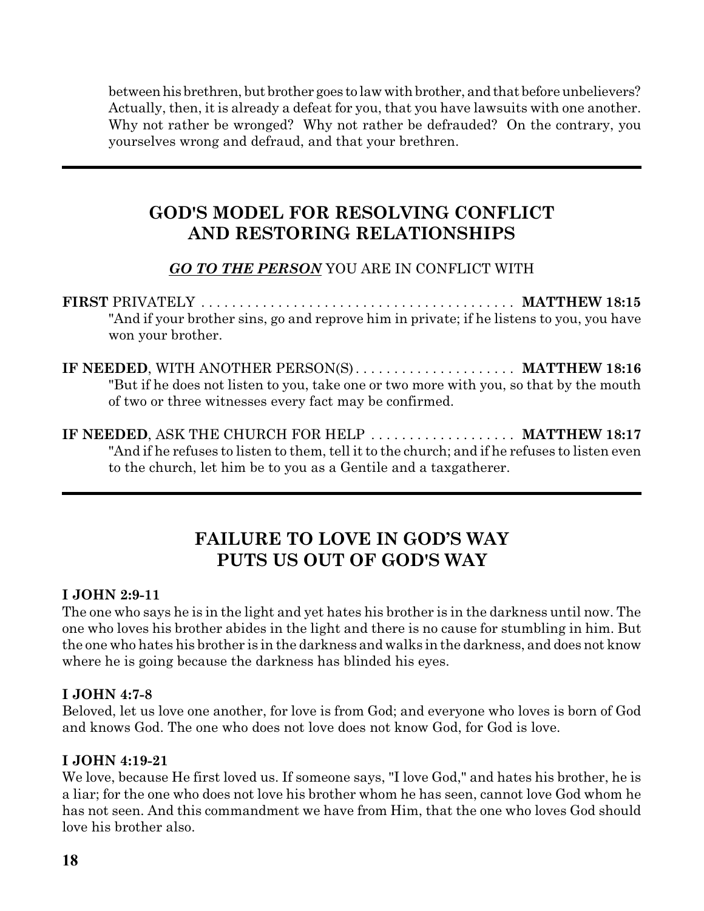between his brethren, but brother goes to law with brother, and that before unbelievers? Actually, then, it is already a defeat for you, that you have lawsuits with one another. Why not rather be wronged? Why not rather be defrauded? On the contrary, you yourselves wrong and defraud, and that your brethren.

---

## GOD'S MODEL FOR RESOLVING CONFLICT AND RESTORING RELATIONSHIPS

***GO TO THE PERSON*** YOU ARE IN CONFLICT WITH

**FIRST** PRIVATELY . . . . . . . . . . . . . . . . . . . . . . . . . . . . . . . . . . . . . . . . . **MATTHEW 18:15**
"And if your brother sins, go and reprove him in private; if he listens to you, you have won your brother.

**IF NEEDED**, WITH ANOTHER PERSON(S) . . . . . . . . . . . . . . . . . . . . . **MATTHEW 18:16**
"But if he does not listen to you, take one or two more with you, so that by the mouth of two or three witnesses every fact may be confirmed.

**IF NEEDED**, ASK THE CHURCH FOR HELP . . . . . . . . . . . . . . . . . . . **MATTHEW 18:17**
"And if he refuses to listen to them, tell it to the church; and if he refuses to listen even to the church, let him be to you as a Gentile and a taxgatherer.

---

## FAILURE TO LOVE IN GOD'S WAY PUTS US OUT OF GOD'S WAY

**I JOHN 2:9-11**
The one who says he is in the light and yet hates his brother is in the darkness until now. The one who loves his brother abides in the light and there is no cause for stumbling in him. But the one who hates his brother is in the darkness and walks in the darkness, and does not know where he is going because the darkness has blinded his eyes.

**I JOHN 4:7-8**
Beloved, let us love one another, for love is from God; and everyone who loves is born of God and knows God. The one who does not love does not know God, for God is love.

**I JOHN 4:19-21**
We love, because He first loved us. If someone says, "I love God," and hates his brother, he is a liar; for the one who does not love his brother whom he has seen, cannot love God whom he has not seen. And this commandment we have from Him, that the one who loves God should love his brother also.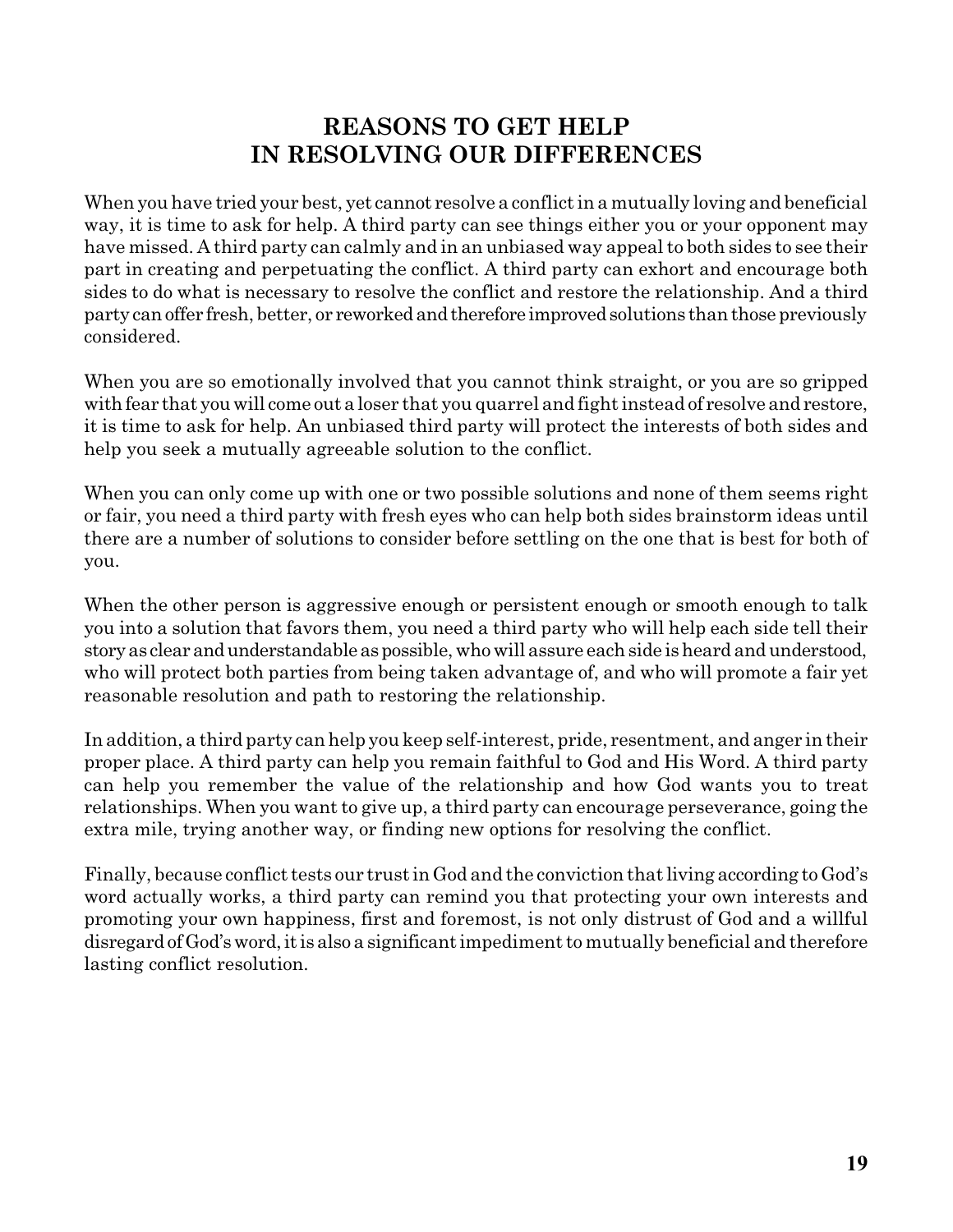## REASONS TO GET HELP IN RESOLVING OUR DIFFERENCES

When you have tried your best, yet cannot resolve a conflict in a mutually loving and beneficial way, it is time to ask for help. A third party can see things either you or your opponent may have missed. A third party can calmly and in an unbiased way appeal to both sides to see their part in creating and perpetuating the conflict. A third party can exhort and encourage both sides to do what is necessary to resolve the conflict and restore the relationship. And a third party can offer fresh, better, or reworked and therefore improved solutions than those previously considered.

When you are so emotionally involved that you cannot think straight, or you are so gripped with fear that you will come out a loser that you quarrel and fight instead of resolve and restore, it is time to ask for help. An unbiased third party will protect the interests of both sides and help you seek a mutually agreeable solution to the conflict.

When you can only come up with one or two possible solutions and none of them seems right or fair, you need a third party with fresh eyes who can help both sides brainstorm ideas until there are a number of solutions to consider before settling on the one that is best for both of you.

When the other person is aggressive enough or persistent enough or smooth enough to talk you into a solution that favors them, you need a third party who will help each side tell their story as clear and understandable as possible, who will assure each side is heard and understood, who will protect both parties from being taken advantage of, and who will promote a fair yet reasonable resolution and path to restoring the relationship.

In addition, a third party can help you keep self-interest, pride, resentment, and anger in their proper place. A third party can help you remain faithful to God and His Word. A third party can help you remember the value of the relationship and how God wants you to treat relationships. When you want to give up, a third party can encourage perseverance, going the extra mile, trying another way, or finding new options for resolving the conflict.

Finally, because conflict tests our trust in God and the conviction that living according to God's word actually works, a third party can remind you that protecting your own interests and promoting your own happiness, first and foremost, is not only distrust of God and a willful disregard of God's word, it is also a significant impediment to mutually beneficial and therefore lasting conflict resolution.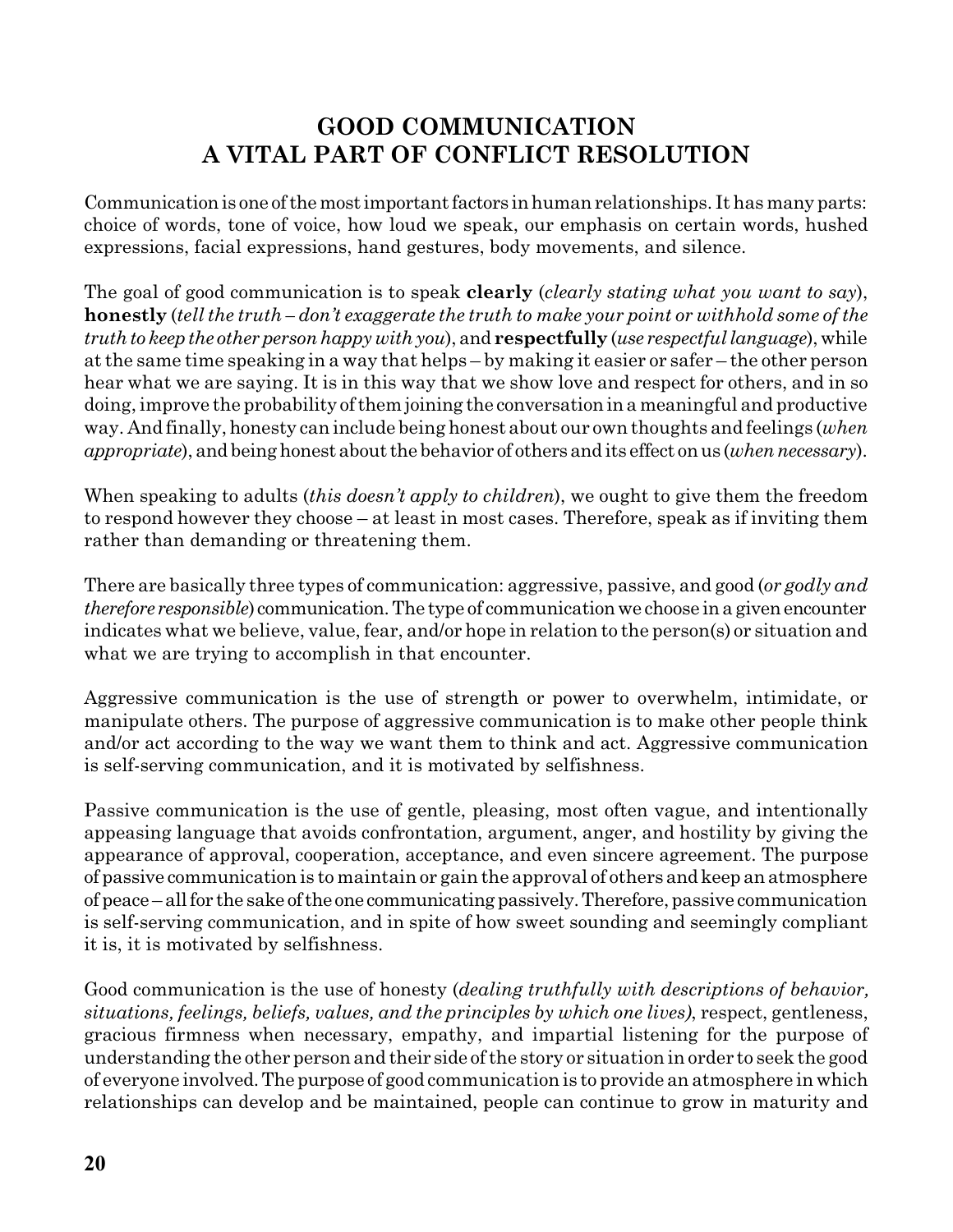# GOOD COMMUNICATION
# A VITAL PART OF CONFLICT RESOLUTION

Communication is one of the most important factors in human relationships. It has many parts: choice of words, tone of voice, how loud we speak, our emphasis on certain words, hushed expressions, facial expressions, hand gestures, body movements, and silence.

The goal of good communication is to speak **clearly** (*clearly stating what you want to say*), **honestly** (*tell the truth – don't exaggerate the truth to make your point or withhold some of the truth to keep the other person happy with you*), and **respectfully** (*use respectful language*), while at the same time speaking in a way that helps – by making it easier or safer – the other person hear what we are saying. It is in this way that we show love and respect for others, and in so doing, improve the probability of them joining the conversation in a meaningful and productive way. And finally, honesty can include being honest about our own thoughts and feelings (*when appropriate*), and being honest about the behavior of others and its effect on us (*when necessary*).

When speaking to adults (*this doesn't apply to children*), we ought to give them the freedom to respond however they choose – at least in most cases. Therefore, speak as if inviting them rather than demanding or threatening them.

There are basically three types of communication: aggressive, passive, and good (*or godly and therefore responsible*) communication. The type of communication we choose in a given encounter indicates what we believe, value, fear, and/or hope in relation to the person(s) or situation and what we are trying to accomplish in that encounter.

Aggressive communication is the use of strength or power to overwhelm, intimidate, or manipulate others. The purpose of aggressive communication is to make other people think and/or act according to the way we want them to think and act. Aggressive communication is self-serving communication, and it is motivated by selfishness.

Passive communication is the use of gentle, pleasing, most often vague, and intentionally appeasing language that avoids confrontation, argument, anger, and hostility by giving the appearance of approval, cooperation, acceptance, and even sincere agreement. The purpose of passive communication is to maintain or gain the approval of others and keep an atmosphere of peace – all for the sake of the one communicating passively. Therefore, passive communication is self-serving communication, and in spite of how sweet sounding and seemingly compliant it is, it is motivated by selfishness.

Good communication is the use of honesty (*dealing truthfully with descriptions of behavior, situations, feelings, beliefs, values, and the principles by which one lives)*, respect, gentleness, gracious firmness when necessary, empathy, and impartial listening for the purpose of understanding the other person and their side of the story or situation in order to seek the good of everyone involved. The purpose of good communication is to provide an atmosphere in which relationships can develop and be maintained, people can continue to grow in maturity and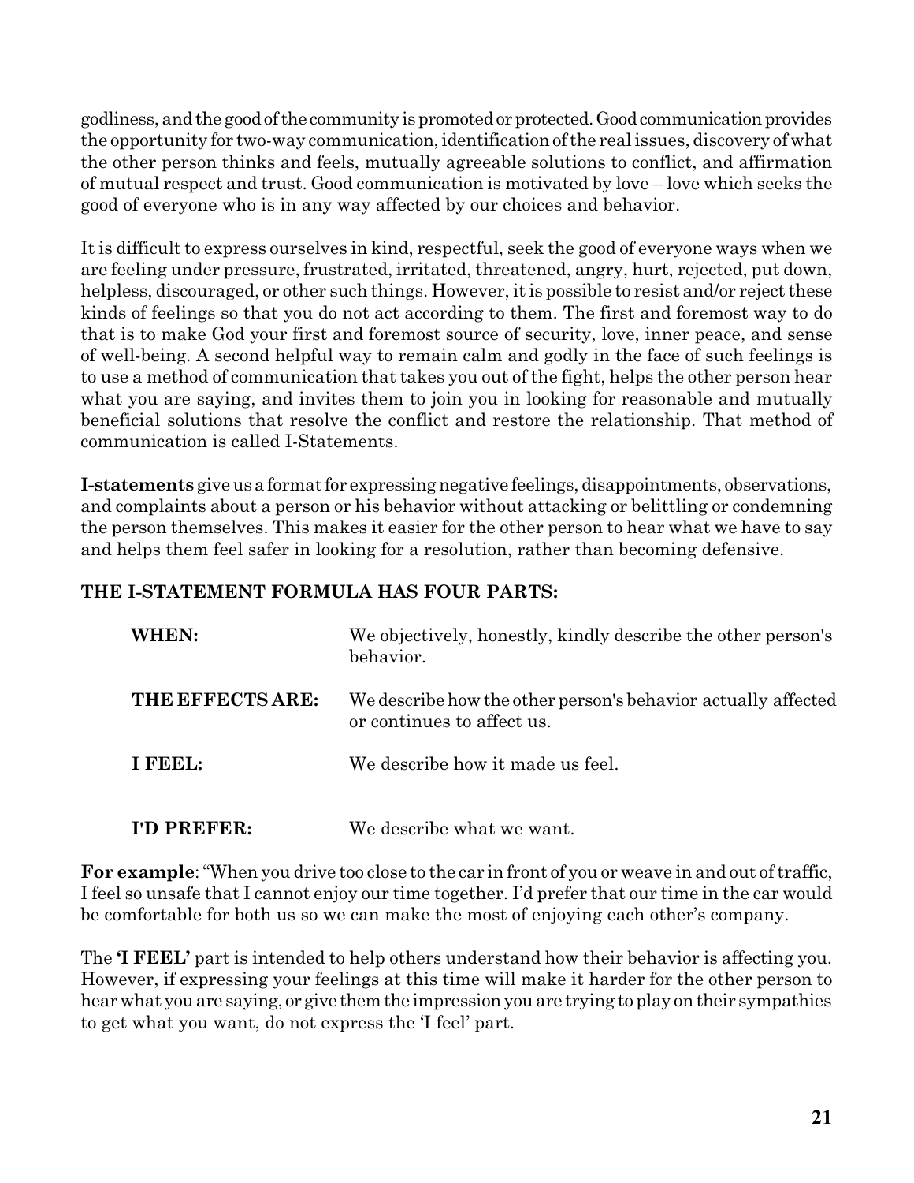godliness, and the good of the community is promoted or protected. Good communication provides the opportunity for two-way communication, identification of the real issues, discovery of what the other person thinks and feels, mutually agreeable solutions to conflict, and affirmation of mutual respect and trust. Good communication is motivated by love – love which seeks the good of everyone who is in any way affected by our choices and behavior.

It is difficult to express ourselves in kind, respectful, seek the good of everyone ways when we are feeling under pressure, frustrated, irritated, threatened, angry, hurt, rejected, put down, helpless, discouraged, or other such things. However, it is possible to resist and/or reject these kinds of feelings so that you do not act according to them. The first and foremost way to do that is to make God your first and foremost source of security, love, inner peace, and sense of well-being. A second helpful way to remain calm and godly in the face of such feelings is to use a method of communication that takes you out of the fight, helps the other person hear what you are saying, and invites them to join you in looking for reasonable and mutually beneficial solutions that resolve the conflict and restore the relationship. That method of communication is called I-Statements.

**I-statements** give us a format for expressing negative feelings, disappointments, observations, and complaints about a person or his behavior without attacking or belittling or condemning the person themselves. This makes it easier for the other person to hear what we have to say and helps them feel safer in looking for a resolution, rather than becoming defensive.

**THE I-STATEMENT FORMULA HAS FOUR PARTS:**

| | |
|---|---|
| **WHEN:** | We objectively, honestly, kindly describe the other person's behavior. |
| **THE EFFECTS ARE:** | We describe how the other person's behavior actually affected or continues to affect us. |
| **I FEEL:** | We describe how it made us feel. |
| **I'D PREFER:** | We describe what we want. |

**For example**: "When you drive too close to the car in front of you or weave in and out of traffic, I feel so unsafe that I cannot enjoy our time together. I'd prefer that our time in the car would be comfortable for both us so we can make the most of enjoying each other's company.

The **'I FEEL'** part is intended to help others understand how their behavior is affecting you. However, if expressing your feelings at this time will make it harder for the other person to hear what you are saying, or give them the impression you are trying to play on their sympathies to get what you want, do not express the 'I feel' part.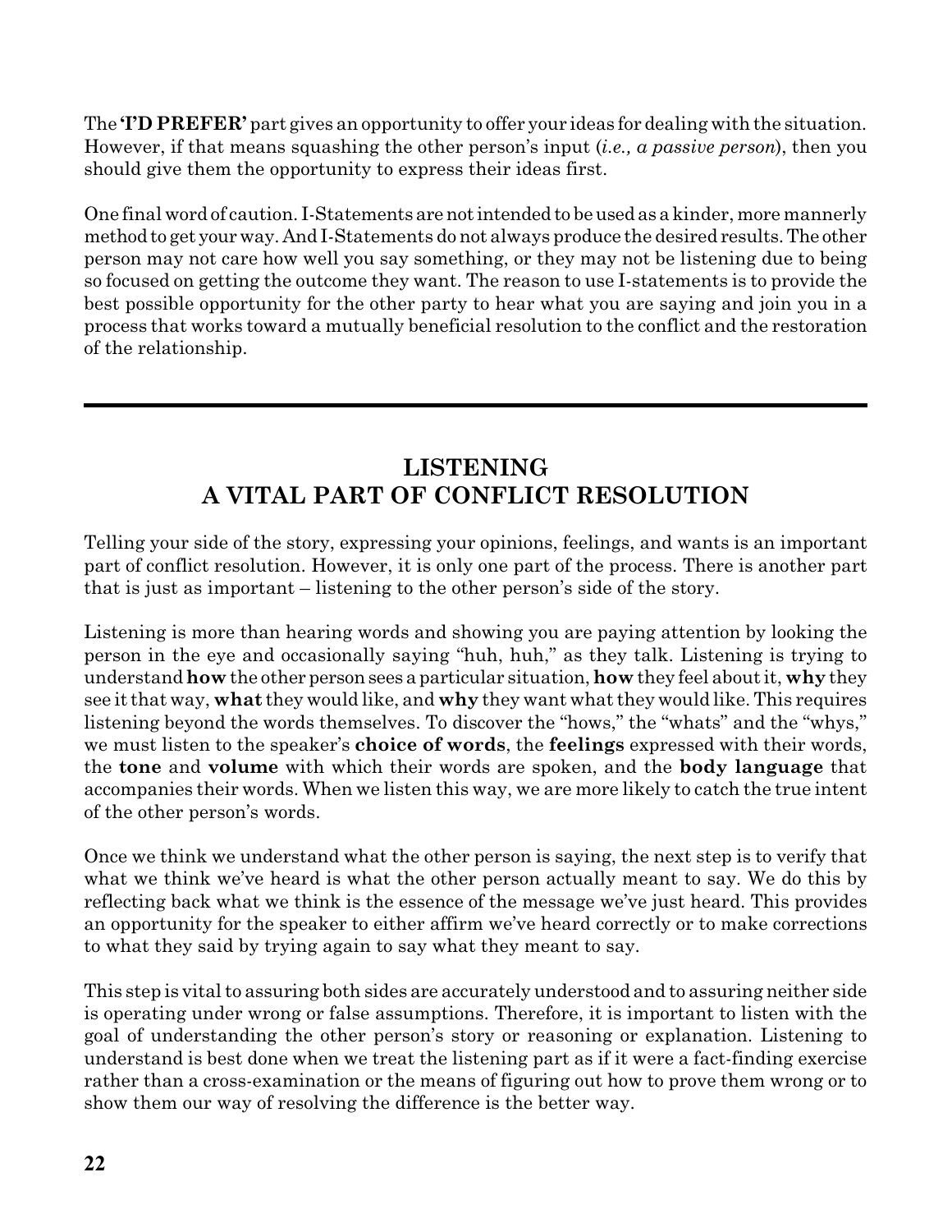The **'I'D PREFER'** part gives an opportunity to offer your ideas for dealing with the situation. However, if that means squashing the other person's input (*i.e., a passive person*), then you should give them the opportunity to express their ideas first.

One final word of caution. I-Statements are not intended to be used as a kinder, more mannerly method to get your way. And I-Statements do not always produce the desired results. The other person may not care how well you say something, or they may not be listening due to being so focused on getting the outcome they want. The reason to use I-statements is to provide the best possible opportunity for the other party to hear what you are saying and join you in a process that works toward a mutually beneficial resolution to the conflict and the restoration of the relationship.

---

## LISTENING
## A VITAL PART OF CONFLICT RESOLUTION

Telling your side of the story, expressing your opinions, feelings, and wants is an important part of conflict resolution. However, it is only one part of the process. There is another part that is just as important – listening to the other person's side of the story.

Listening is more than hearing words and showing you are paying attention by looking the person in the eye and occasionally saying "huh, huh," as they talk. Listening is trying to understand **how** the other person sees a particular situation, **how** they feel about it, **why** they see it that way, **what** they would like, and **why** they want what they would like. This requires listening beyond the words themselves. To discover the "hows," the "whats" and the "whys," we must listen to the speaker's **choice of words**, the **feelings** expressed with their words, the **tone** and **volume** with which their words are spoken, and the **body language** that accompanies their words. When we listen this way, we are more likely to catch the true intent of the other person's words.

Once we think we understand what the other person is saying, the next step is to verify that what we think we've heard is what the other person actually meant to say. We do this by reflecting back what we think is the essence of the message we've just heard. This provides an opportunity for the speaker to either affirm we've heard correctly or to make corrections to what they said by trying again to say what they meant to say.

This step is vital to assuring both sides are accurately understood and to assuring neither side is operating under wrong or false assumptions. Therefore, it is important to listen with the goal of understanding the other person's story or reasoning or explanation. Listening to understand is best done when we treat the listening part as if it were a fact-finding exercise rather than a cross-examination or the means of figuring out how to prove them wrong or to show them our way of resolving the difference is the better way.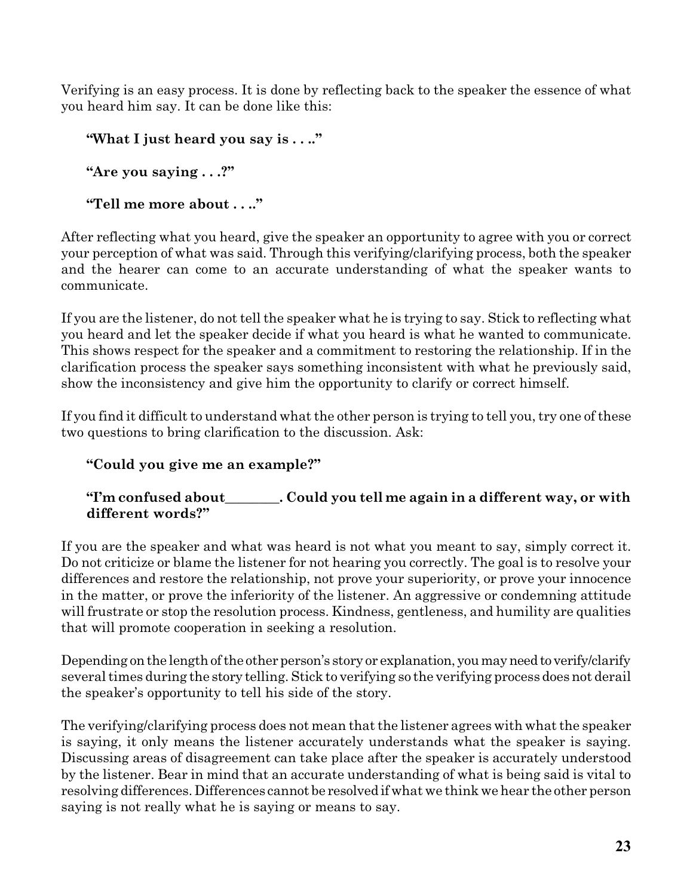Verifying is an easy process. It is done by reflecting back to the speaker the essence of what you heard him say. It can be done like this:

**"What I just heard you say is . . .."**

**"Are you saying . . .?"**

**"Tell me more about . . .."**

After reflecting what you heard, give the speaker an opportunity to agree with you or correct your perception of what was said. Through this verifying/clarifying process, both the speaker and the hearer can come to an accurate understanding of what the speaker wants to communicate.

If you are the listener, do not tell the speaker what he is trying to say. Stick to reflecting what you heard and let the speaker decide if what you heard is what he wanted to communicate. This shows respect for the speaker and a commitment to restoring the relationship. If in the clarification process the speaker says something inconsistent with what he previously said, show the inconsistency and give him the opportunity to clarify or correct himself.

If you find it difficult to understand what the other person is trying to tell you, try one of these two questions to bring clarification to the discussion. Ask:

**"Could you give me an example?"**

**"I'm confused about________. Could you tell me again in a different way, or with different words?"**

If you are the speaker and what was heard is not what you meant to say, simply correct it. Do not criticize or blame the listener for not hearing you correctly. The goal is to resolve your differences and restore the relationship, not prove your superiority, or prove your innocence in the matter, or prove the inferiority of the listener. An aggressive or condemning attitude will frustrate or stop the resolution process. Kindness, gentleness, and humility are qualities that will promote cooperation in seeking a resolution.

Depending on the length of the other person's story or explanation, you may need to verify/clarify several times during the story telling. Stick to verifying so the verifying process does not derail the speaker's opportunity to tell his side of the story.

The verifying/clarifying process does not mean that the listener agrees with what the speaker is saying, it only means the listener accurately understands what the speaker is saying. Discussing areas of disagreement can take place after the speaker is accurately understood by the listener. Bear in mind that an accurate understanding of what is being said is vital to resolving differences. Differences cannot be resolved if what we think we hear the other person saying is not really what he is saying or means to say.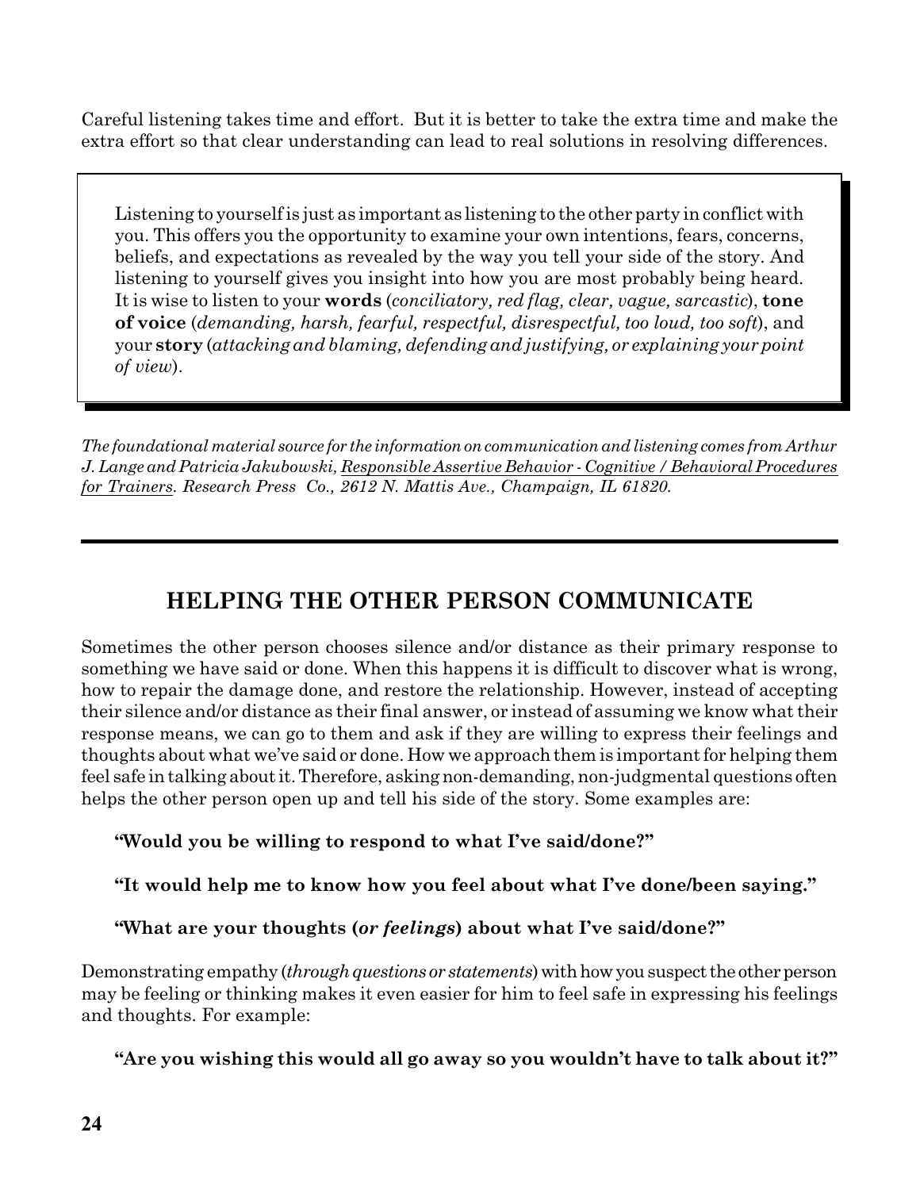Careful listening takes time and effort. But it is better to take the extra time and make the extra effort so that clear understanding can lead to real solutions in resolving differences.

> Listening to yourself is just as important as listening to the other party in conflict with you. This offers you the opportunity to examine your own intentions, fears, concerns, beliefs, and expectations as revealed by the way you tell your side of the story. And listening to yourself gives you insight into how you are most probably being heard. It is wise to listen to your **words** (*conciliatory, red flag, clear, vague, sarcastic*), **tone of voice** (*demanding, harsh, fearful, respectful, disrespectful, too loud, too soft*), and your **story** (*attacking and blaming, defending and justifying, or explaining your point of view*).

*The foundational material source for the information on communication and listening comes from Arthur J. Lange and Patricia Jakubowski, Responsible Assertive Behavior - Cognitive / Behavioral Procedures for Trainers. Research Press Co., 2612 N. Mattis Ave., Champaign, IL 61820.*

---

## HELPING THE OTHER PERSON COMMUNICATE

Sometimes the other person chooses silence and/or distance as their primary response to something we have said or done. When this happens it is difficult to discover what is wrong, how to repair the damage done, and restore the relationship. However, instead of accepting their silence and/or distance as their final answer, or instead of assuming we know what their response means, we can go to them and ask if they are willing to express their feelings and thoughts about what we've said or done. How we approach them is important for helping them feel safe in talking about it. Therefore, asking non-demanding, non-judgmental questions often helps the other person open up and tell his side of the story. Some examples are:

**"Would you be willing to respond to what I've said/done?"**

**"It would help me to know how you feel about what I've done/been saying."**

**"What are your thoughts (*or feelings*) about what I've said/done?"**

Demonstrating empathy (*through questions or statements*) with how you suspect the other person may be feeling or thinking makes it even easier for him to feel safe in expressing his feelings and thoughts. For example:

**"Are you wishing this would all go away so you wouldn't have to talk about it?"**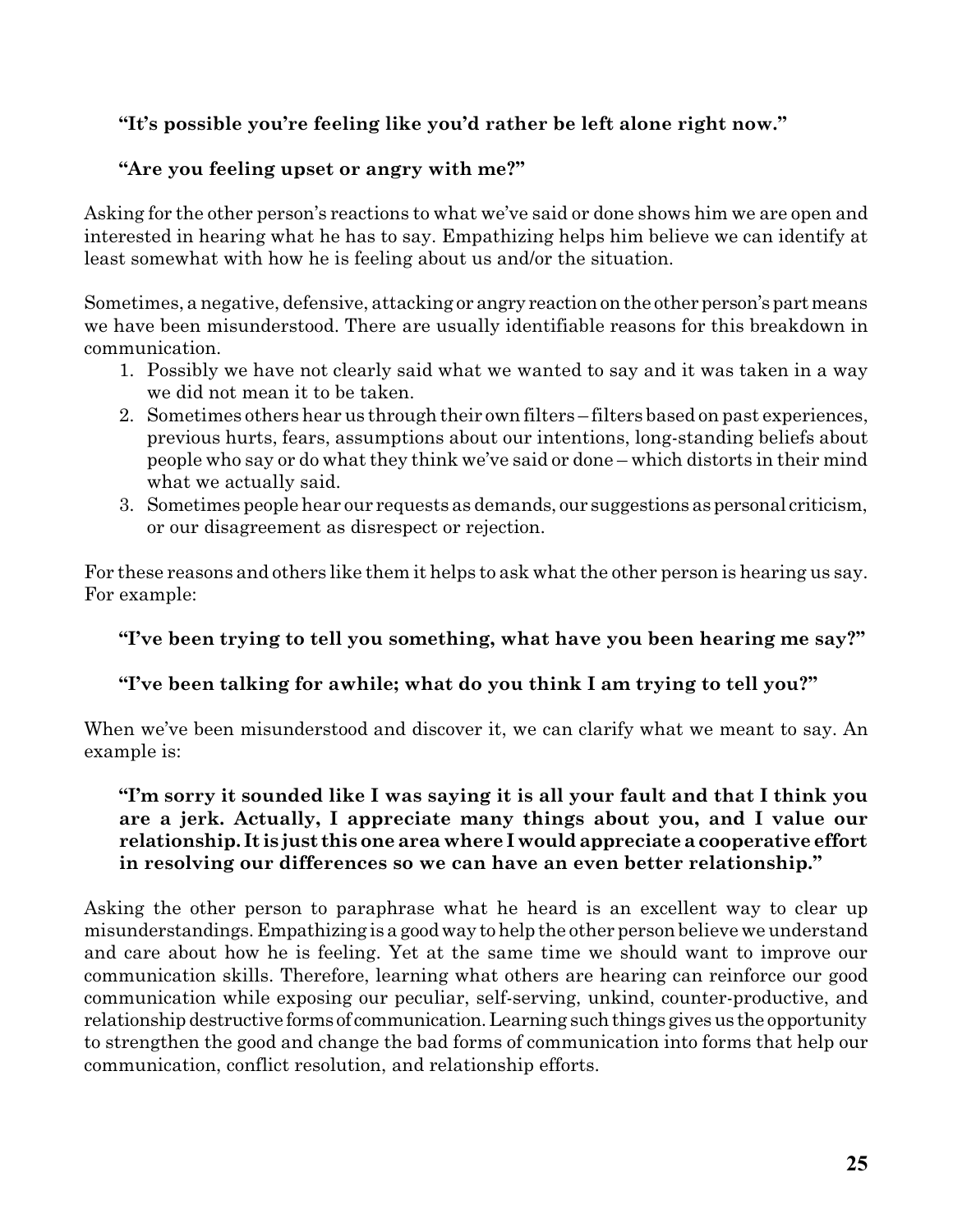**"It's possible you're feeling like you'd rather be left alone right now."**

**"Are you feeling upset or angry with me?"**

Asking for the other person's reactions to what we've said or done shows him we are open and interested in hearing what he has to say. Empathizing helps him believe we can identify at least somewhat with how he is feeling about us and/or the situation.

Sometimes, a negative, defensive, attacking or angry reaction on the other person's part means we have been misunderstood. There are usually identifiable reasons for this breakdown in communication.

1. Possibly we have not clearly said what we wanted to say and it was taken in a way we did not mean it to be taken.
2. Sometimes others hear us through their own filters – filters based on past experiences, previous hurts, fears, assumptions about our intentions, long-standing beliefs about people who say or do what they think we've said or done – which distorts in their mind what we actually said.
3. Sometimes people hear our requests as demands, our suggestions as personal criticism, or our disagreement as disrespect or rejection.

For these reasons and others like them it helps to ask what the other person is hearing us say. For example:

**"I've been trying to tell you something, what have you been hearing me say?"**

**"I've been talking for awhile; what do you think I am trying to tell you?"**

When we've been misunderstood and discover it, we can clarify what we meant to say. An example is:

**"I'm sorry it sounded like I was saying it is all your fault and that I think you are a jerk. Actually, I appreciate many things about you, and I value our relationship. It is just this one area where I would appreciate a cooperative effort in resolving our differences so we can have an even better relationship."**

Asking the other person to paraphrase what he heard is an excellent way to clear up misunderstandings. Empathizing is a good way to help the other person believe we understand and care about how he is feeling. Yet at the same time we should want to improve our communication skills. Therefore, learning what others are hearing can reinforce our good communication while exposing our peculiar, self-serving, unkind, counter-productive, and relationship destructive forms of communication. Learning such things gives us the opportunity to strengthen the good and change the bad forms of communication into forms that help our communication, conflict resolution, and relationship efforts.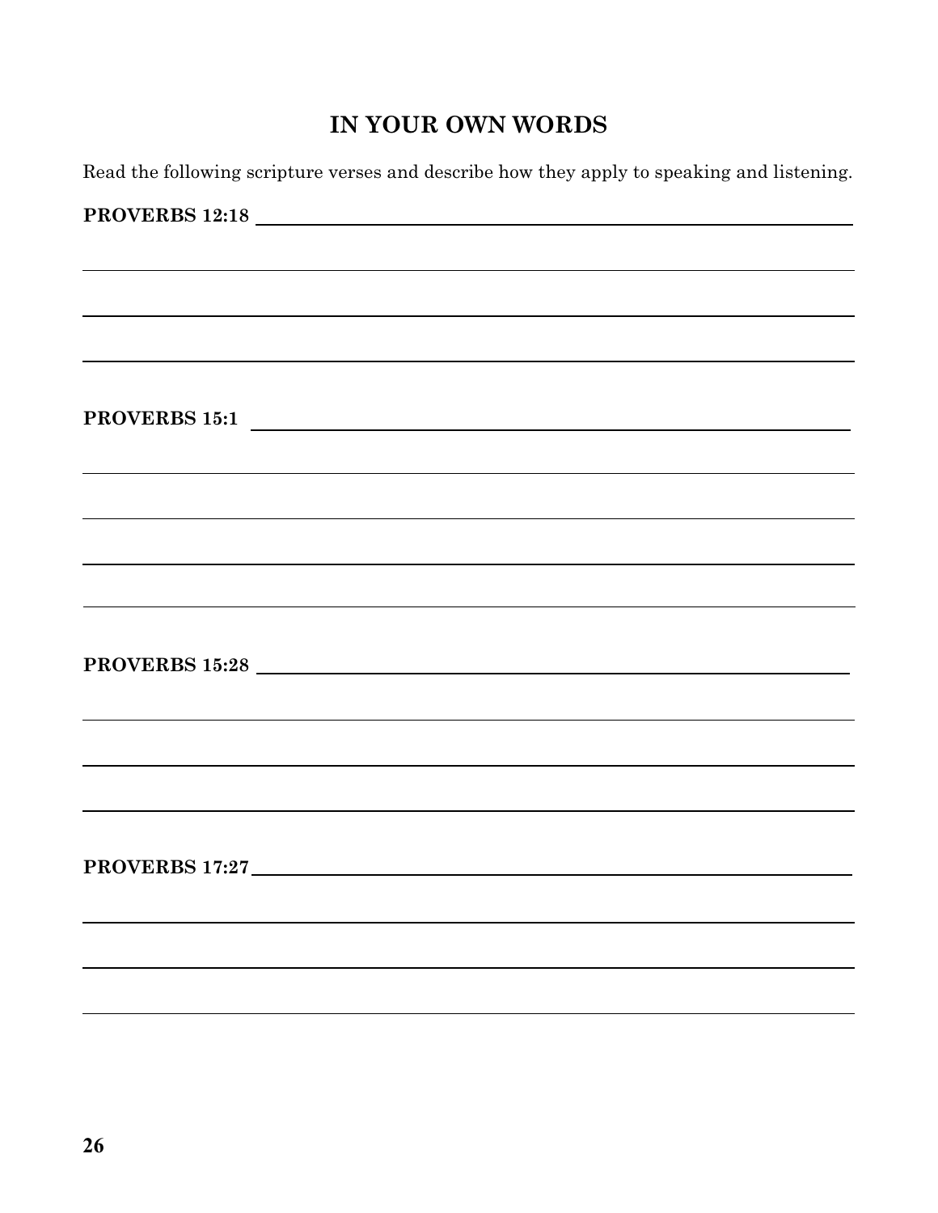## IN YOUR OWN WORDS

Read the following scripture verses and describe how they apply to speaking and listening.

**PROVERBS 12:18** ______________________________________________

________________________________________________________________

________________________________________________________________

________________________________________________________________

**PROVERBS 15:1** ______________________________________________

________________________________________________________________

________________________________________________________________

________________________________________________________________

________________________________________________________________

**PROVERBS 15:28** ______________________________________________

________________________________________________________________

________________________________________________________________

________________________________________________________________

**PROVERBS 17:27** ______________________________________________

________________________________________________________________

________________________________________________________________

________________________________________________________________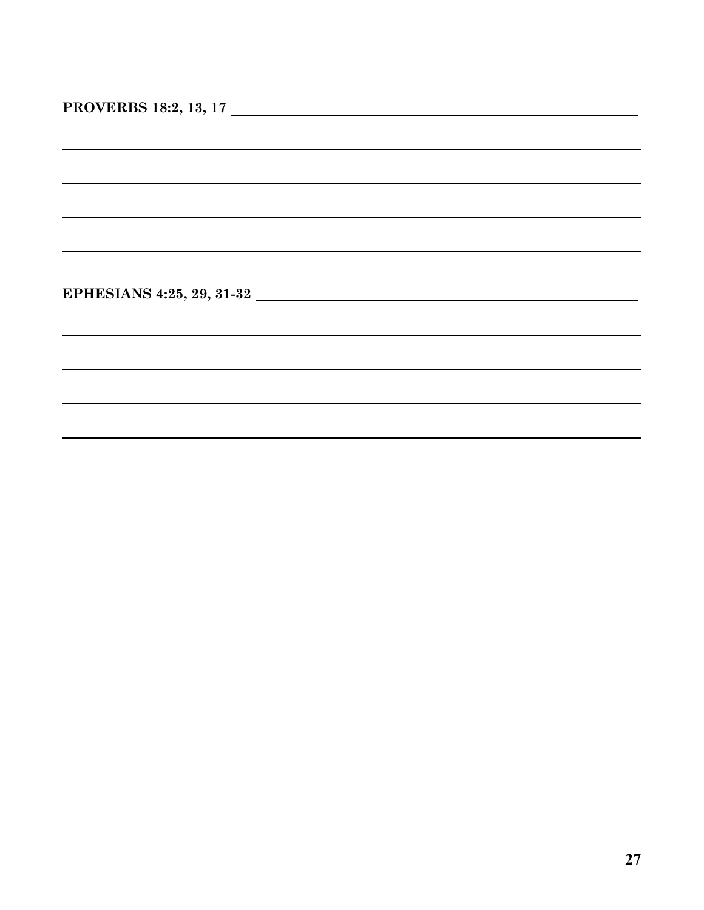**PROVERBS 18:2, 13, 17** \_\_\_\_\_\_\_\_\_\_\_\_\_\_\_\_\_\_\_\_\_\_\_\_\_\_\_\_\_\_\_\_\_\_\_\_\_\_\_\_\_\_\_\_\_\_\_\_\_\_\_\_\_\_

\_\_\_\_\_\_\_\_\_\_\_\_\_\_\_\_\_\_\_\_\_\_\_\_\_\_\_\_\_\_\_\_\_\_\_\_\_\_\_\_\_\_\_\_\_\_\_\_\_\_\_\_\_\_\_\_\_\_\_\_\_\_\_\_\_\_\_\_\_\_\_\_\_\_\_\_\_\_

\_\_\_\_\_\_\_\_\_\_\_\_\_\_\_\_\_\_\_\_\_\_\_\_\_\_\_\_\_\_\_\_\_\_\_\_\_\_\_\_\_\_\_\_\_\_\_\_\_\_\_\_\_\_\_\_\_\_\_\_\_\_\_\_\_\_\_\_\_\_\_\_\_\_\_\_\_\_

\_\_\_\_\_\_\_\_\_\_\_\_\_\_\_\_\_\_\_\_\_\_\_\_\_\_\_\_\_\_\_\_\_\_\_\_\_\_\_\_\_\_\_\_\_\_\_\_\_\_\_\_\_\_\_\_\_\_\_\_\_\_\_\_\_\_\_\_\_\_\_\_\_\_\_\_\_\_

\_\_\_\_\_\_\_\_\_\_\_\_\_\_\_\_\_\_\_\_\_\_\_\_\_\_\_\_\_\_\_\_\_\_\_\_\_\_\_\_\_\_\_\_\_\_\_\_\_\_\_\_\_\_\_\_\_\_\_\_\_\_\_\_\_\_\_\_\_\_\_\_\_\_\_\_\_\_

**EPHESIANS 4:25, 29, 31-32** \_\_\_\_\_\_\_\_\_\_\_\_\_\_\_\_\_\_\_\_\_\_\_\_\_\_\_\_\_\_\_\_\_\_\_\_\_\_\_\_\_\_\_\_\_\_\_\_\_\_

\_\_\_\_\_\_\_\_\_\_\_\_\_\_\_\_\_\_\_\_\_\_\_\_\_\_\_\_\_\_\_\_\_\_\_\_\_\_\_\_\_\_\_\_\_\_\_\_\_\_\_\_\_\_\_\_\_\_\_\_\_\_\_\_\_\_\_\_\_\_\_\_\_\_\_\_\_\_

\_\_\_\_\_\_\_\_\_\_\_\_\_\_\_\_\_\_\_\_\_\_\_\_\_\_\_\_\_\_\_\_\_\_\_\_\_\_\_\_\_\_\_\_\_\_\_\_\_\_\_\_\_\_\_\_\_\_\_\_\_\_\_\_\_\_\_\_\_\_\_\_\_\_\_\_\_\_

\_\_\_\_\_\_\_\_\_\_\_\_\_\_\_\_\_\_\_\_\_\_\_\_\_\_\_\_\_\_\_\_\_\_\_\_\_\_\_\_\_\_\_\_\_\_\_\_\_\_\_\_\_\_\_\_\_\_\_\_\_\_\_\_\_\_\_\_\_\_\_\_\_\_\_\_\_\_

\_\_\_\_\_\_\_\_\_\_\_\_\_\_\_\_\_\_\_\_\_\_\_\_\_\_\_\_\_\_\_\_\_\_\_\_\_\_\_\_\_\_\_\_\_\_\_\_\_\_\_\_\_\_\_\_\_\_\_\_\_\_\_\_\_\_\_\_\_\_\_\_\_\_\_\_\_\_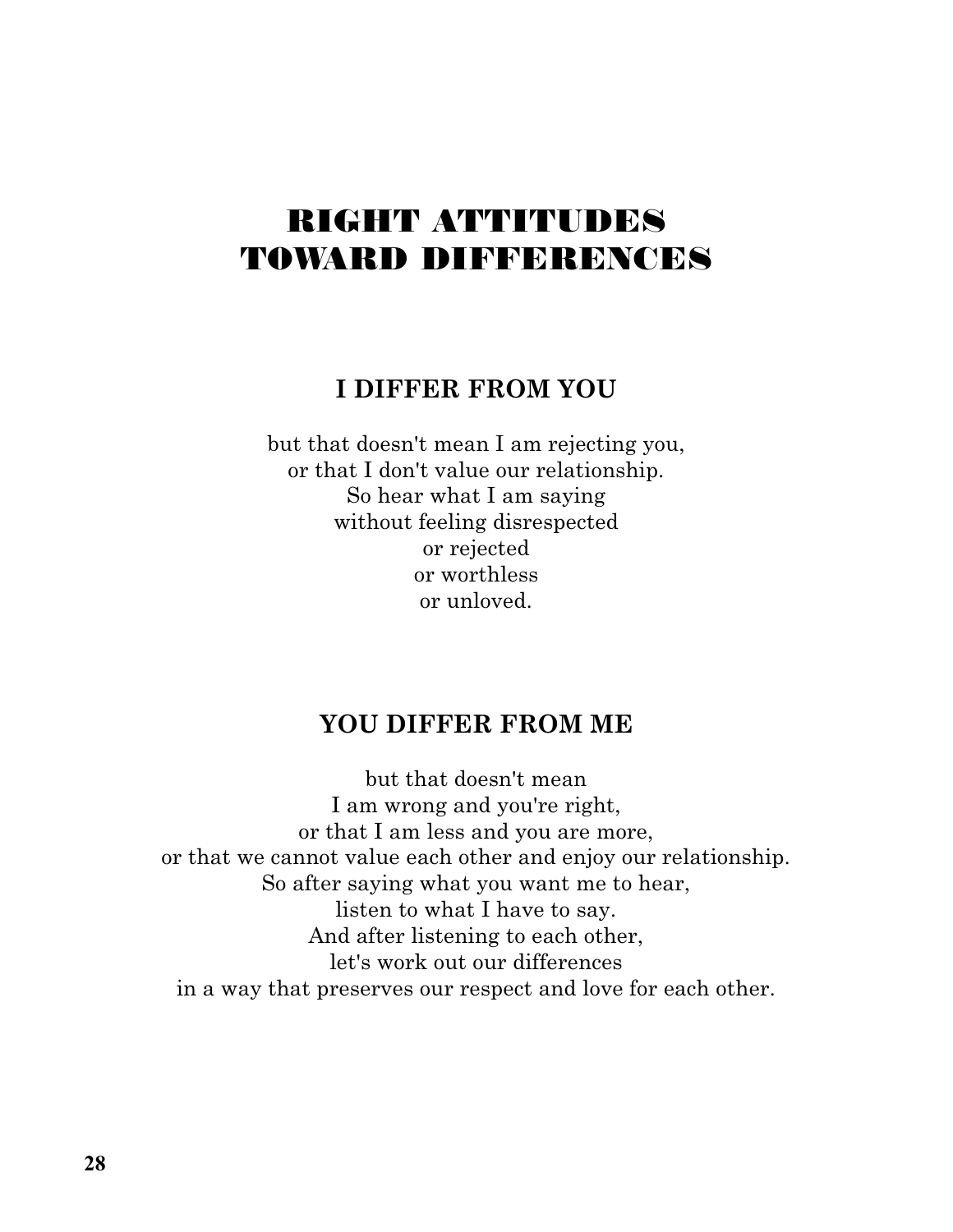# RIGHT ATTITUDES TOWARD DIFFERENCES

## I DIFFER FROM YOU

but that doesn't mean I am rejecting you,
or that I don't value our relationship.
So hear what I am saying
without feeling disrespected
or rejected
or worthless
or unloved.

## YOU DIFFER FROM ME

but that doesn't mean
I am wrong and you're right,
or that I am less and you are more,
or that we cannot value each other and enjoy our relationship.
So after saying what you want me to hear,
listen to what I have to say.
And after listening to each other,
let's work out our differences
in a way that preserves our respect and love for each other.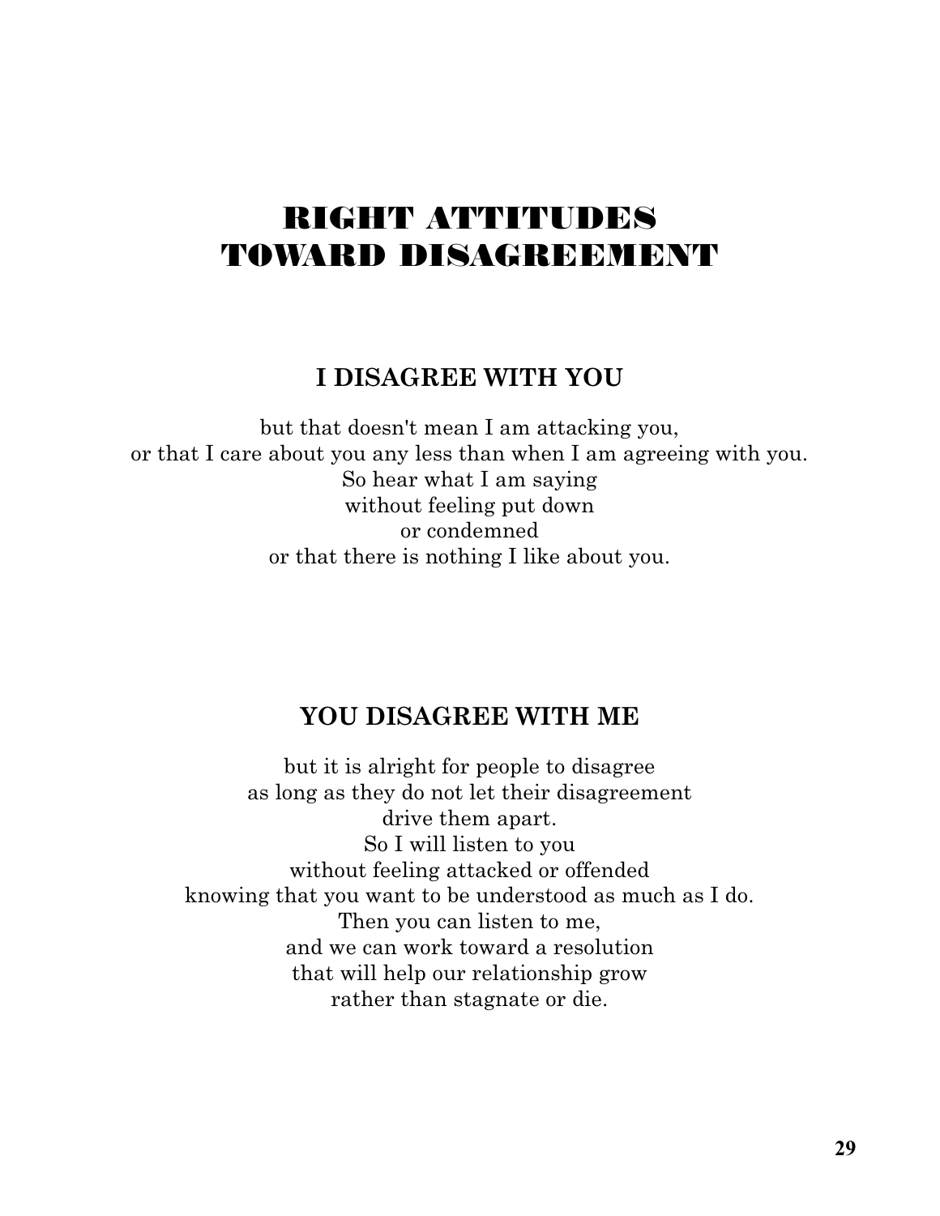# RIGHT ATTITUDES TOWARD DISAGREEMENT

## I DISAGREE WITH YOU

but that doesn't mean I am attacking you,
or that I care about you any less than when I am agreeing with you.
So hear what I am saying
without feeling put down
or condemned
or that there is nothing I like about you.

## YOU DISAGREE WITH ME

but it is alright for people to disagree
as long as they do not let their disagreement
drive them apart.
So I will listen to you
without feeling attacked or offended
knowing that you want to be understood as much as I do.
Then you can listen to me,
and we can work toward a resolution
that will help our relationship grow
rather than stagnate or die.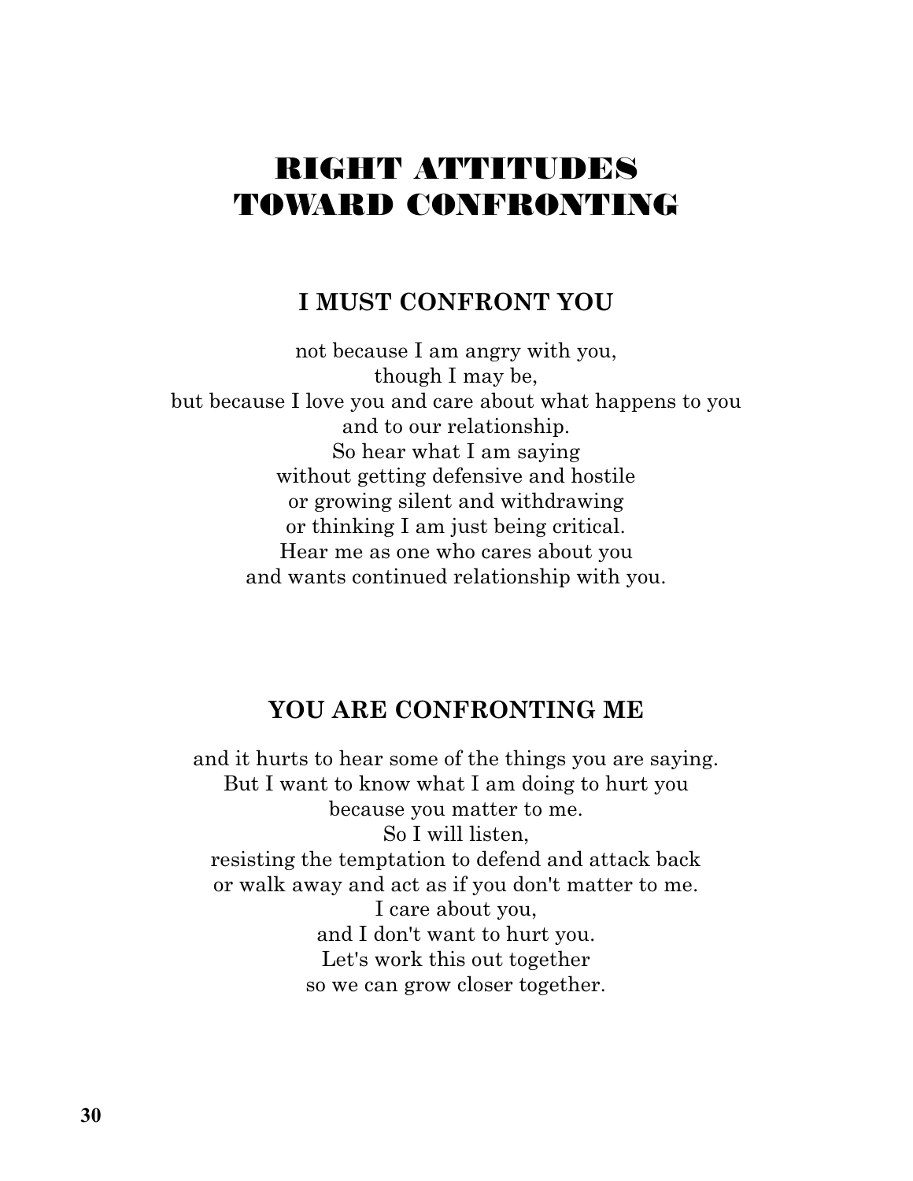# RIGHT ATTITUDES TOWARD CONFRONTING

## I MUST CONFRONT YOU

not because I am angry with you,
though I may be,
but because I love you and care about what happens to you
and to our relationship.
So hear what I am saying
without getting defensive and hostile
or growing silent and withdrawing
or thinking I am just being critical.
Hear me as one who cares about you
and wants continued relationship with you.

## YOU ARE CONFRONTING ME

and it hurts to hear some of the things you are saying.
But I want to know what I am doing to hurt you
because you matter to me.
So I will listen,
resisting the temptation to defend and attack back
or walk away and act as if you don't matter to me.
I care about you,
and I don't want to hurt you.
Let's work this out together
so we can grow closer together.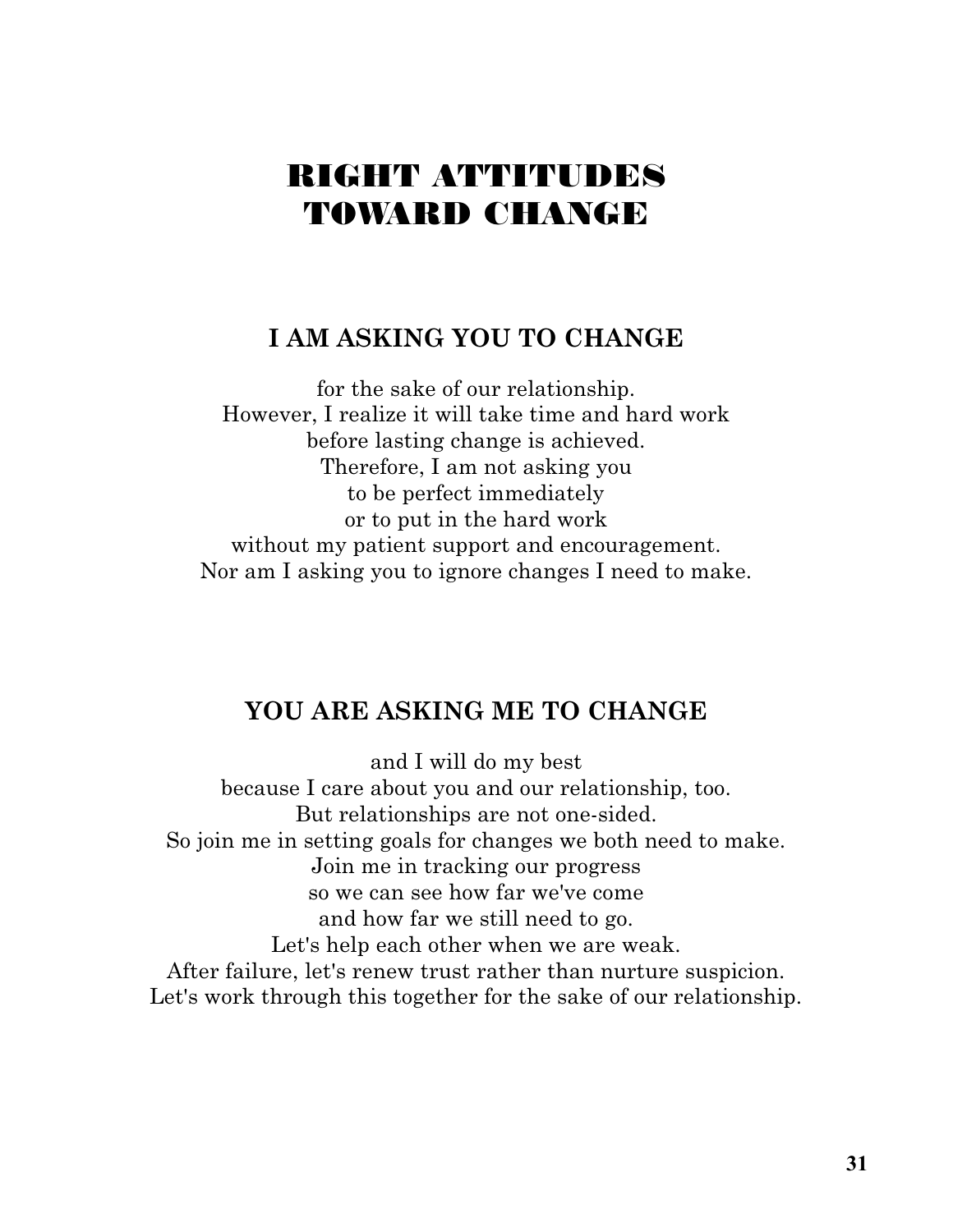# RIGHT ATTITUDES TOWARD CHANGE

## I AM ASKING YOU TO CHANGE

for the sake of our relationship.
However, I realize it will take time and hard work
before lasting change is achieved.
Therefore, I am not asking you
to be perfect immediately
or to put in the hard work
without my patient support and encouragement.
Nor am I asking you to ignore changes I need to make.

## YOU ARE ASKING ME TO CHANGE

and I will do my best
because I care about you and our relationship, too.
But relationships are not one-sided.
So join me in setting goals for changes we both need to make.
Join me in tracking our progress
so we can see how far we've come
and how far we still need to go.
Let's help each other when we are weak.
After failure, let's renew trust rather than nurture suspicion.
Let's work through this together for the sake of our relationship.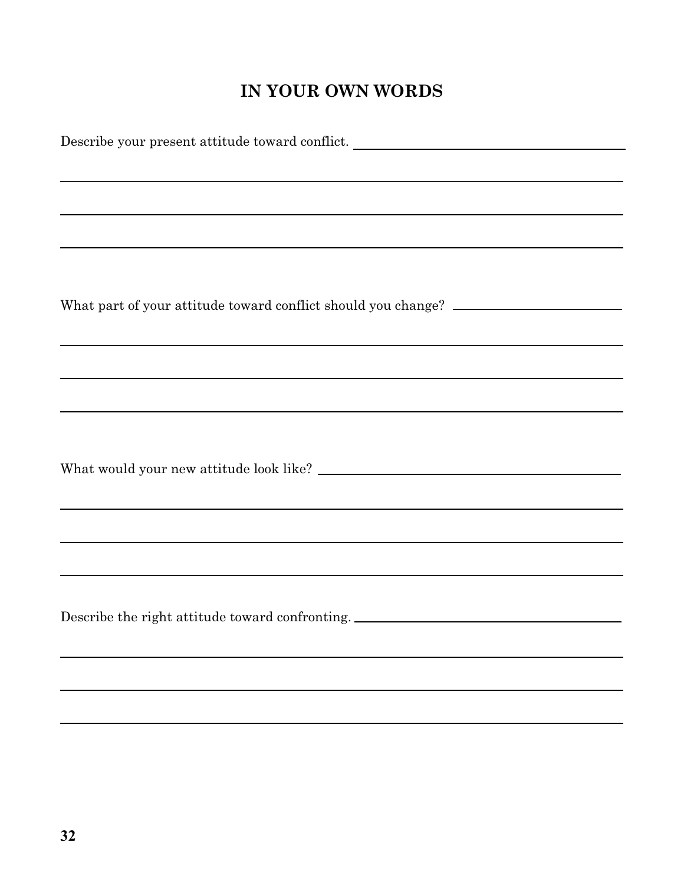## IN YOUR OWN WORDS

Describe your present attitude toward conflict.

What part of your attitude toward conflict should you change?

What would your new attitude look like?

Describe the right attitude toward confronting.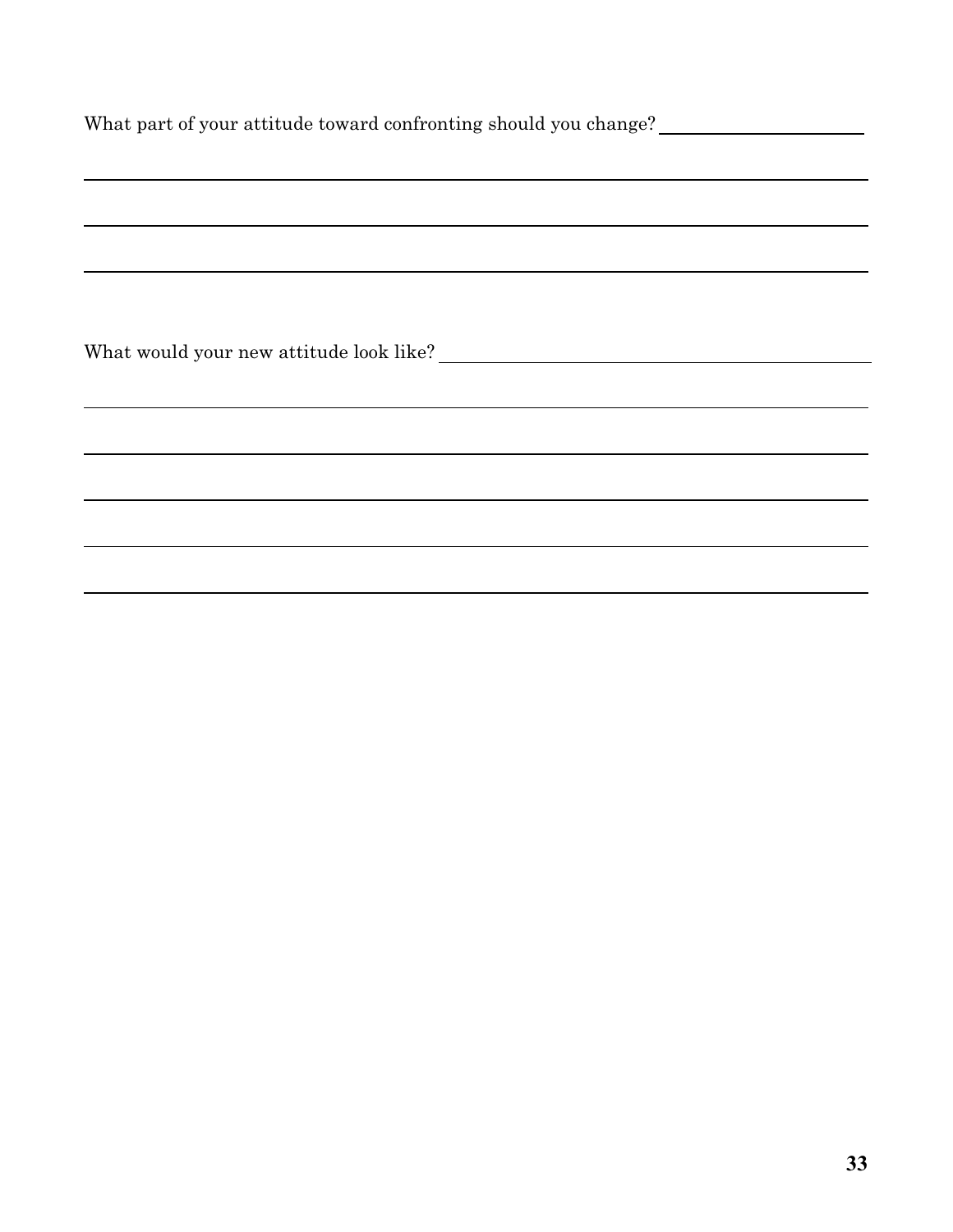What part of your attitude toward confronting should you change? ____________________

______________________________________________________________________________

______________________________________________________________________________

______________________________________________________________________________

What would your new attitude look like? ______________________________________

______________________________________________________________________________

______________________________________________________________________________

______________________________________________________________________________

______________________________________________________________________________

______________________________________________________________________________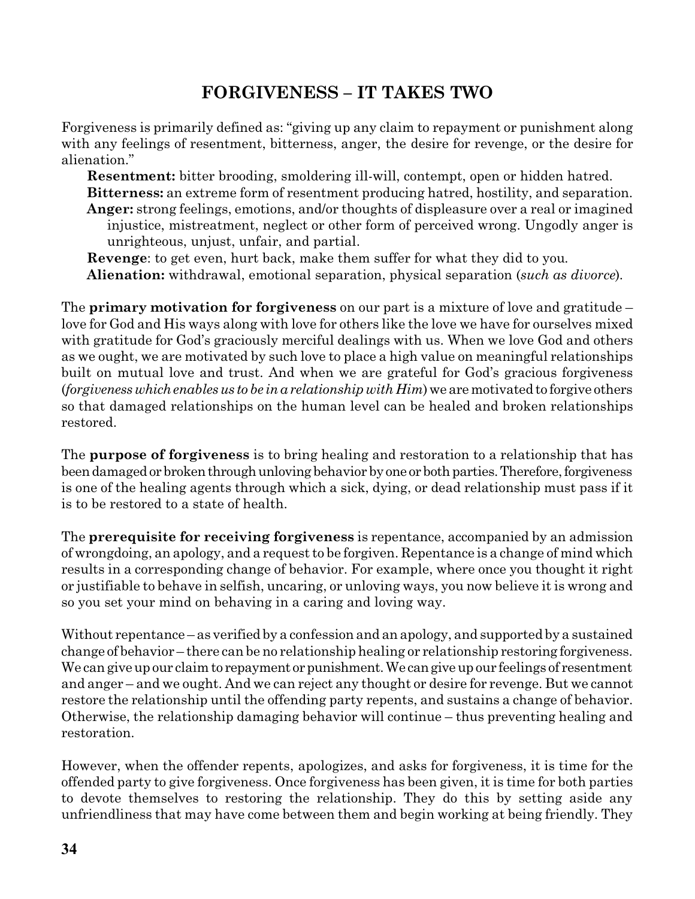# FORGIVENESS – IT TAKES TWO

Forgiveness is primarily defined as: "giving up any claim to repayment or punishment along with any feelings of resentment, bitterness, anger, the desire for revenge, or the desire for alienation."

**Resentment:** bitter brooding, smoldering ill-will, contempt, open or hidden hatred.

**Bitterness:** an extreme form of resentment producing hatred, hostility, and separation.

**Anger:** strong feelings, emotions, and/or thoughts of displeasure over a real or imagined injustice, mistreatment, neglect or other form of perceived wrong. Ungodly anger is unrighteous, unjust, unfair, and partial.

**Revenge**: to get even, hurt back, make them suffer for what they did to you.

**Alienation:** withdrawal, emotional separation, physical separation (*such as divorce*).

The **primary motivation for forgiveness** on our part is a mixture of love and gratitude – love for God and His ways along with love for others like the love we have for ourselves mixed with gratitude for God's graciously merciful dealings with us. When we love God and others as we ought, we are motivated by such love to place a high value on meaningful relationships built on mutual love and trust. And when we are grateful for God's gracious forgiveness (*forgiveness which enables us to be in a relationship with Him*) we are motivated to forgive others so that damaged relationships on the human level can be healed and broken relationships restored.

The **purpose of forgiveness** is to bring healing and restoration to a relationship that has been damaged or broken through unloving behavior by one or both parties. Therefore, forgiveness is one of the healing agents through which a sick, dying, or dead relationship must pass if it is to be restored to a state of health.

The **prerequisite for receiving forgiveness** is repentance, accompanied by an admission of wrongdoing, an apology, and a request to be forgiven. Repentance is a change of mind which results in a corresponding change of behavior. For example, where once you thought it right or justifiable to behave in selfish, uncaring, or unloving ways, you now believe it is wrong and so you set your mind on behaving in a caring and loving way.

Without repentance – as verified by a confession and an apology, and supported by a sustained change of behavior – there can be no relationship healing or relationship restoring forgiveness. We can give up our claim to repayment or punishment. We can give up our feelings of resentment and anger – and we ought. And we can reject any thought or desire for revenge. But we cannot restore the relationship until the offending party repents, and sustains a change of behavior. Otherwise, the relationship damaging behavior will continue – thus preventing healing and restoration.

However, when the offender repents, apologizes, and asks for forgiveness, it is time for the offended party to give forgiveness. Once forgiveness has been given, it is time for both parties to devote themselves to restoring the relationship. They do this by setting aside any unfriendliness that may have come between them and begin working at being friendly. They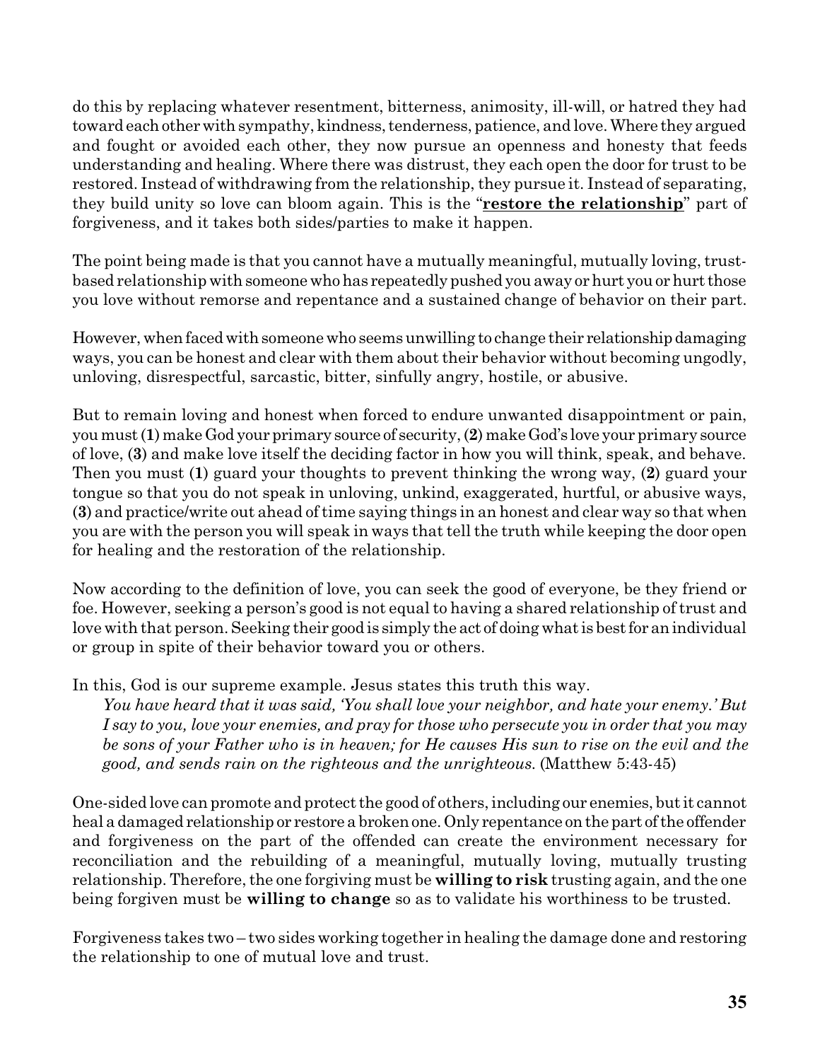do this by replacing whatever resentment, bitterness, animosity, ill-will, or hatred they had toward each other with sympathy, kindness, tenderness, patience, and love. Where they argued and fought or avoided each other, they now pursue an openness and honesty that feeds understanding and healing. Where there was distrust, they each open the door for trust to be restored. Instead of withdrawing from the relationship, they pursue it. Instead of separating, they build unity so love can bloom again. This is the "**restore the relationship**" part of forgiveness, and it takes both sides/parties to make it happen.

The point being made is that you cannot have a mutually meaningful, mutually loving, trust-based relationship with someone who has repeatedly pushed you away or hurt you or hurt those you love without remorse and repentance and a sustained change of behavior on their part.

However, when faced with someone who seems unwilling to change their relationship damaging ways, you can be honest and clear with them about their behavior without becoming ungodly, unloving, disrespectful, sarcastic, bitter, sinfully angry, hostile, or abusive.

But to remain loving and honest when forced to endure unwanted disappointment or pain, you must (**1**) make God your primary source of security, (**2**) make God's love your primary source of love, (**3**) and make love itself the deciding factor in how you will think, speak, and behave. Then you must (**1**) guard your thoughts to prevent thinking the wrong way, (**2**) guard your tongue so that you do not speak in unloving, unkind, exaggerated, hurtful, or abusive ways, (**3**) and practice/write out ahead of time saying things in an honest and clear way so that when you are with the person you will speak in ways that tell the truth while keeping the door open for healing and the restoration of the relationship.

Now according to the definition of love, you can seek the good of everyone, be they friend or foe. However, seeking a person's good is not equal to having a shared relationship of trust and love with that person. Seeking their good is simply the act of doing what is best for an individual or group in spite of their behavior toward you or others.

In this, God is our supreme example. Jesus states this truth this way.

> *You have heard that it was said, 'You shall love your neighbor, and hate your enemy.' But I say to you, love your enemies, and pray for those who persecute you in order that you may be sons of your Father who is in heaven; for He causes His sun to rise on the evil and the good, and sends rain on the righteous and the unrighteous.* (Matthew 5:43-45)

One-sided love can promote and protect the good of others, including our enemies, but it cannot heal a damaged relationship or restore a broken one. Only repentance on the part of the offender and forgiveness on the part of the offended can create the environment necessary for reconciliation and the rebuilding of a meaningful, mutually loving, mutually trusting relationship. Therefore, the one forgiving must be **willing to risk** trusting again, and the one being forgiven must be **willing to change** so as to validate his worthiness to be trusted.

Forgiveness takes two – two sides working together in healing the damage done and restoring the relationship to one of mutual love and trust.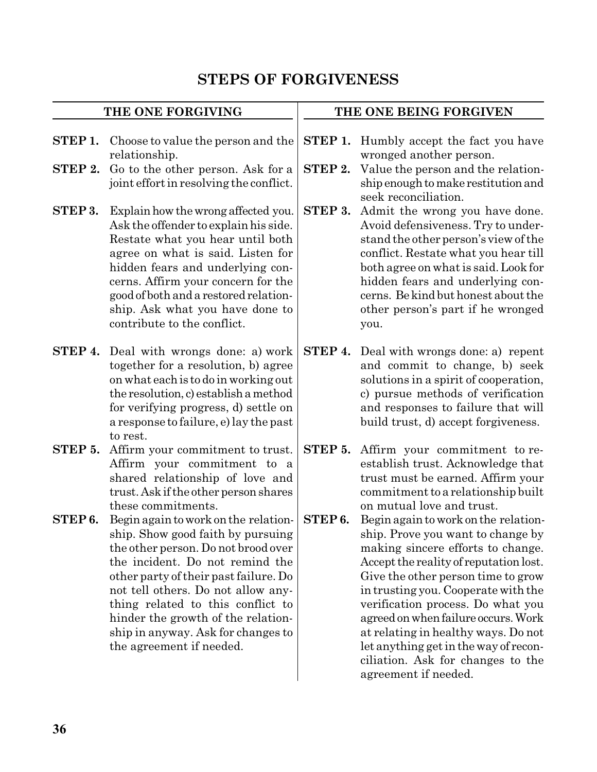# STEPS OF FORGIVENESS

## THE ONE FORGIVING

**STEP 1.** Choose to value the person and the relationship.

**STEP 2.** Go to the other person. Ask for a joint effort in resolving the conflict.

**STEP 3.** Explain how the wrong affected you. Ask the offender to explain his side. Restate what you hear until both agree on what is said. Listen for hidden fears and underlying concerns. Affirm your concern for the good of both and a restored relationship. Ask what you have done to contribute to the conflict.

**STEP 4.** Deal with wrongs done: a) work together for a resolution, b) agree on what each is to do in working out the resolution, c) establish a method for verifying progress, d) settle on a response to failure, e) lay the past to rest.

**STEP 5.** Affirm your commitment to trust. Affirm your commitment to a shared relationship of love and trust. Ask if the other person shares these commitments.

**STEP 6.** Begin again to work on the relationship. Show good faith by pursuing the other person. Do not brood over the incident. Do not remind the other party of their past failure. Do not tell others. Do not allow anything related to this conflict to hinder the growth of the relationship in anyway. Ask for changes to the agreement if needed.

## THE ONE BEING FORGIVEN

**STEP 1.** Humbly accept the fact you have wronged another person.

**STEP 2.** Value the person and the relationship enough to make restitution and seek reconciliation.

**STEP 3.** Admit the wrong you have done. Avoid defensiveness. Try to understand the other person's view of the conflict. Restate what you hear till both agree on what is said. Look for hidden fears and underlying concerns. Be kind but honest about the other person's part if he wronged you.

**STEP 4.** Deal with wrongs done: a) repent and commit to change, b) seek solutions in a spirit of cooperation, c) pursue methods of verification and responses to failure that will build trust, d) accept forgiveness.

**STEP 5.** Affirm your commitment to re-establish trust. Acknowledge that trust must be earned. Affirm your commitment to a relationship built on mutual love and trust.

**STEP 6.** Begin again to work on the relationship. Prove you want to change by making sincere efforts to change. Accept the reality of reputation lost. Give the other person time to grow in trusting you. Cooperate with the verification process. Do what you agreed on when failure occurs. Work at relating in healthy ways. Do not let anything get in the way of reconciliation. Ask for changes to the agreement if needed.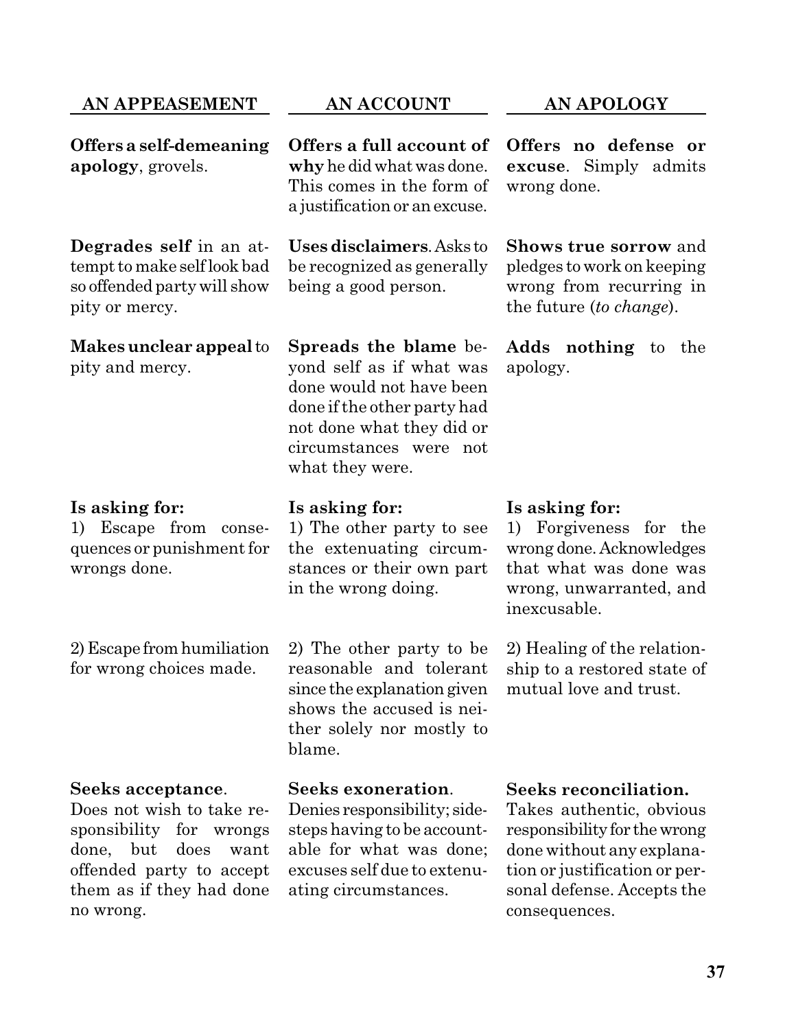| AN APPEASEMENT | AN ACCOUNT | AN APOLOGY |
| --- | --- | --- |
| **Offers a self-demeaning apology**, grovels. | **Offers a full account of why** he did what was done. This comes in the form of a justification or an excuse. | **Offers no defense or excuse**. Simply admits wrong done. |
| **Degrades self** in an attempt to make self look bad so offended party will show pity or mercy. | **Uses disclaimers**. Asks to be recognized as generally being a good person. | **Shows true sorrow** and pledges to work on keeping wrong from recurring in the future (*to change*). |
| **Makes unclear appeal** to pity and mercy. | **Spreads the blame** beyond self as if what was done would not have been done if the other party had not done what they did or circumstances were not what they were. | **Adds nothing** to the apology. |
| **Is asking for:**<br>1) Escape from consequences or punishment for wrongs done. | **Is asking for:**<br>1) The other party to see the extenuating circumstances or their own part in the wrong doing. | **Is asking for:**<br>1) Forgiveness for the wrong done. Acknowledges that what was done was wrong, unwarranted, and inexcusable. |
| 2) Escape from humiliation for wrong choices made. | 2) The other party to be reasonable and tolerant since the explanation given shows the accused is neither solely nor mostly to blame. | 2) Healing of the relationship to a restored state of mutual love and trust. |
| **Seeks acceptance**.<br>Does not wish to take responsibility for wrongs done, but does want offended party to accept them as if they had done no wrong. | **Seeks exoneration**.<br>Denies responsibility; sidesteps having to be accountable for what was done; excuses self due to extenuating circumstances. | **Seeks reconciliation.**<br>Takes authentic, obvious responsibility for the wrong done without any explanation or justification or personal defense. Accepts the consequences. |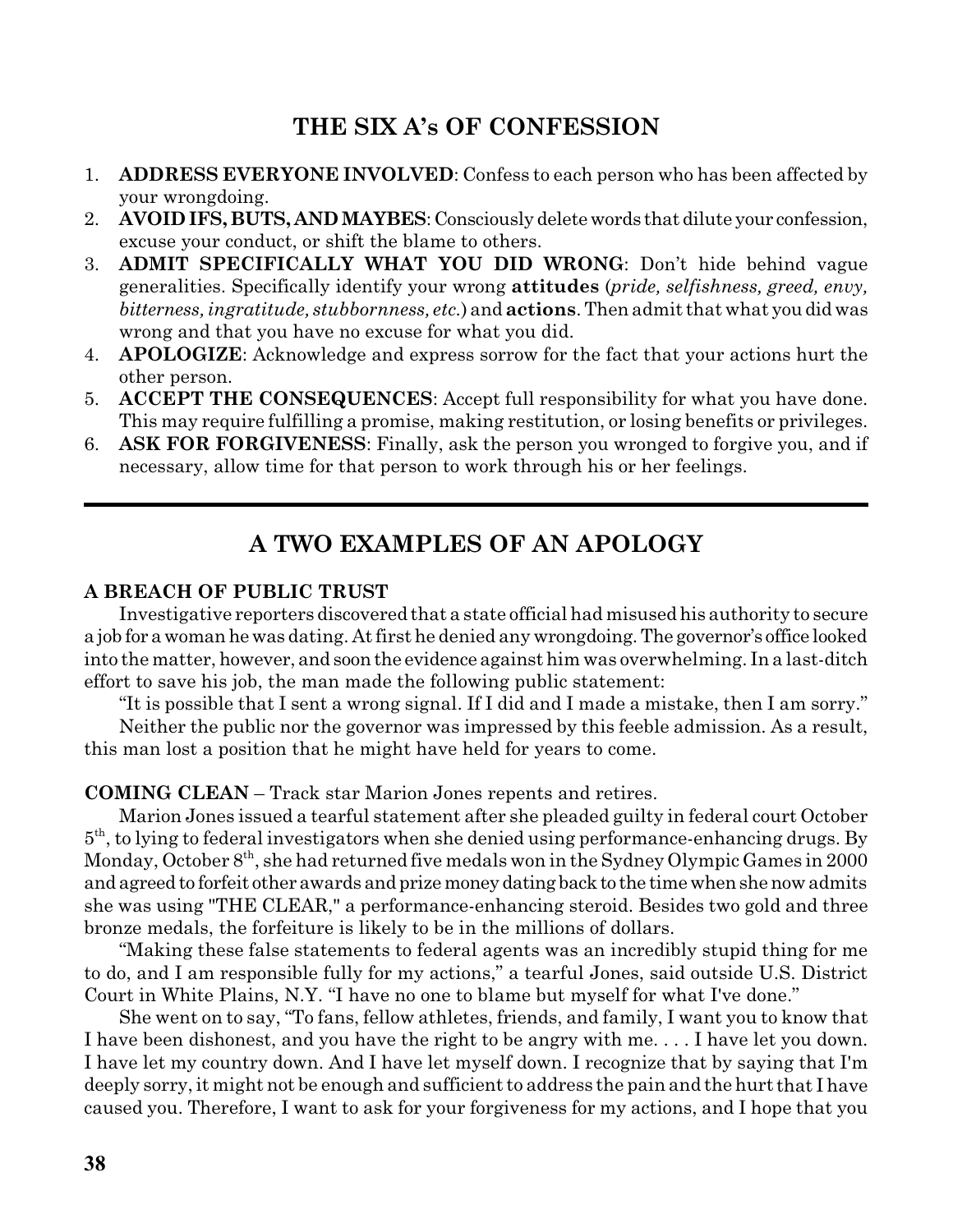## THE SIX A's OF CONFESSION

1. **ADDRESS EVERYONE INVOLVED**: Confess to each person who has been affected by your wrongdoing.
2. **AVOID IFS, BUTS, AND MAYBES**: Consciously delete words that dilute your confession, excuse your conduct, or shift the blame to others.
3. **ADMIT SPECIFICALLY WHAT YOU DID WRONG**: Don't hide behind vague generalities. Specifically identify your wrong **attitudes** (*pride, selfishness, greed, envy, bitterness, ingratitude, stubbornness, etc.*) and **actions**. Then admit that what you did was wrong and that you have no excuse for what you did.
4. **APOLOGIZE**: Acknowledge and express sorrow for the fact that your actions hurt the other person.
5. **ACCEPT THE CONSEQUENCES**: Accept full responsibility for what you have done. This may require fulfilling a promise, making restitution, or losing benefits or privileges.
6. **ASK FOR FORGIVENESS**: Finally, ask the person you wronged to forgive you, and if necessary, allow time for that person to work through his or her feelings.

---

## A TWO EXAMPLES OF AN APOLOGY

**A BREACH OF PUBLIC TRUST**

Investigative reporters discovered that a state official had misused his authority to secure a job for a woman he was dating. At first he denied any wrongdoing. The governor's office looked into the matter, however, and soon the evidence against him was overwhelming. In a last-ditch effort to save his job, the man made the following public statement:

"It is possible that I sent a wrong signal. If I did and I made a mistake, then I am sorry."

Neither the public nor the governor was impressed by this feeble admission. As a result, this man lost a position that he might have held for years to come.

**COMING CLEAN** – Track star Marion Jones repents and retires.

Marion Jones issued a tearful statement after she pleaded guilty in federal court October 5th, to lying to federal investigators when she denied using performance-enhancing drugs. By Monday, October 8th, she had returned five medals won in the Sydney Olympic Games in 2000 and agreed to forfeit other awards and prize money dating back to the time when she now admits she was using "THE CLEAR," a performance-enhancing steroid. Besides two gold and three bronze medals, the forfeiture is likely to be in the millions of dollars.

"Making these false statements to federal agents was an incredibly stupid thing for me to do, and I am responsible fully for my actions," a tearful Jones, said outside U.S. District Court in White Plains, N.Y. "I have no one to blame but myself for what I've done."

She went on to say, "To fans, fellow athletes, friends, and family, I want you to know that I have been dishonest, and you have the right to be angry with me. . . . I have let you down. I have let my country down. And I have let myself down. I recognize that by saying that I'm deeply sorry, it might not be enough and sufficient to address the pain and the hurt that I have caused you. Therefore, I want to ask for your forgiveness for my actions, and I hope that you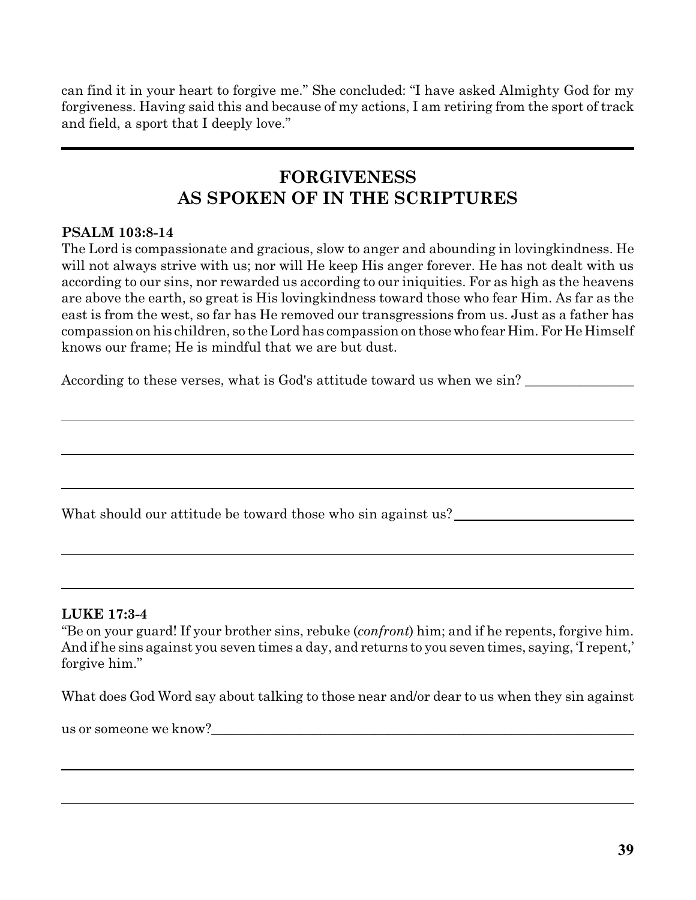can find it in your heart to forgive me." She concluded: "I have asked Almighty God for my forgiveness. Having said this and because of my actions, I am retiring from the sport of track and field, a sport that I deeply love."

---

## FORGIVENESS AS SPOKEN OF IN THE SCRIPTURES

**PSALM 103:8-14**

The Lord is compassionate and gracious, slow to anger and abounding in lovingkindness. He will not always strive with us; nor will He keep His anger forever. He has not dealt with us according to our sins, nor rewarded us according to our iniquities. For as high as the heavens are above the earth, so great is His lovingkindness toward those who fear Him. As far as the east is from the west, so far has He removed our transgressions from us. Just as a father has compassion on his children, so the Lord has compassion on those who fear Him. For He Himself knows our frame; He is mindful that we are but dust.

According to these verses, what is God's attitude toward us when we sin? ______________

______________________________________________________________________

______________________________________________________________________

______________________________________________________________________

What should our attitude be toward those who sin against us? ______________________

______________________________________________________________________

______________________________________________________________________

**LUKE 17:3-4**

"Be on your guard! If your brother sins, rebuke (*confront*) him; and if he repents, forgive him. And if he sins against you seven times a day, and returns to you seven times, saying, 'I repent,' forgive him."

What does God Word say about talking to those near and/or dear to us when they sin against us or someone we know? ______________________________________________________

______________________________________________________________________

______________________________________________________________________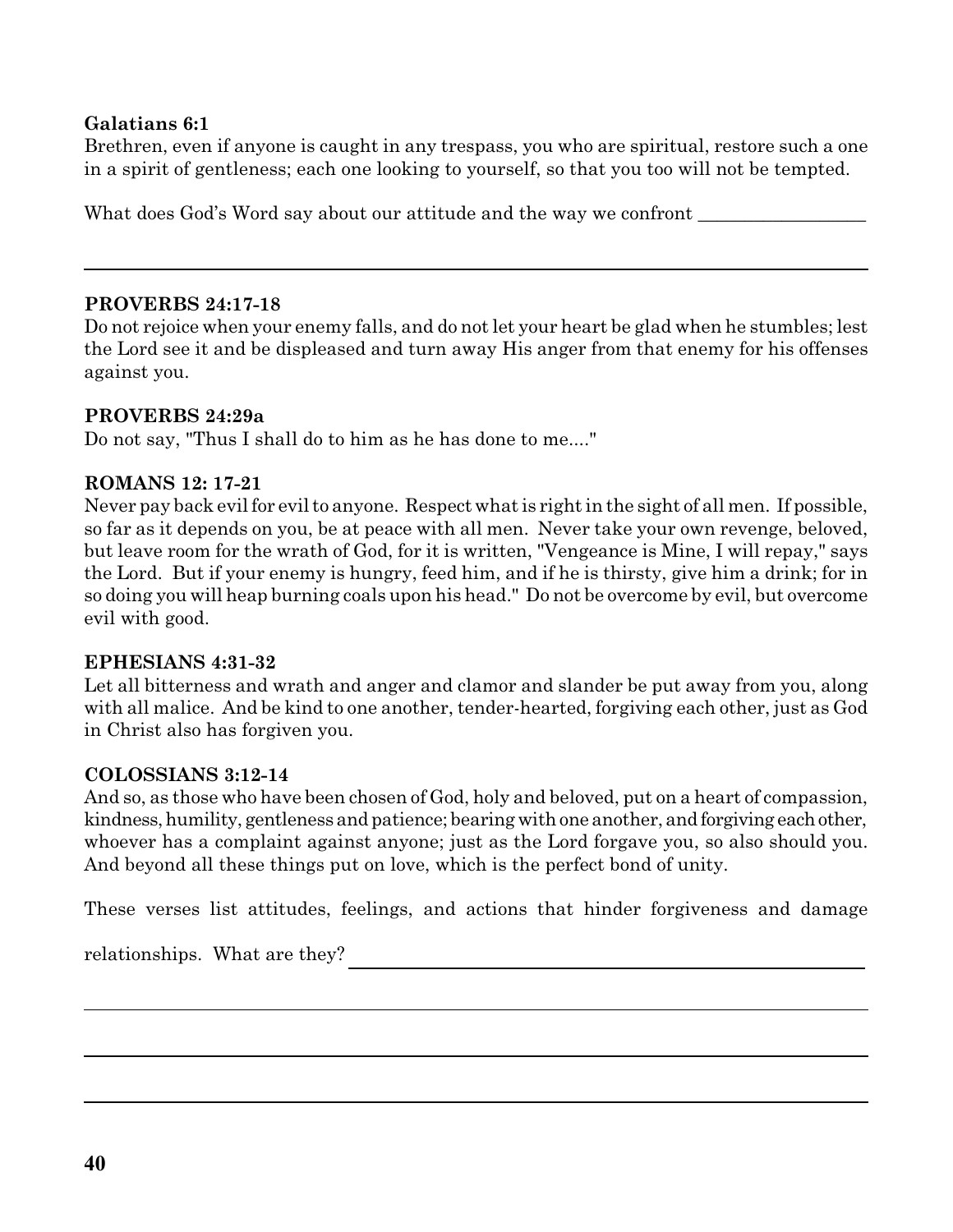**Galatians 6:1**
Brethren, even if anyone is caught in any trespass, you who are spiritual, restore such a one in a spirit of gentleness; each one looking to yourself, so that you too will not be tempted.

What does God's Word say about our attitude and the way we confront _________________

---

**PROVERBS 24:17-18**
Do not rejoice when your enemy falls, and do not let your heart be glad when he stumbles; lest the Lord see it and be displeased and turn away His anger from that enemy for his offenses against you.

**PROVERBS 24:29a**
Do not say, "Thus I shall do to him as he has done to me...."

**ROMANS 12: 17-21**
Never pay back evil for evil to anyone. Respect what is right in the sight of all men. If possible, so far as it depends on you, be at peace with all men. Never take your own revenge, beloved, but leave room for the wrath of God, for it is written, "Vengeance is Mine, I will repay," says the Lord. But if your enemy is hungry, feed him, and if he is thirsty, give him a drink; for in so doing you will heap burning coals upon his head." Do not be overcome by evil, but overcome evil with good.

**EPHESIANS 4:31-32**
Let all bitterness and wrath and anger and clamor and slander be put away from you, along with all malice. And be kind to one another, tender-hearted, forgiving each other, just as God in Christ also has forgiven you.

**COLOSSIANS 3:12-14**
And so, as those who have been chosen of God, holy and beloved, put on a heart of compassion, kindness, humility, gentleness and patience; bearing with one another, and forgiving each other, whoever has a complaint against anyone; just as the Lord forgave you, so also should you. And beyond all these things put on love, which is the perfect bond of unity.

These verses list attitudes, feelings, and actions that hinder forgiveness and damage relationships. What are they? ____________________________________________

---

---

---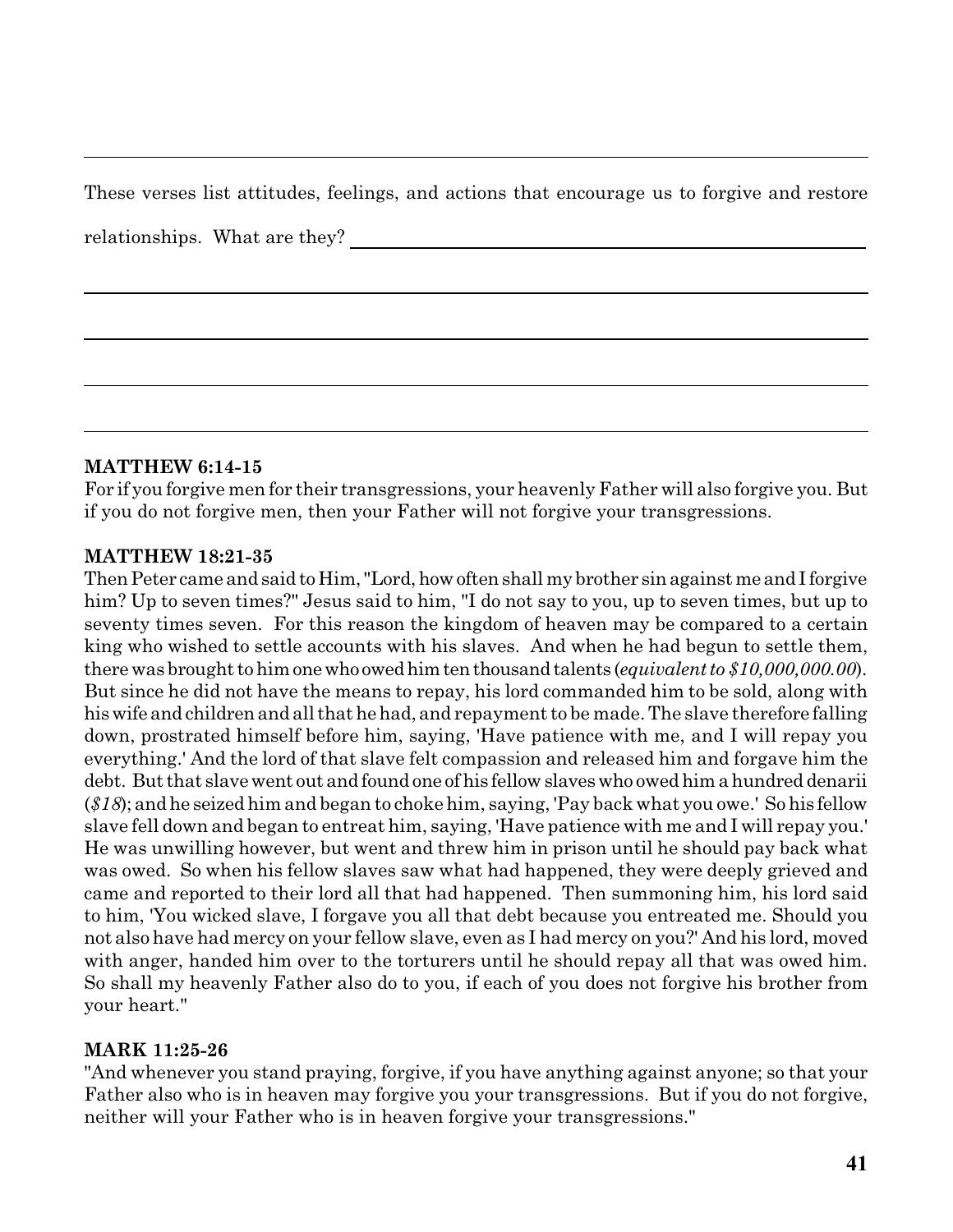These verses list attitudes, feelings, and actions that encourage us to forgive and restore relationships. What are they? ________________________________________________

________________________________________________________________________

________________________________________________________________________

________________________________________________________________________

________________________________________________________________________

**MATTHEW 6:14-15**
For if you forgive men for their transgressions, your heavenly Father will also forgive you. But if you do not forgive men, then your Father will not forgive your transgressions.

**MATTHEW 18:21-35**
Then Peter came and said to Him, "Lord, how often shall my brother sin against me and I forgive him? Up to seven times?" Jesus said to him, "I do not say to you, up to seven times, but up to seventy times seven. For this reason the kingdom of heaven may be compared to a certain king who wished to settle accounts with his slaves. And when he had begun to settle them, there was brought to him one who owed him ten thousand talents (*equivalent to $10,000,000.00*). But since he did not have the means to repay, his lord commanded him to be sold, along with his wife and children and all that he had, and repayment to be made. The slave therefore falling down, prostrated himself before him, saying, 'Have patience with me, and I will repay you everything.' And the lord of that slave felt compassion and released him and forgave him the debt. But that slave went out and found one of his fellow slaves who owed him a hundred denarii (*$18*); and he seized him and began to choke him, saying, 'Pay back what you owe.' So his fellow slave fell down and began to entreat him, saying, 'Have patience with me and I will repay you.' He was unwilling however, but went and threw him in prison until he should pay back what was owed. So when his fellow slaves saw what had happened, they were deeply grieved and came and reported to their lord all that had happened. Then summoning him, his lord said to him, 'You wicked slave, I forgave you all that debt because you entreated me. Should you not also have had mercy on your fellow slave, even as I had mercy on you?' And his lord, moved with anger, handed him over to the torturers until he should repay all that was owed him. So shall my heavenly Father also do to you, if each of you does not forgive his brother from your heart."

**MARK 11:25-26**
"And whenever you stand praying, forgive, if you have anything against anyone; so that your Father also who is in heaven may forgive you your transgressions. But if you do not forgive, neither will your Father who is in heaven forgive your transgressions."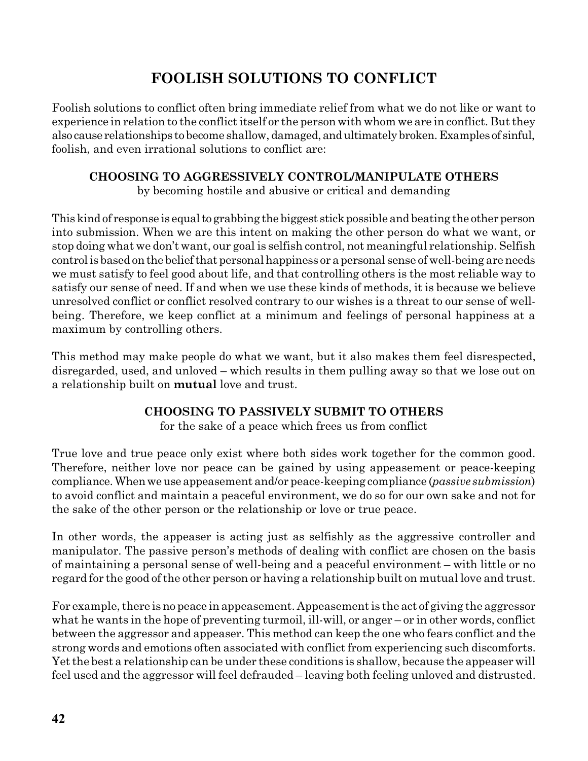# FOOLISH SOLUTIONS TO CONFLICT

Foolish solutions to conflict often bring immediate relief from what we do not like or want to experience in relation to the conflict itself or the person with whom we are in conflict. But they also cause relationships to become shallow, damaged, and ultimately broken. Examples of sinful, foolish, and even irrational solutions to conflict are:

### CHOOSING TO AGGRESSIVELY CONTROL/MANIPULATE OTHERS

by becoming hostile and abusive or critical and demanding

This kind of response is equal to grabbing the biggest stick possible and beating the other person into submission. When we are this intent on making the other person do what we want, or stop doing what we don't want, our goal is selfish control, not meaningful relationship. Selfish control is based on the belief that personal happiness or a personal sense of well-being are needs we must satisfy to feel good about life, and that controlling others is the most reliable way to satisfy our sense of need. If and when we use these kinds of methods, it is because we believe unresolved conflict or conflict resolved contrary to our wishes is a threat to our sense of well-being. Therefore, we keep conflict at a minimum and feelings of personal happiness at a maximum by controlling others.

This method may make people do what we want, but it also makes them feel disrespected, disregarded, used, and unloved – which results in them pulling away so that we lose out on a relationship built on **mutual** love and trust.

### CHOOSING TO PASSIVELY SUBMIT TO OTHERS

for the sake of a peace which frees us from conflict

True love and true peace only exist where both sides work together for the common good. Therefore, neither love nor peace can be gained by using appeasement or peace-keeping compliance. When we use appeasement and/or peace-keeping compliance (*passive submission*) to avoid conflict and maintain a peaceful environment, we do so for our own sake and not for the sake of the other person or the relationship or love or true peace.

In other words, the appeaser is acting just as selfishly as the aggressive controller and manipulator. The passive person's methods of dealing with conflict are chosen on the basis of maintaining a personal sense of well-being and a peaceful environment – with little or no regard for the good of the other person or having a relationship built on mutual love and trust.

For example, there is no peace in appeasement. Appeasement is the act of giving the aggressor what he wants in the hope of preventing turmoil, ill-will, or anger – or in other words, conflict between the aggressor and appeaser. This method can keep the one who fears conflict and the strong words and emotions often associated with conflict from experiencing such discomforts. Yet the best a relationship can be under these conditions is shallow, because the appeaser will feel used and the aggressor will feel defrauded – leaving both feeling unloved and distrusted.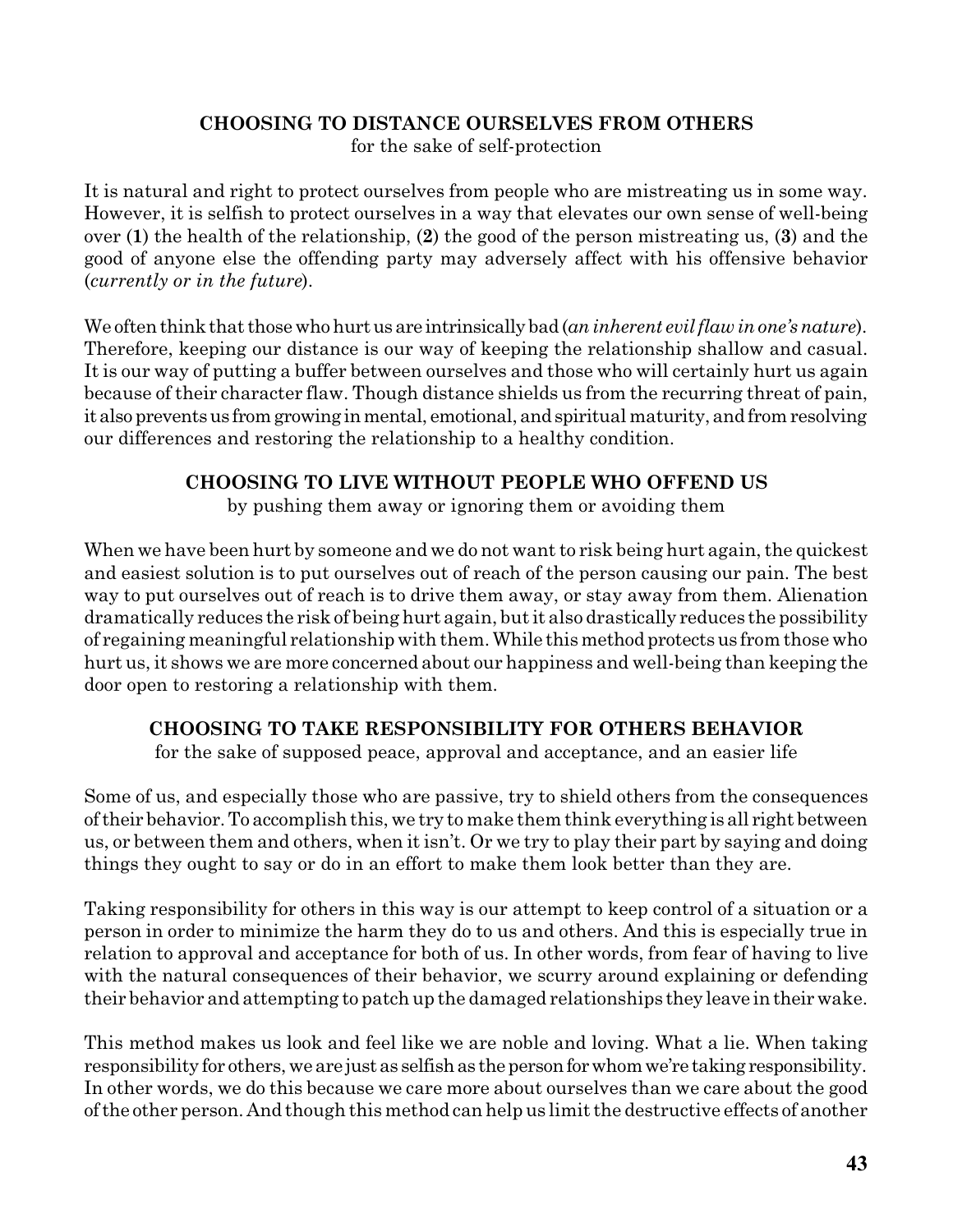**CHOOSING TO DISTANCE OURSELVES FROM OTHERS**
for the sake of self-protection

It is natural and right to protect ourselves from people who are mistreating us in some way. However, it is selfish to protect ourselves in a way that elevates our own sense of well-being over (**1**) the health of the relationship, (**2**) the good of the person mistreating us, (**3**) and the good of anyone else the offending party may adversely affect with his offensive behavior (*currently or in the future*).

We often think that those who hurt us are intrinsically bad (*an inherent evil flaw in one's nature*). Therefore, keeping our distance is our way of keeping the relationship shallow and casual. It is our way of putting a buffer between ourselves and those who will certainly hurt us again because of their character flaw. Though distance shields us from the recurring threat of pain, it also prevents us from growing in mental, emotional, and spiritual maturity, and from resolving our differences and restoring the relationship to a healthy condition.

**CHOOSING TO LIVE WITHOUT PEOPLE WHO OFFEND US**
by pushing them away or ignoring them or avoiding them

When we have been hurt by someone and we do not want to risk being hurt again, the quickest and easiest solution is to put ourselves out of reach of the person causing our pain. The best way to put ourselves out of reach is to drive them away, or stay away from them. Alienation dramatically reduces the risk of being hurt again, but it also drastically reduces the possibility of regaining meaningful relationship with them. While this method protects us from those who hurt us, it shows we are more concerned about our happiness and well-being than keeping the door open to restoring a relationship with them.

**CHOOSING TO TAKE RESPONSIBILITY FOR OTHERS BEHAVIOR**
for the sake of supposed peace, approval and acceptance, and an easier life

Some of us, and especially those who are passive, try to shield others from the consequences of their behavior. To accomplish this, we try to make them think everything is all right between us, or between them and others, when it isn't. Or we try to play their part by saying and doing things they ought to say or do in an effort to make them look better than they are.

Taking responsibility for others in this way is our attempt to keep control of a situation or a person in order to minimize the harm they do to us and others. And this is especially true in relation to approval and acceptance for both of us. In other words, from fear of having to live with the natural consequences of their behavior, we scurry around explaining or defending their behavior and attempting to patch up the damaged relationships they leave in their wake.

This method makes us look and feel like we are noble and loving. What a lie. When taking responsibility for others, we are just as selfish as the person for whom we're taking responsibility. In other words, we do this because we care more about ourselves than we care about the good of the other person. And though this method can help us limit the destructive effects of another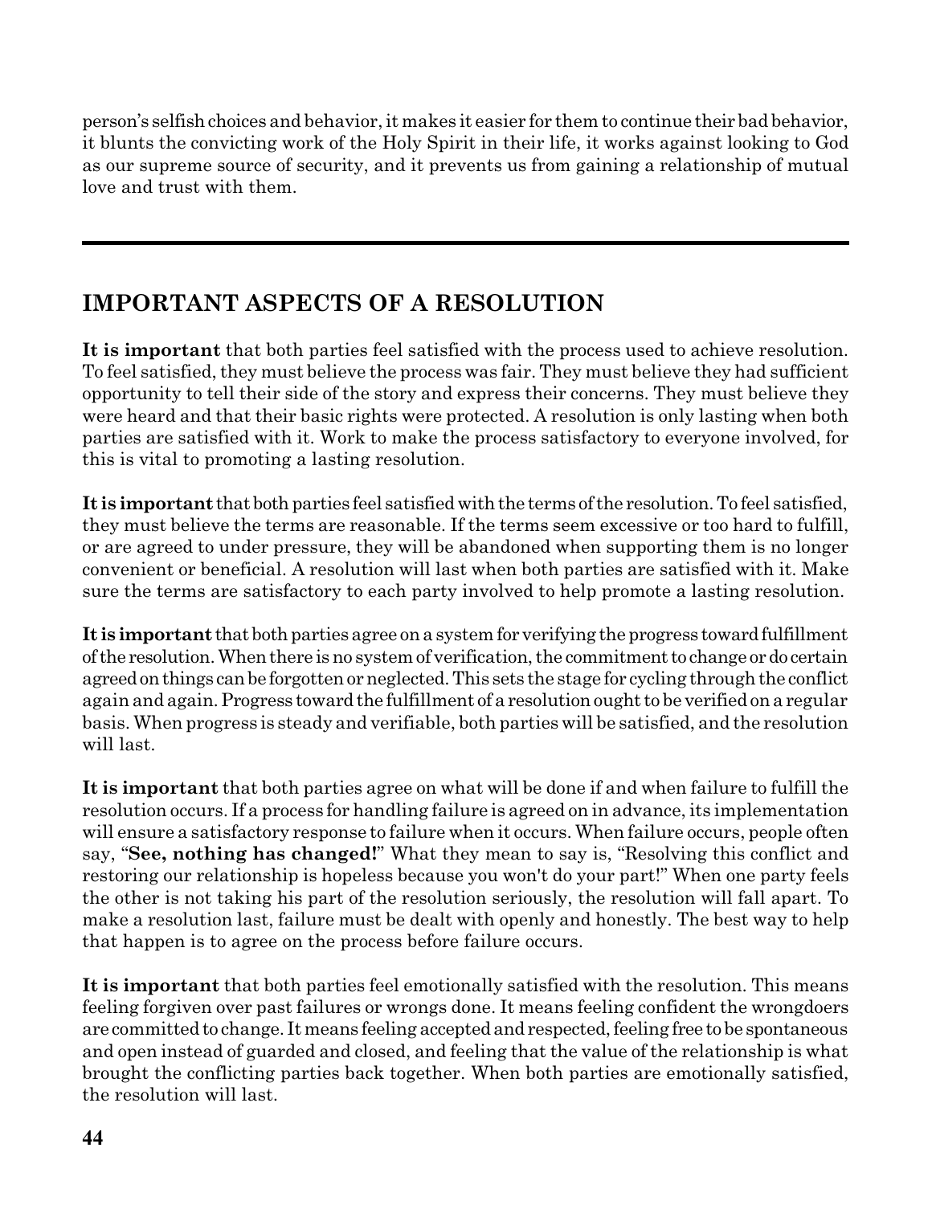person's selfish choices and behavior, it makes it easier for them to continue their bad behavior, it blunts the convicting work of the Holy Spirit in their life, it works against looking to God as our supreme source of security, and it prevents us from gaining a relationship of mutual love and trust with them.

---

## IMPORTANT ASPECTS OF A RESOLUTION

**It is important** that both parties feel satisfied with the process used to achieve resolution. To feel satisfied, they must believe the process was fair. They must believe they had sufficient opportunity to tell their side of the story and express their concerns. They must believe they were heard and that their basic rights were protected. A resolution is only lasting when both parties are satisfied with it. Work to make the process satisfactory to everyone involved, for this is vital to promoting a lasting resolution.

**It is important** that both parties feel satisfied with the terms of the resolution. To feel satisfied, they must believe the terms are reasonable. If the terms seem excessive or too hard to fulfill, or are agreed to under pressure, they will be abandoned when supporting them is no longer convenient or beneficial. A resolution will last when both parties are satisfied with it. Make sure the terms are satisfactory to each party involved to help promote a lasting resolution.

**It is important** that both parties agree on a system for verifying the progress toward fulfillment of the resolution. When there is no system of verification, the commitment to change or do certain agreed on things can be forgotten or neglected. This sets the stage for cycling through the conflict again and again. Progress toward the fulfillment of a resolution ought to be verified on a regular basis. When progress is steady and verifiable, both parties will be satisfied, and the resolution will last.

**It is important** that both parties agree on what will be done if and when failure to fulfill the resolution occurs. If a process for handling failure is agreed on in advance, its implementation will ensure a satisfactory response to failure when it occurs. When failure occurs, people often say, "**See, nothing has changed!**" What they mean to say is, "Resolving this conflict and restoring our relationship is hopeless because you won't do your part!" When one party feels the other is not taking his part of the resolution seriously, the resolution will fall apart. To make a resolution last, failure must be dealt with openly and honestly. The best way to help that happen is to agree on the process before failure occurs.

**It is important** that both parties feel emotionally satisfied with the resolution. This means feeling forgiven over past failures or wrongs done. It means feeling confident the wrongdoers are committed to change. It means feeling accepted and respected, feeling free to be spontaneous and open instead of guarded and closed, and feeling that the value of the relationship is what brought the conflicting parties back together. When both parties are emotionally satisfied, the resolution will last.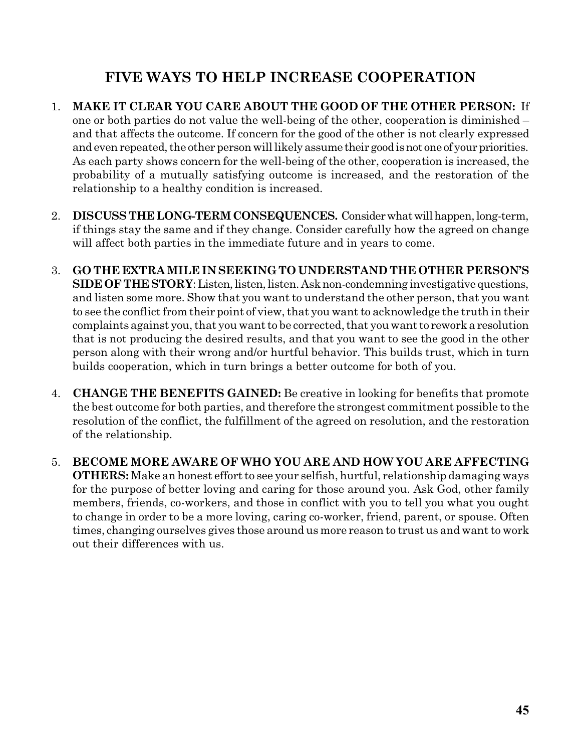## FIVE WAYS TO HELP INCREASE COOPERATION

1. **MAKE IT CLEAR YOU CARE ABOUT THE GOOD OF THE OTHER PERSON:** If one or both parties do not value the well-being of the other, cooperation is diminished – and that affects the outcome. If concern for the good of the other is not clearly expressed and even repeated, the other person will likely assume their good is not one of your priorities. As each party shows concern for the well-being of the other, cooperation is increased, the probability of a mutually satisfying outcome is increased, and the restoration of the relationship to a healthy condition is increased.

2. **DISCUSS THE LONG-TERM CONSEQUENCES.** Consider what will happen, long-term, if things stay the same and if they change. Consider carefully how the agreed on change will affect both parties in the immediate future and in years to come.

3. **GO THE EXTRA MILE IN SEEKING TO UNDERSTAND THE OTHER PERSON'S SIDE OF THE STORY**: Listen, listen, listen. Ask non-condemning investigative questions, and listen some more. Show that you want to understand the other person, that you want to see the conflict from their point of view, that you want to acknowledge the truth in their complaints against you, that you want to be corrected, that you want to rework a resolution that is not producing the desired results, and that you want to see the good in the other person along with their wrong and/or hurtful behavior. This builds trust, which in turn builds cooperation, which in turn brings a better outcome for both of you.

4. **CHANGE THE BENEFITS GAINED:** Be creative in looking for benefits that promote the best outcome for both parties, and therefore the strongest commitment possible to the resolution of the conflict, the fulfillment of the agreed on resolution, and the restoration of the relationship.

5. **BECOME MORE AWARE OF WHO YOU ARE AND HOW YOU ARE AFFECTING OTHERS:** Make an honest effort to see your selfish, hurtful, relationship damaging ways for the purpose of better loving and caring for those around you. Ask God, other family members, friends, co-workers, and those in conflict with you to tell you what you ought to change in order to be a more loving, caring co-worker, friend, parent, or spouse. Often times, changing ourselves gives those around us more reason to trust us and want to work out their differences with us.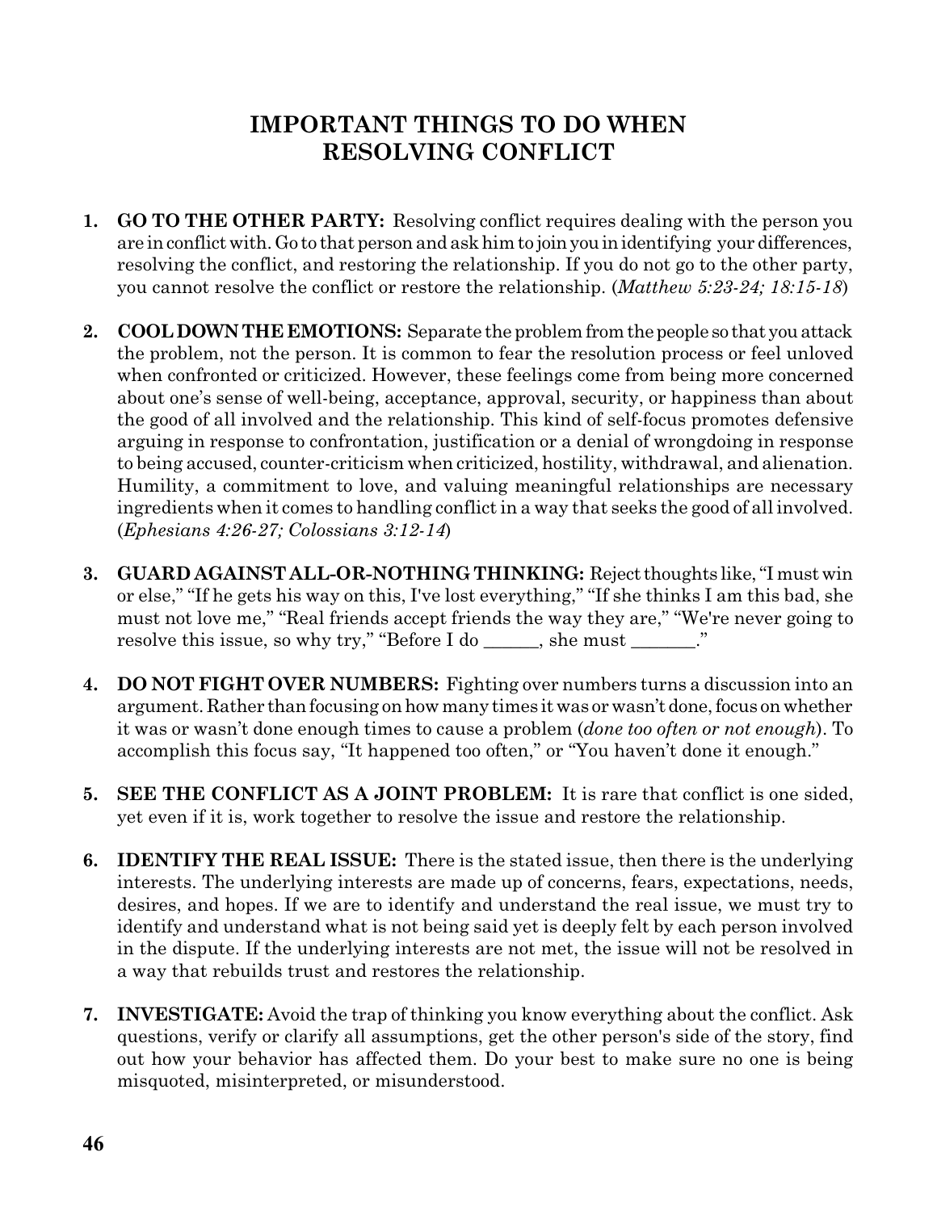# IMPORTANT THINGS TO DO WHEN RESOLVING CONFLICT

1. **GO TO THE OTHER PARTY:** Resolving conflict requires dealing with the person you are in conflict with. Go to that person and ask him to join you in identifying your differences, resolving the conflict, and restoring the relationship. If you do not go to the other party, you cannot resolve the conflict or restore the relationship. (*Matthew 5:23-24; 18:15-18*)

2. **COOL DOWN THE EMOTIONS:** Separate the problem from the people so that you attack the problem, not the person. It is common to fear the resolution process or feel unloved when confronted or criticized. However, these feelings come from being more concerned about one's sense of well-being, acceptance, approval, security, or happiness than about the good of all involved and the relationship. This kind of self-focus promotes defensive arguing in response to confrontation, justification or a denial of wrongdoing in response to being accused, counter-criticism when criticized, hostility, withdrawal, and alienation. Humility, a commitment to love, and valuing meaningful relationships are necessary ingredients when it comes to handling conflict in a way that seeks the good of all involved. (*Ephesians 4:26-27; Colossians 3:12-14*)

3. **GUARD AGAINST ALL-OR-NOTHING THINKING:** Reject thoughts like, "I must win or else," "If he gets his way on this, I've lost everything," "If she thinks I am this bad, she must not love me," "Real friends accept friends the way they are," "We're never going to resolve this issue, so why try," "Before I do ______, she must _______."

4. **DO NOT FIGHT OVER NUMBERS:** Fighting over numbers turns a discussion into an argument. Rather than focusing on how many times it was or wasn't done, focus on whether it was or wasn't done enough times to cause a problem (*done too often or not enough*). To accomplish this focus say, "It happened too often," or "You haven't done it enough."

5. **SEE THE CONFLICT AS A JOINT PROBLEM:** It is rare that conflict is one sided, yet even if it is, work together to resolve the issue and restore the relationship.

6. **IDENTIFY THE REAL ISSUE:** There is the stated issue, then there is the underlying interests. The underlying interests are made up of concerns, fears, expectations, needs, desires, and hopes. If we are to identify and understand the real issue, we must try to identify and understand what is not being said yet is deeply felt by each person involved in the dispute. If the underlying interests are not met, the issue will not be resolved in a way that rebuilds trust and restores the relationship.

7. **INVESTIGATE:** Avoid the trap of thinking you know everything about the conflict. Ask questions, verify or clarify all assumptions, get the other person's side of the story, find out how your behavior has affected them. Do your best to make sure no one is being misquoted, misinterpreted, or misunderstood.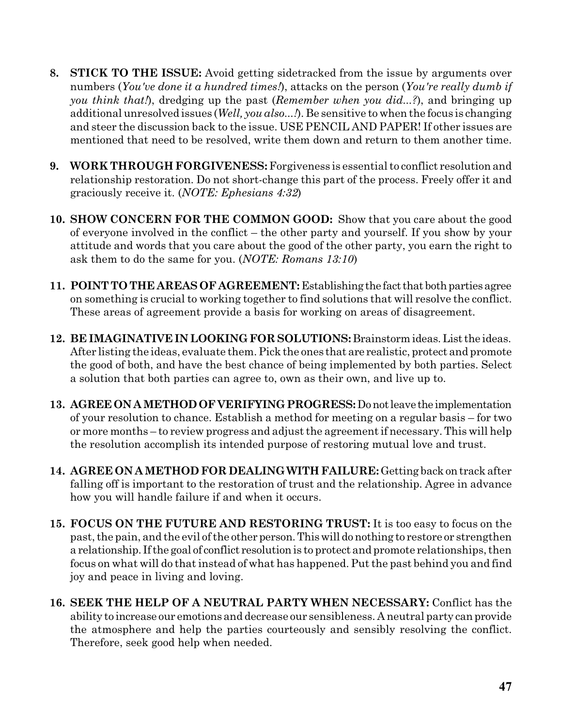8. **STICK TO THE ISSUE:** Avoid getting sidetracked from the issue by arguments over numbers (*You've done it a hundred times!*), attacks on the person (*You're really dumb if you think that!*), dredging up the past (*Remember when you did...?*), and bringing up additional unresolved issues (*Well, you also...!*). Be sensitive to when the focus is changing and steer the discussion back to the issue. USE PENCIL AND PAPER! If other issues are mentioned that need to be resolved, write them down and return to them another time.

9. **WORK THROUGH FORGIVENESS:** Forgiveness is essential to conflict resolution and relationship restoration. Do not short-change this part of the process. Freely offer it and graciously receive it. (*NOTE: Ephesians 4:32*)

10. **SHOW CONCERN FOR THE COMMON GOOD:** Show that you care about the good of everyone involved in the conflict – the other party and yourself. If you show by your attitude and words that you care about the good of the other party, you earn the right to ask them to do the same for you. (*NOTE: Romans 13:10*)

11. **POINT TO THE AREAS OF AGREEMENT:** Establishing the fact that both parties agree on something is crucial to working together to find solutions that will resolve the conflict. These areas of agreement provide a basis for working on areas of disagreement.

12. **BE IMAGINATIVE IN LOOKING FOR SOLUTIONS:** Brainstorm ideas. List the ideas. After listing the ideas, evaluate them. Pick the ones that are realistic, protect and promote the good of both, and have the best chance of being implemented by both parties. Select a solution that both parties can agree to, own as their own, and live up to.

13. **AGREE ON A METHOD OF VERIFYING PROGRESS:** Do not leave the implementation of your resolution to chance. Establish a method for meeting on a regular basis – for two or more months – to review progress and adjust the agreement if necessary. This will help the resolution accomplish its intended purpose of restoring mutual love and trust.

14. **AGREE ON A METHOD FOR DEALING WITH FAILURE:** Getting back on track after falling off is important to the restoration of trust and the relationship. Agree in advance how you will handle failure if and when it occurs.

15. **FOCUS ON THE FUTURE AND RESTORING TRUST:** It is too easy to focus on the past, the pain, and the evil of the other person. This will do nothing to restore or strengthen a relationship. If the goal of conflict resolution is to protect and promote relationships, then focus on what will do that instead of what has happened. Put the past behind you and find joy and peace in living and loving.

16. **SEEK THE HELP OF A NEUTRAL PARTY WHEN NECESSARY:** Conflict has the ability to increase our emotions and decrease our sensibleness. A neutral party can provide the atmosphere and help the parties courteously and sensibly resolving the conflict. Therefore, seek good help when needed.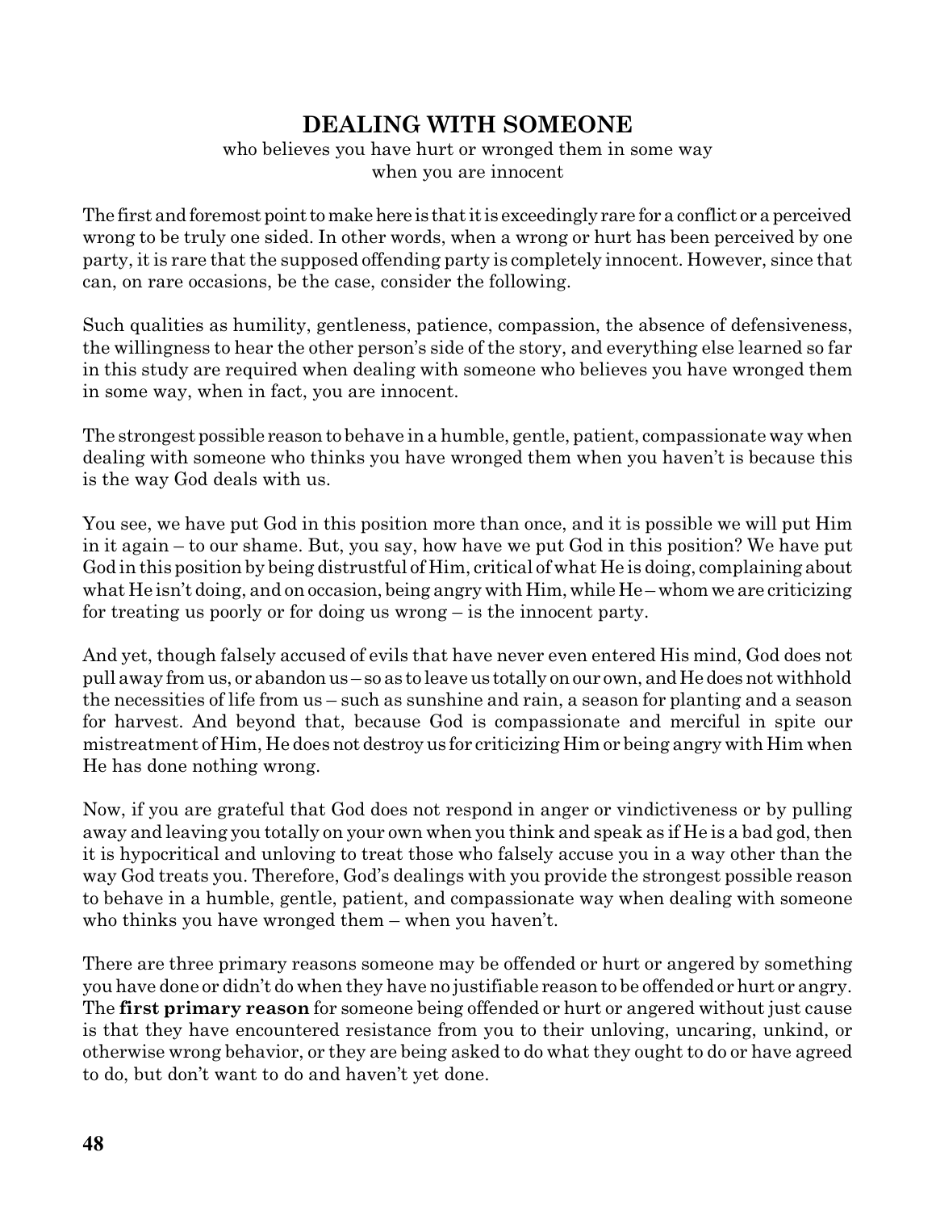## DEALING WITH SOMEONE

who believes you have hurt or wronged them in some way
when you are innocent

The first and foremost point to make here is that it is exceedingly rare for a conflict or a perceived wrong to be truly one sided. In other words, when a wrong or hurt has been perceived by one party, it is rare that the supposed offending party is completely innocent. However, since that can, on rare occasions, be the case, consider the following.

Such qualities as humility, gentleness, patience, compassion, the absence of defensiveness, the willingness to hear the other person's side of the story, and everything else learned so far in this study are required when dealing with someone who believes you have wronged them in some way, when in fact, you are innocent.

The strongest possible reason to behave in a humble, gentle, patient, compassionate way when dealing with someone who thinks you have wronged them when you haven't is because this is the way God deals with us.

You see, we have put God in this position more than once, and it is possible we will put Him in it again – to our shame. But, you say, how have we put God in this position? We have put God in this position by being distrustful of Him, critical of what He is doing, complaining about what He isn't doing, and on occasion, being angry with Him, while He – whom we are criticizing for treating us poorly or for doing us wrong – is the innocent party.

And yet, though falsely accused of evils that have never even entered His mind, God does not pull away from us, or abandon us – so as to leave us totally on our own, and He does not withhold the necessities of life from us – such as sunshine and rain, a season for planting and a season for harvest. And beyond that, because God is compassionate and merciful in spite our mistreatment of Him, He does not destroy us for criticizing Him or being angry with Him when He has done nothing wrong.

Now, if you are grateful that God does not respond in anger or vindictiveness or by pulling away and leaving you totally on your own when you think and speak as if He is a bad god, then it is hypocritical and unloving to treat those who falsely accuse you in a way other than the way God treats you. Therefore, God's dealings with you provide the strongest possible reason to behave in a humble, gentle, patient, and compassionate way when dealing with someone who thinks you have wronged them – when you haven't.

There are three primary reasons someone may be offended or hurt or angered by something you have done or didn't do when they have no justifiable reason to be offended or hurt or angry. The **first primary reason** for someone being offended or hurt or angered without just cause is that they have encountered resistance from you to their unloving, uncaring, unkind, or otherwise wrong behavior, or they are being asked to do what they ought to do or have agreed to do, but don't want to do and haven't yet done.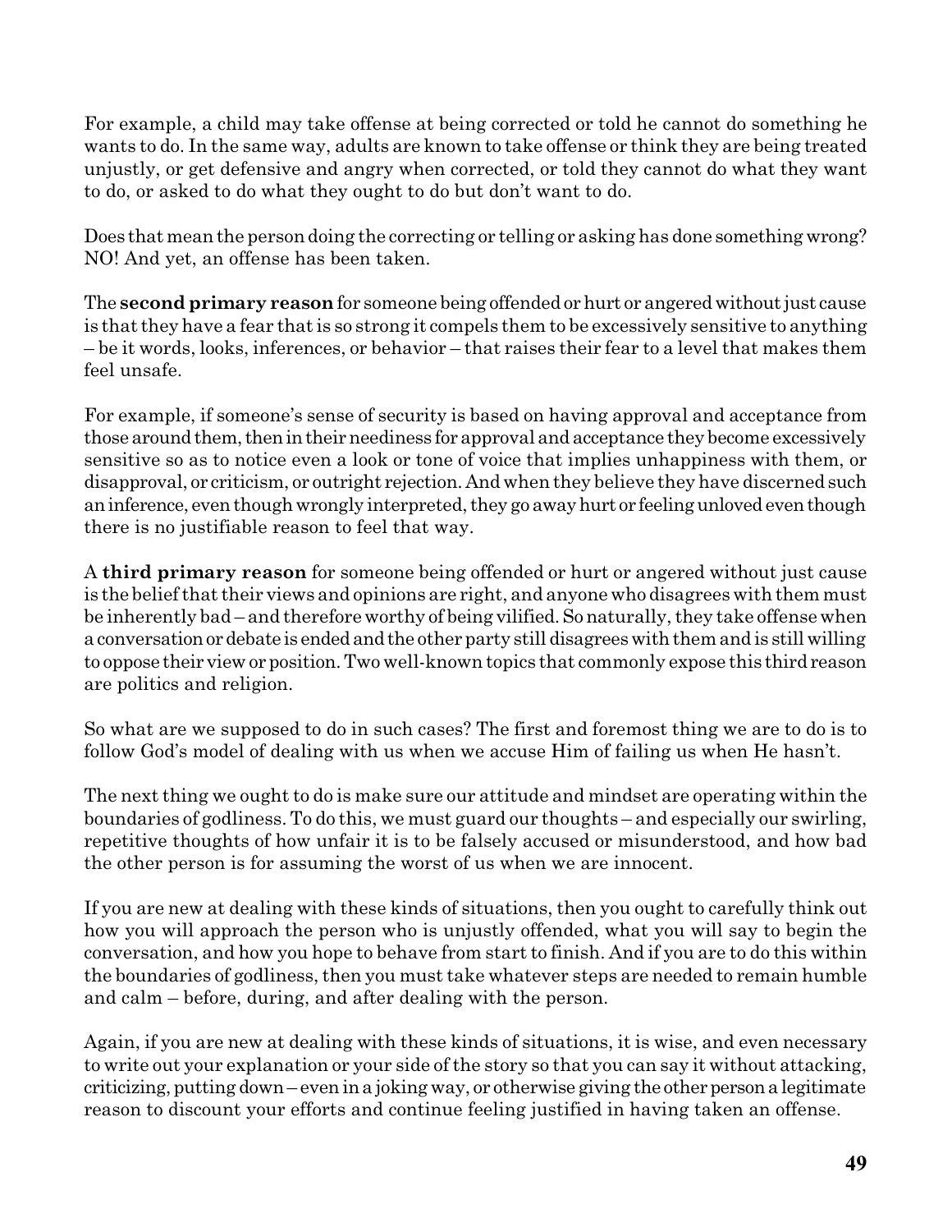For example, a child may take offense at being corrected or told he cannot do something he wants to do. In the same way, adults are known to take offense or think they are being treated unjustly, or get defensive and angry when corrected, or told they cannot do what they want to do, or asked to do what they ought to do but don't want to do.

Does that mean the person doing the correcting or telling or asking has done something wrong? NO! And yet, an offense has been taken.

The **second primary reason** for someone being offended or hurt or angered without just cause is that they have a fear that is so strong it compels them to be excessively sensitive to anything – be it words, looks, inferences, or behavior – that raises their fear to a level that makes them feel unsafe.

For example, if someone's sense of security is based on having approval and acceptance from those around them, then in their neediness for approval and acceptance they become excessively sensitive so as to notice even a look or tone of voice that implies unhappiness with them, or disapproval, or criticism, or outright rejection. And when they believe they have discerned such an inference, even though wrongly interpreted, they go away hurt or feeling unloved even though there is no justifiable reason to feel that way.

A **third primary reason** for someone being offended or hurt or angered without just cause is the belief that their views and opinions are right, and anyone who disagrees with them must be inherently bad – and therefore worthy of being vilified. So naturally, they take offense when a conversation or debate is ended and the other party still disagrees with them and is still willing to oppose their view or position. Two well-known topics that commonly expose this third reason are politics and religion.

So what are we supposed to do in such cases? The first and foremost thing we are to do is to follow God's model of dealing with us when we accuse Him of failing us when He hasn't.

The next thing we ought to do is make sure our attitude and mindset are operating within the boundaries of godliness. To do this, we must guard our thoughts – and especially our swirling, repetitive thoughts of how unfair it is to be falsely accused or misunderstood, and how bad the other person is for assuming the worst of us when we are innocent.

If you are new at dealing with these kinds of situations, then you ought to carefully think out how you will approach the person who is unjustly offended, what you will say to begin the conversation, and how you hope to behave from start to finish. And if you are to do this within the boundaries of godliness, then you must take whatever steps are needed to remain humble and calm – before, during, and after dealing with the person.

Again, if you are new at dealing with these kinds of situations, it is wise, and even necessary to write out your explanation or your side of the story so that you can say it without attacking, criticizing, putting down – even in a joking way, or otherwise giving the other person a legitimate reason to discount your efforts and continue feeling justified in having taken an offense.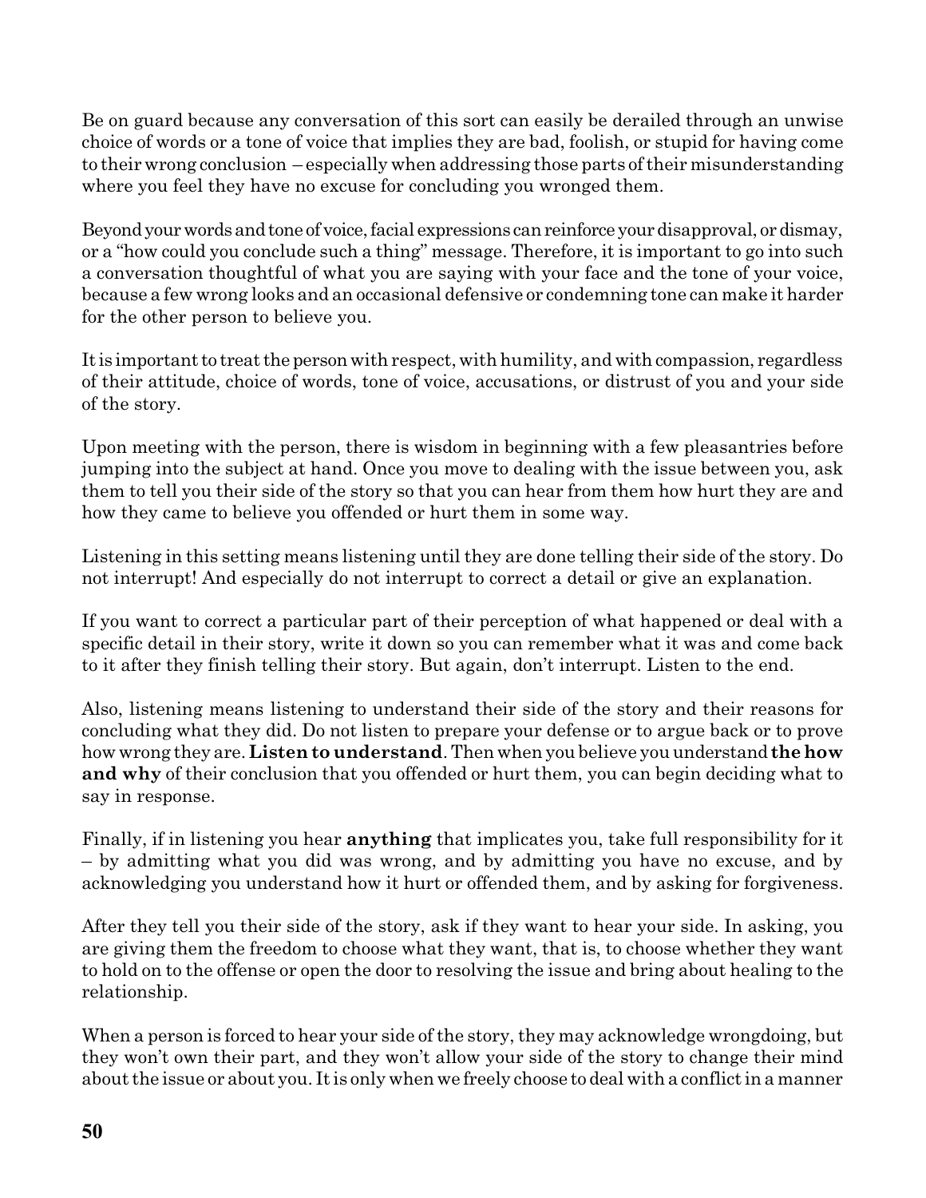Be on guard because any conversation of this sort can easily be derailed through an unwise choice of words or a tone of voice that implies they are bad, foolish, or stupid for having come to their wrong conclusion – especially when addressing those parts of their misunderstanding where you feel they have no excuse for concluding you wronged them.

Beyond your words and tone of voice, facial expressions can reinforce your disapproval, or dismay, or a "how could you conclude such a thing" message. Therefore, it is important to go into such a conversation thoughtful of what you are saying with your face and the tone of your voice, because a few wrong looks and an occasional defensive or condemning tone can make it harder for the other person to believe you.

It is important to treat the person with respect, with humility, and with compassion, regardless of their attitude, choice of words, tone of voice, accusations, or distrust of you and your side of the story.

Upon meeting with the person, there is wisdom in beginning with a few pleasantries before jumping into the subject at hand. Once you move to dealing with the issue between you, ask them to tell you their side of the story so that you can hear from them how hurt they are and how they came to believe you offended or hurt them in some way.

Listening in this setting means listening until they are done telling their side of the story. Do not interrupt! And especially do not interrupt to correct a detail or give an explanation.

If you want to correct a particular part of their perception of what happened or deal with a specific detail in their story, write it down so you can remember what it was and come back to it after they finish telling their story. But again, don't interrupt. Listen to the end.

Also, listening means listening to understand their side of the story and their reasons for concluding what they did. Do not listen to prepare your defense or to argue back or to prove how wrong they are. **Listen to understand**. Then when you believe you understand **the how and why** of their conclusion that you offended or hurt them, you can begin deciding what to say in response.

Finally, if in listening you hear **anything** that implicates you, take full responsibility for it – by admitting what you did was wrong, and by admitting you have no excuse, and by acknowledging you understand how it hurt or offended them, and by asking for forgiveness.

After they tell you their side of the story, ask if they want to hear your side. In asking, you are giving them the freedom to choose what they want, that is, to choose whether they want to hold on to the offense or open the door to resolving the issue and bring about healing to the relationship.

When a person is forced to hear your side of the story, they may acknowledge wrongdoing, but they won't own their part, and they won't allow your side of the story to change their mind about the issue or about you. It is only when we freely choose to deal with a conflict in a manner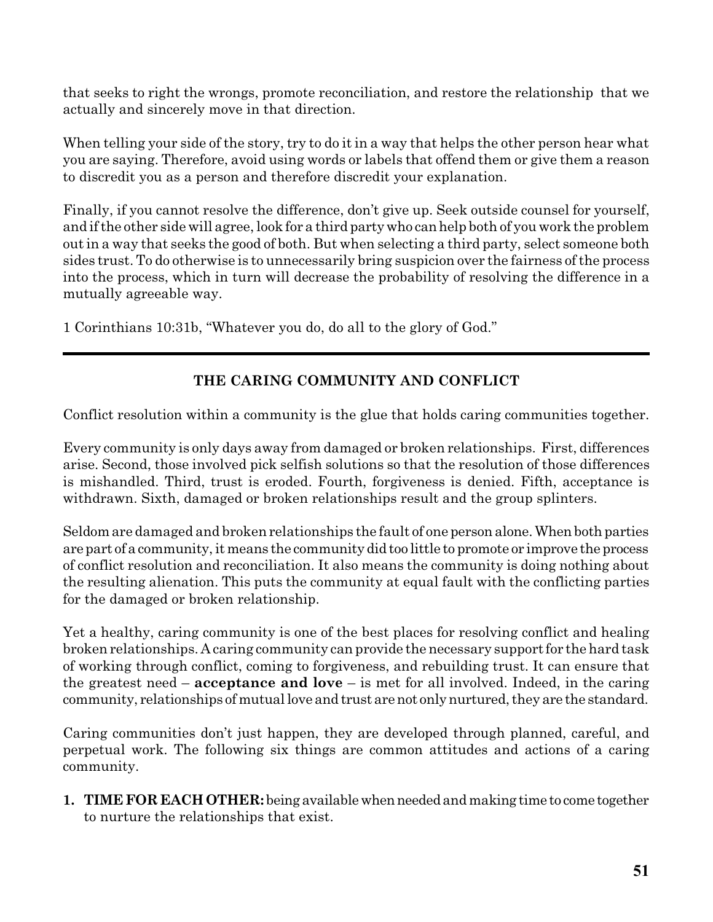that seeks to right the wrongs, promote reconciliation, and restore the relationship that we actually and sincerely move in that direction.

When telling your side of the story, try to do it in a way that helps the other person hear what you are saying. Therefore, avoid using words or labels that offend them or give them a reason to discredit you as a person and therefore discredit your explanation.

Finally, if you cannot resolve the difference, don't give up. Seek outside counsel for yourself, and if the other side will agree, look for a third party who can help both of you work the problem out in a way that seeks the good of both. But when selecting a third party, select someone both sides trust. To do otherwise is to unnecessarily bring suspicion over the fairness of the process into the process, which in turn will decrease the probability of resolving the difference in a mutually agreeable way.

1 Corinthians 10:31b, "Whatever you do, do all to the glory of God."

---

## THE CARING COMMUNITY AND CONFLICT

Conflict resolution within a community is the glue that holds caring communities together.

Every community is only days away from damaged or broken relationships. First, differences arise. Second, those involved pick selfish solutions so that the resolution of those differences is mishandled. Third, trust is eroded. Fourth, forgiveness is denied. Fifth, acceptance is withdrawn. Sixth, damaged or broken relationships result and the group splinters.

Seldom are damaged and broken relationships the fault of one person alone. When both parties are part of a community, it means the community did too little to promote or improve the process of conflict resolution and reconciliation. It also means the community is doing nothing about the resulting alienation. This puts the community at equal fault with the conflicting parties for the damaged or broken relationship.

Yet a healthy, caring community is one of the best places for resolving conflict and healing broken relationships. A caring community can provide the necessary support for the hard task of working through conflict, coming to forgiveness, and rebuilding trust. It can ensure that the greatest need – **acceptance and love** – is met for all involved. Indeed, in the caring community, relationships of mutual love and trust are not only nurtured, they are the standard.

Caring communities don't just happen, they are developed through planned, careful, and perpetual work. The following six things are common attitudes and actions of a caring community.

1. **TIME FOR EACH OTHER:** being available when needed and making time to come together to nurture the relationships that exist.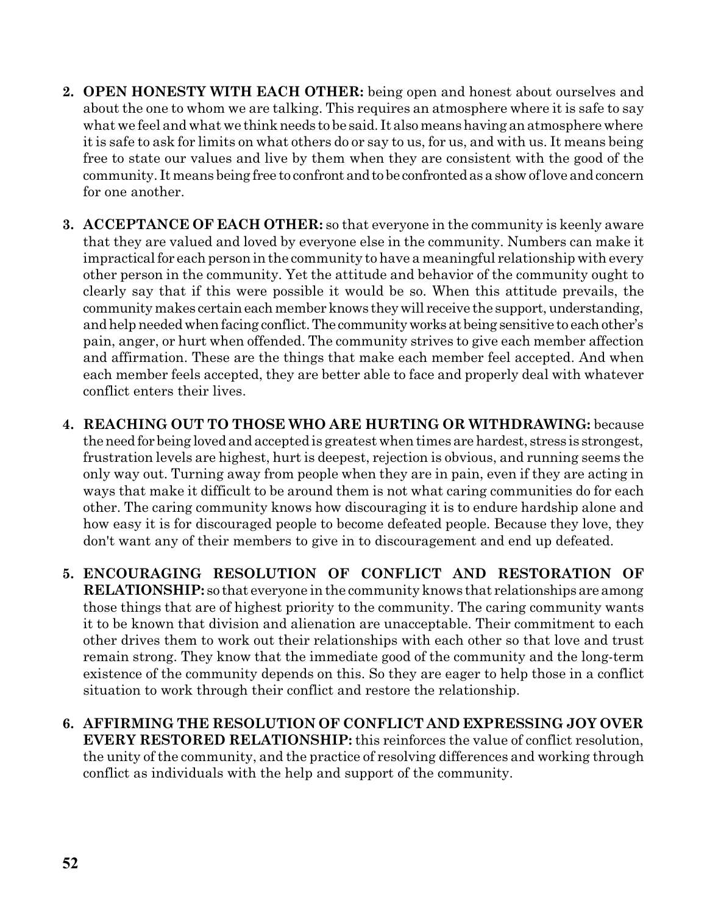2. **OPEN HONESTY WITH EACH OTHER:** being open and honest about ourselves and about the one to whom we are talking. This requires an atmosphere where it is safe to say what we feel and what we think needs to be said. It also means having an atmosphere where it is safe to ask for limits on what others do or say to us, for us, and with us. It means being free to state our values and live by them when they are consistent with the good of the community. It means being free to confront and to be confronted as a show of love and concern for one another.

3. **ACCEPTANCE OF EACH OTHER:** so that everyone in the community is keenly aware that they are valued and loved by everyone else in the community. Numbers can make it impractical for each person in the community to have a meaningful relationship with every other person in the community. Yet the attitude and behavior of the community ought to clearly say that if this were possible it would be so. When this attitude prevails, the community makes certain each member knows they will receive the support, understanding, and help needed when facing conflict. The community works at being sensitive to each other's pain, anger, or hurt when offended. The community strives to give each member affection and affirmation. These are the things that make each member feel accepted. And when each member feels accepted, they are better able to face and properly deal with whatever conflict enters their lives.

4. **REACHING OUT TO THOSE WHO ARE HURTING OR WITHDRAWING:** because the need for being loved and accepted is greatest when times are hardest, stress is strongest, frustration levels are highest, hurt is deepest, rejection is obvious, and running seems the only way out. Turning away from people when they are in pain, even if they are acting in ways that make it difficult to be around them is not what caring communities do for each other. The caring community knows how discouraging it is to endure hardship alone and how easy it is for discouraged people to become defeated people. Because they love, they don't want any of their members to give in to discouragement and end up defeated.

5. **ENCOURAGING RESOLUTION OF CONFLICT AND RESTORATION OF RELATIONSHIP:** so that everyone in the community knows that relationships are among those things that are of highest priority to the community. The caring community wants it to be known that division and alienation are unacceptable. Their commitment to each other drives them to work out their relationships with each other so that love and trust remain strong. They know that the immediate good of the community and the long-term existence of the community depends on this. So they are eager to help those in a conflict situation to work through their conflict and restore the relationship.

6. **AFFIRMING THE RESOLUTION OF CONFLICT AND EXPRESSING JOY OVER EVERY RESTORED RELATIONSHIP:** this reinforces the value of conflict resolution, the unity of the community, and the practice of resolving differences and working through conflict as individuals with the help and support of the community.